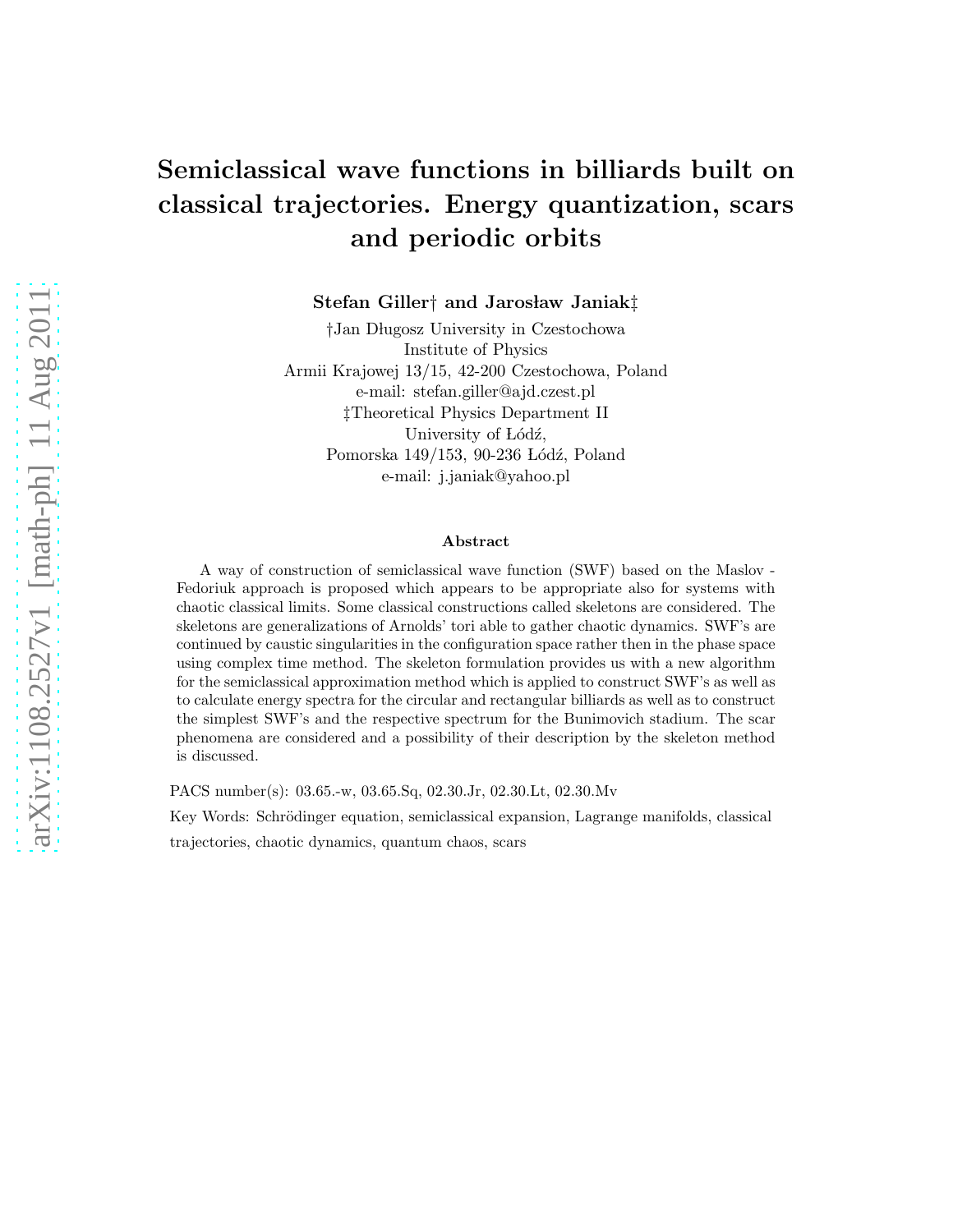# Semiclassical wave functions in billiards built on classical trajectories. Energy quantization, scars and periodic orbits

**Stefan Giller† and Jarosław Janiak‡**

†Jan Długosz University in Czestochowa
Institute of Physics
Armii Krajowej 13/15, 42-200 Czestochowa, Poland
e-mail: stefan.giller@ajd.czest.pl
‡Theoretical Physics Department II
University of Łódź,
Pomorska 149/153, 90-236 Łódź, Poland
e-mail: j.janiak@yahoo.pl

### Abstract

A way of construction of semiclassical wave function (SWF) based on the Maslov - Fedoriuk approach is proposed which appears to be appropriate also for systems with chaotic classical limits. Some classical constructions called skeletons are considered. The skeletons are generalizations of Arnolds' tori able to gather chaotic dynamics. SWF's are continued by caustic singularities in the configuration space rather then in the phase space using complex time method. The skeleton formulation provides us with a new algorithm for the semiclassical approximation method which is applied to construct SWF's as well as to calculate energy spectra for the circular and rectangular billiards as well as to construct the simplest SWF's and the respective spectrum for the Bunimovich stadium. The scar phenomena are considered and a possibility of their description by the skeleton method is discussed.

PACS number(s): 03.65.-w, 03.65.Sq, 02.30.Jr, 02.30.Lt, 02.30.Mv

Key Words: Schrödinger equation, semiclassical expansion, Lagrange manifolds, classical trajectories, chaotic dynamics, quantum chaos, scars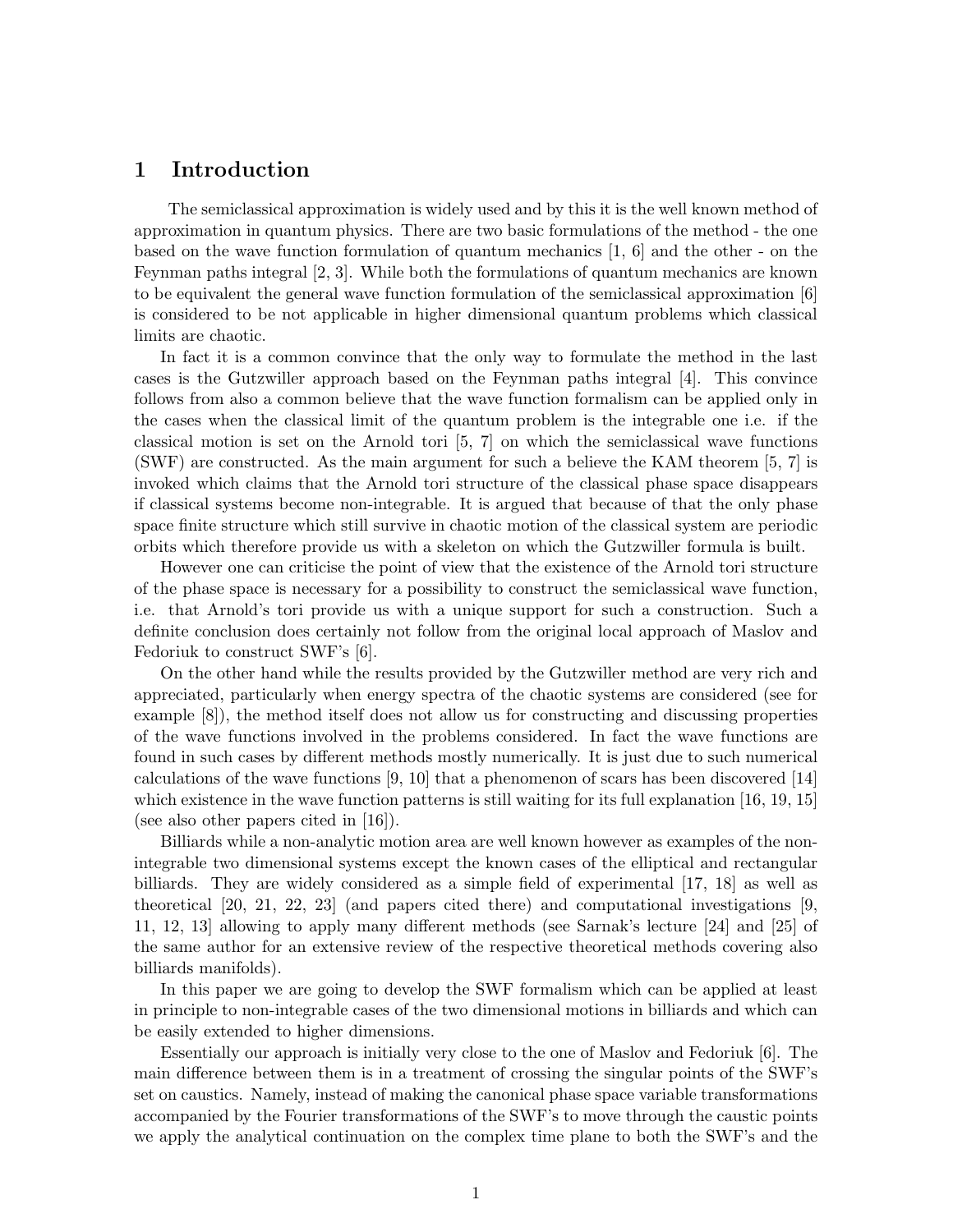## 1 Introduction

The semiclassical approximation is widely used and by this it is the well known method of approximation in quantum physics. There are two basic formulations of the method - the one based on the wave function formulation of quantum mechanics [1, 6] and the other - on the Feynman paths integral [2, 3]. While both the formulations of quantum mechanics are known to be equivalent the general wave function formulation of the semiclassical approximation [6] is considered to be not applicable in higher dimensional quantum problems which classical limits are chaotic.

In fact it is a common convince that the only way to formulate the method in the last cases is the Gutzwiller approach based on the Feynman paths integral [4]. This convince follows from also a common believe that the wave function formalism can be applied only in the cases when the classical limit of the quantum problem is the integrable one i.e. if the classical motion is set on the Arnold tori [5, 7] on which the semiclassical wave functions (SWF) are constructed. As the main argument for such a believe the KAM theorem [5, 7] is invoked which claims that the Arnold tori structure of the classical phase space disappears if classical systems become non-integrable. It is argued that because of that the only phase space finite structure which still survive in chaotic motion of the classical system are periodic orbits which therefore provide us with a skeleton on which the Gutzwiller formula is built.

However one can criticise the point of view that the existence of the Arnold tori structure of the phase space is necessary for a possibility to construct the semiclassical wave function, i.e. that Arnold's tori provide us with a unique support for such a construction. Such a definite conclusion does certainly not follow from the original local approach of Maslov and Fedoriuk to construct SWF's [6].

On the other hand while the results provided by the Gutzwiller method are very rich and appreciated, particularly when energy spectra of the chaotic systems are considered (see for example [8]), the method itself does not allow us for constructing and discussing properties of the wave functions involved in the problems considered. In fact the wave functions are found in such cases by different methods mostly numerically. It is just due to such numerical calculations of the wave functions [9, 10] that a phenomenon of scars has been discovered [14] which existence in the wave function patterns is still waiting for its full explanation [16, 19, 15] (see also other papers cited in [16]).

Billiards while a non-analytic motion area are well known however as examples of the non-integrable two dimensional systems except the known cases of the elliptical and rectangular billiards. They are widely considered as a simple field of experimental [17, 18] as well as theoretical [20, 21, 22, 23] (and papers cited there) and computational investigations [9, 11, 12, 13] allowing to apply many different methods (see Sarnak's lecture [24] and [25] of the same author for an extensive review of the respective theoretical methods covering also billiards manifolds).

In this paper we are going to develop the SWF formalism which can be applied at least in principle to non-integrable cases of the two dimensional motions in billiards and which can be easily extended to higher dimensions.

Essentially our approach is initially very close to the one of Maslov and Fedoriuk [6]. The main difference between them is in a treatment of crossing the singular points of the SWF's set on caustics. Namely, instead of making the canonical phase space variable transformations accompanied by the Fourier transformations of the SWF's to move through the caustic points we apply the analytical continuation on the complex time plane to both the SWF's and the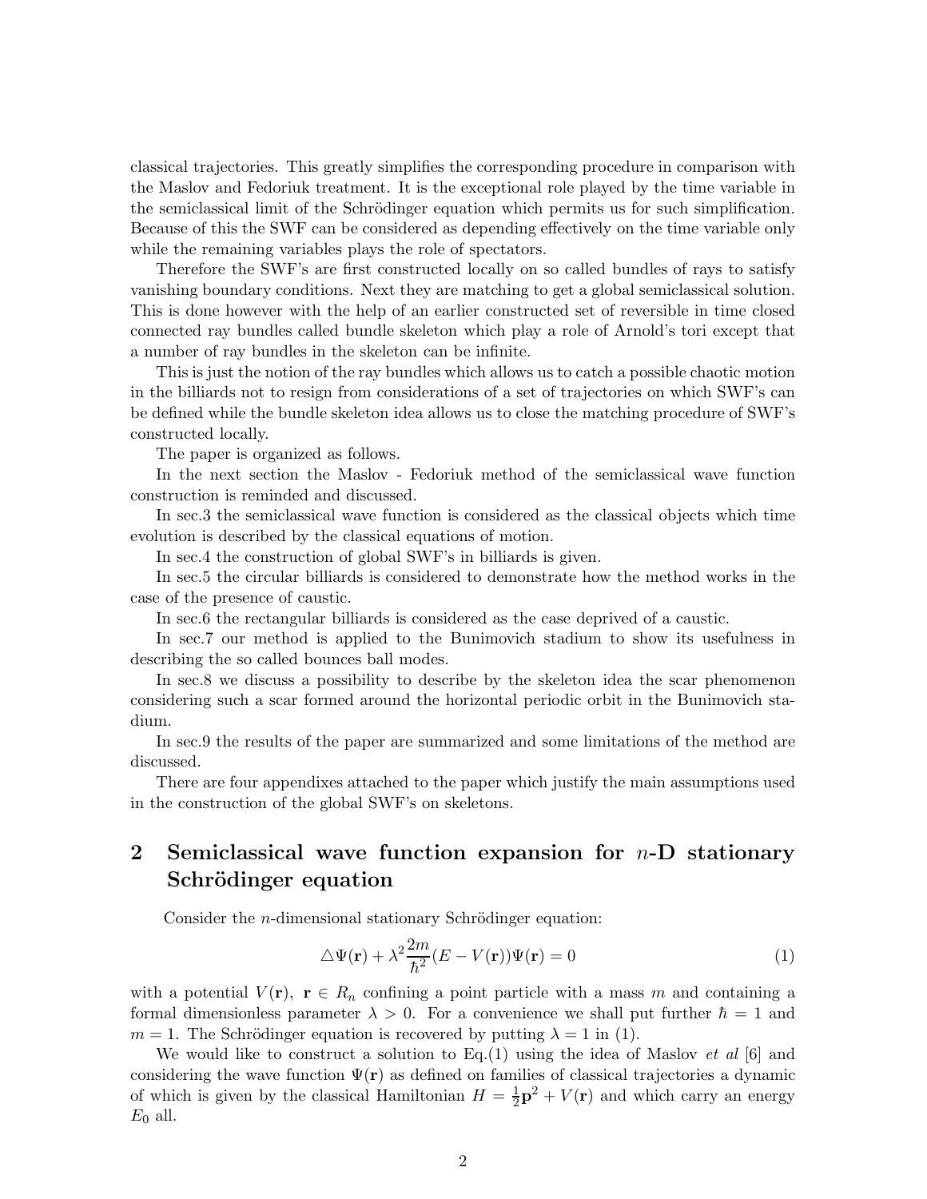classical trajectories. This greatly simplifies the corresponding procedure in comparison with the Maslov and Fedoriuk treatment. It is the exceptional role played by the time variable in the semiclassical limit of the Schrödinger equation which permits us for such simplification. Because of this the SWF can be considered as depending effectively on the time variable only while the remaining variables plays the role of spectators.

Therefore the SWF's are first constructed locally on so called bundles of rays to satisfy vanishing boundary conditions. Next they are matching to get a global semiclassical solution. This is done however with the help of an earlier constructed set of reversible in time closed connected ray bundles called bundle skeleton which play a role of Arnold's tori except that a number of ray bundles in the skeleton can be infinite.

This is just the notion of the ray bundles which allows us to catch a possible chaotic motion in the billiards not to resign from considerations of a set of trajectories on which SWF's can be defined while the bundle skeleton idea allows us to close the matching procedure of SWF's constructed locally.

The paper is organized as follows.

In the next section the Maslov - Fedoriuk method of the semiclassical wave function construction is reminded and discussed.

In sec.3 the semiclassical wave function is considered as the classical objects which time evolution is described by the classical equations of motion.

In sec.4 the construction of global SWF's in billiards is given.

In sec.5 the circular billiards is considered to demonstrate how the method works in the case of the presence of caustic.

In sec.6 the rectangular billiards is considered as the case deprived of a caustic.

In sec.7 our method is applied to the Bunimovich stadium to show its usefulness in describing the so called bounces ball modes.

In sec.8 we discuss a possibility to describe by the skeleton idea the scar phenomenon considering such a scar formed around the horizontal periodic orbit in the Bunimovich stadium.

In sec.9 the results of the paper are summarized and some limitations of the method are discussed.

There are four appendixes attached to the paper which justify the main assumptions used in the construction of the global SWF's on skeletons.

## 2 Semiclassical wave function expansion for $n$-D stationary Schrödinger equation

Consider the $n$-dimensional stationary Schrödinger equation:

$$\triangle\Psi(\mathbf{r})+\lambda^2\frac{2m}{\hbar^2}(E-V(\mathbf{r}))\Psi(\mathbf{r})=0 \tag{1}$$

with a potential $V(\mathbf{r})$, $\mathbf{r}\in R_n$ confining a point particle with a mass $m$ and containing a formal dimensionless parameter $\lambda>0$. For a convenience we shall put further $\hbar=1$ and $m=1$. The Schrödinger equation is recovered by putting $\lambda=1$ in (1).

We would like to construct a solution to Eq.(1) using the idea of Maslov *et al* [6] and considering the wave function $\Psi(\mathbf{r})$ as defined on families of classical trajectories a dynamic of which is given by the classical Hamiltonian $H=\frac{1}{2}\mathbf{p}^2+V(\mathbf{r})$ and which carry an energy $E_0$ all.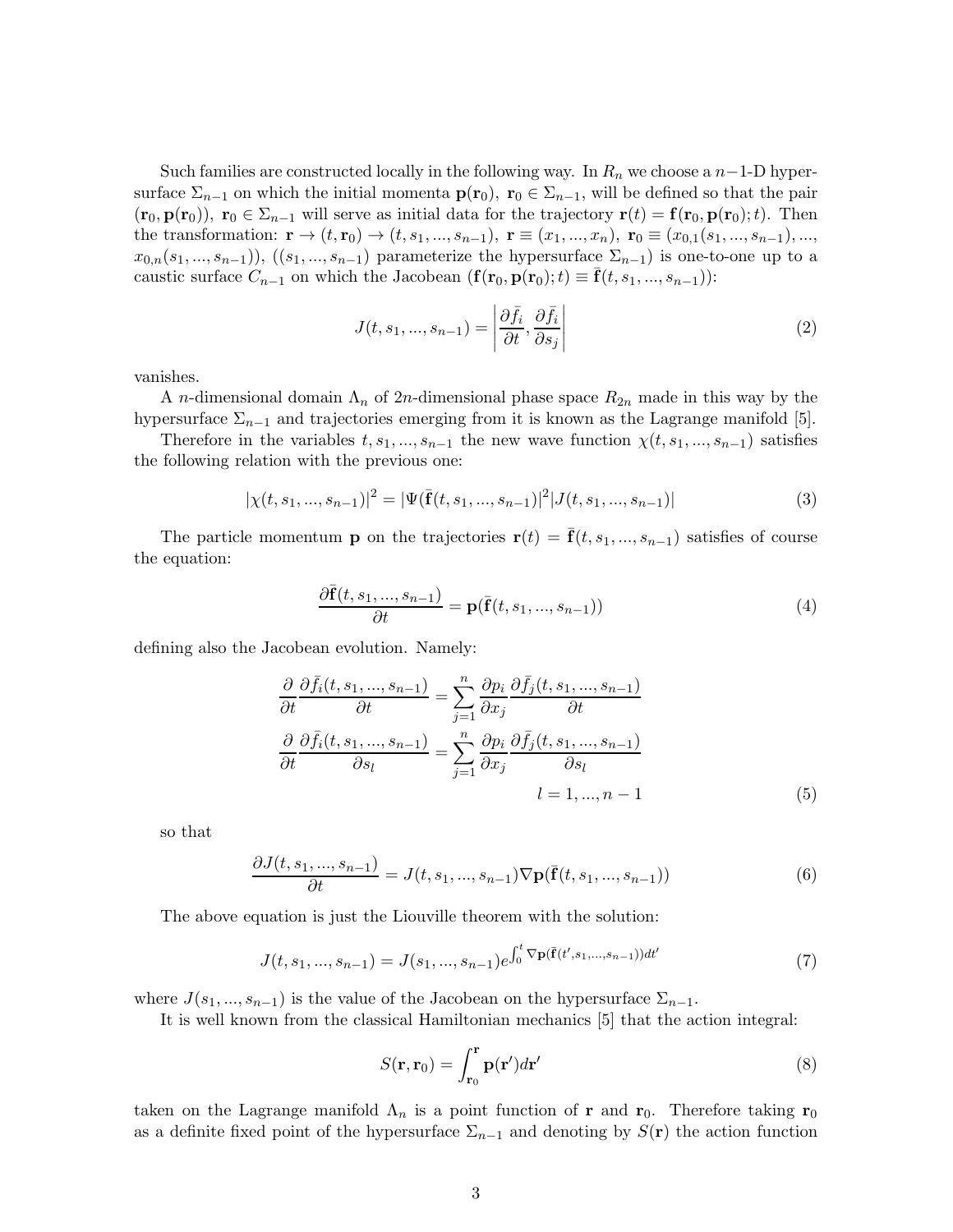Such families are constructed locally in the following way. In $R_n$ we choose a $n-1$-D hypersurface $\Sigma_{n-1}$ on which the initial momenta $\mathbf{p}(\mathbf{r}_0)$, $\mathbf{r}_0 \in \Sigma_{n-1}$, will be defined so that the pair $(\mathbf{r}_0, \mathbf{p}(\mathbf{r}_0))$, $\mathbf{r}_0 \in \Sigma_{n-1}$ will serve as initial data for the trajectory $\mathbf{r}(t) = \mathbf{f}(\mathbf{r}_0, \mathbf{p}(\mathbf{r}_0); t)$. Then the transformation: $\mathbf{r} \to (t, \mathbf{r}_0) \to (t, s_1, ..., s_{n-1})$, $\mathbf{r} \equiv (x_1, ..., x_n)$, $\mathbf{r}_0 \equiv (x_{0,1}(s_1, ..., s_{n-1}), ..., x_{0,n}(s_1, ..., s_{n-1}))$, $((s_1, ..., s_{n-1})$ parameterize the hypersurface $\Sigma_{n-1})$ is one-to-one up to a caustic surface $C_{n-1}$ on which the Jacobean $(\mathbf{f}(\mathbf{r}_0, \mathbf{p}(\mathbf{r}_0); t) \equiv \bar{\mathbf{f}}(t, s_1, ..., s_{n-1}))$:

$$J(t, s_1, ..., s_{n-1}) = \left| \frac{\partial \bar{f}_i}{\partial t}, \frac{\partial \bar{f}_i}{\partial s_j} \right| \tag{2}$$

vanishes.

A $n$-dimensional domain $\Lambda_n$ of $2n$-dimensional phase space $R_{2n}$ made in this way by the hypersurface $\Sigma_{n-1}$ and trajectories emerging from it is known as the Lagrange manifold [5].

Therefore in the variables $t, s_1, ..., s_{n-1}$ the new wave function $\chi(t, s_1, ..., s_{n-1})$ satisfies the following relation with the previous one:

$$|\chi(t, s_1, ..., s_{n-1})|^2 = |\Psi(\bar{\mathbf{f}}(t, s_1, ..., s_{n-1})|^2 |J(t, s_1, ..., s_{n-1})| \tag{3}$$

The particle momentum $\mathbf{p}$ on the trajectories $\mathbf{r}(t) = \bar{\mathbf{f}}(t, s_1, ..., s_{n-1})$ satisfies of course the equation:

$$\frac{\partial \bar{\mathbf{f}}(t, s_1, ..., s_{n-1})}{\partial t} = \mathbf{p}(\bar{\mathbf{f}}(t, s_1, ..., s_{n-1})) \tag{4}$$

defining also the Jacobean evolution. Namely:

$$\begin{aligned} \frac{\partial}{\partial t} \frac{\partial \bar{f}_i(t, s_1, ..., s_{n-1})}{\partial t} &= \sum_{j=1}^{n} \frac{\partial p_i}{\partial x_j} \frac{\partial \bar{f}_j(t, s_1, ..., s_{n-1})}{\partial t} \\ \frac{\partial}{\partial t} \frac{\partial \bar{f}_i(t, s_1, ..., s_{n-1})}{\partial s_l} &= \sum_{j=1}^{n} \frac{\partial p_i}{\partial x_j} \frac{\partial \bar{f}_j(t, s_1, ..., s_{n-1})}{\partial s_l} \\ l &= 1, ..., n-1 \end{aligned} \tag{5}$$

so that

$$\frac{\partial J(t, s_1, ..., s_{n-1})}{\partial t} = J(t, s_1, ..., s_{n-1}) \nabla \mathbf{p}(\bar{\mathbf{f}}(t, s_1, ..., s_{n-1})) \tag{6}$$

The above equation is just the Liouville theorem with the solution:

$$J(t, s_1, ..., s_{n-1}) = J(s_1, ..., s_{n-1}) e^{\int_0^t \nabla \mathbf{p}(\bar{\mathbf{f}}(t', s_1, ..., s_{n-1})) dt'} \tag{7}$$

where $J(s_1, ..., s_{n-1})$ is the value of the Jacobean on the hypersurface $\Sigma_{n-1}$.

It is well known from the classical Hamiltonian mechanics [5] that the action integral:

$$S(\mathbf{r}, \mathbf{r}_0) = \int_{\mathbf{r}_0}^{\mathbf{r}} \mathbf{p}(\mathbf{r}') d\mathbf{r}' \tag{8}$$

taken on the Lagrange manifold $\Lambda_n$ is a point function of $\mathbf{r}$ and $\mathbf{r}_0$. Therefore taking $\mathbf{r}_0$ as a definite fixed point of the hypersurface $\Sigma_{n-1}$ and denoting by $S(\mathbf{r})$ the action function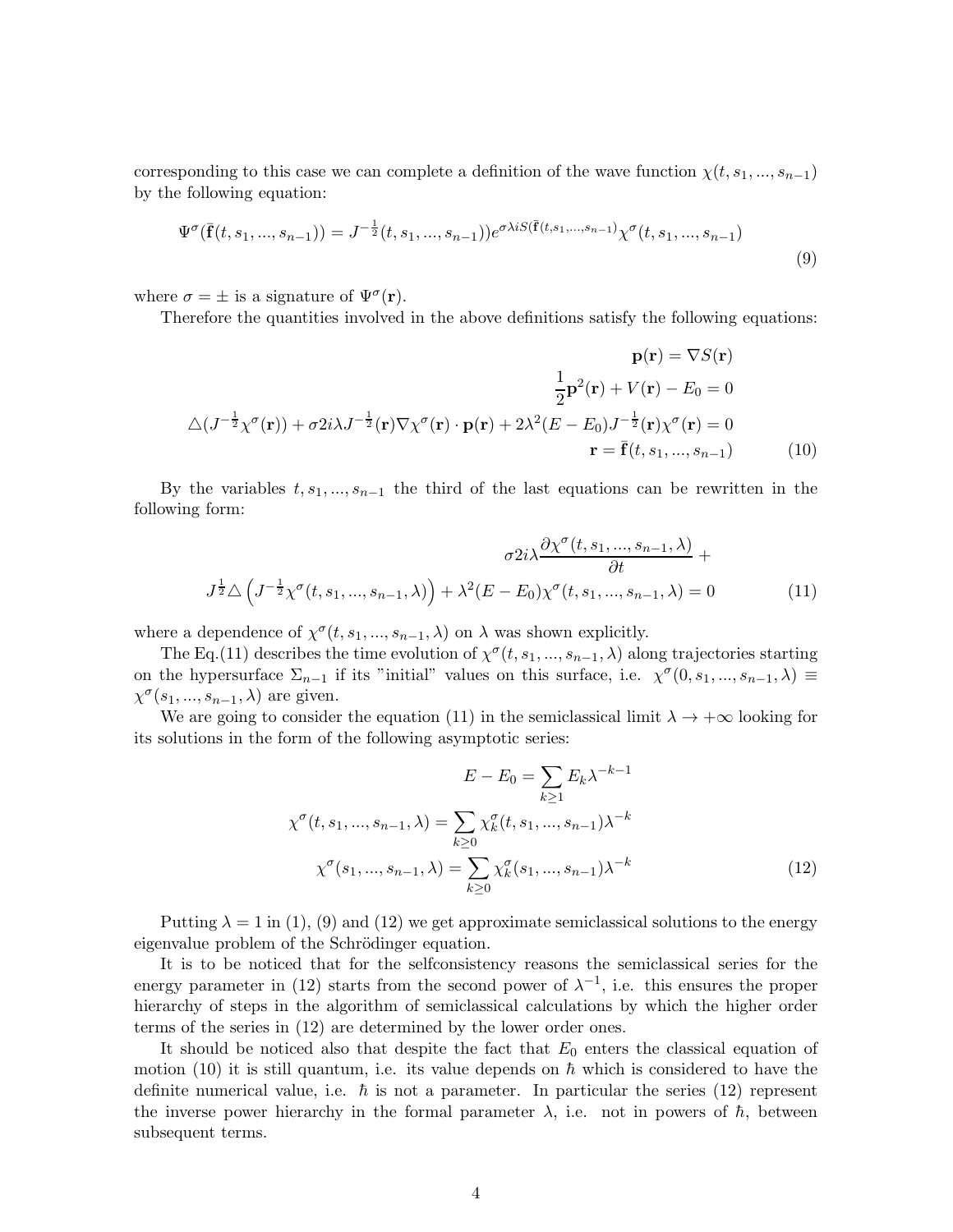corresponding to this case we can complete a definition of the wave function $\chi(t, s_1, ..., s_{n-1})$ by the following equation:

$$\Psi^\sigma(\bar{\mathbf{f}}(t, s_1, ..., s_{n-1})) = J^{-\frac{1}{2}}(t, s_1, ..., s_{n-1}))e^{\sigma\lambda i S(\bar{\mathbf{f}}(t,s_1,...,s_{n-1})}\chi^\sigma(t, s_1, ..., s_{n-1}) \tag{9}$$

where $\sigma = \pm$ is a signature of $\Psi^\sigma(\mathbf{r})$.

Therefore the quantities involved in the above definitions satisfy the following equations:

$$\begin{aligned}
\mathbf{p}(\mathbf{r}) &= \nabla S(\mathbf{r}) \\
\frac{1}{2}\mathbf{p}^2(\mathbf{r}) + V(\mathbf{r}) - E_0 &= 0 \\
\triangle(J^{-\frac{1}{2}}\chi^\sigma(\mathbf{r})) + \sigma 2i\lambda J^{-\frac{1}{2}}(\mathbf{r})\nabla\chi^\sigma(\mathbf{r})\cdot\mathbf{p}(\mathbf{r}) + 2\lambda^2(E - E_0)J^{-\frac{1}{2}}(\mathbf{r})\chi^\sigma(\mathbf{r}) &= 0 \\
\mathbf{r} &= \bar{\mathbf{f}}(t, s_1, ..., s_{n-1})
\end{aligned} \tag{10}$$

By the variables $t, s_1, ..., s_{n-1}$ the third of the last equations can be rewritten in the following form:

$$\begin{aligned}
&\sigma 2i\lambda\frac{\partial\chi^\sigma(t, s_1, ..., s_{n-1}, \lambda)}{\partial t} + \\
&J^{\frac{1}{2}}\triangle\left(J^{-\frac{1}{2}}\chi^\sigma(t, s_1, ..., s_{n-1}, \lambda)\right) + \lambda^2(E - E_0)\chi^\sigma(t, s_1, ..., s_{n-1}, \lambda) = 0
\end{aligned} \tag{11}$$

where a dependence of $\chi^\sigma(t, s_1, ..., s_{n-1}, \lambda)$ on $\lambda$ was shown explicitly.

The Eq.(11) describes the time evolution of $\chi^\sigma(t, s_1, ..., s_{n-1}, \lambda)$ along trajectories starting on the hypersurface $\Sigma_{n-1}$ if its "initial" values on this surface, i.e. $\chi^\sigma(0, s_1, ..., s_{n-1}, \lambda) \equiv \chi^\sigma(s_1, ..., s_{n-1}, \lambda)$ are given.

We are going to consider the equation (11) in the semiclassical limit $\lambda \to +\infty$ looking for its solutions in the form of the following asymptotic series:

$$\begin{aligned}
E - E_0 &= \sum_{k\geq 1} E_k\lambda^{-k-1} \\
\chi^\sigma(t, s_1, ..., s_{n-1}, \lambda) &= \sum_{k\geq 0}\chi_k^\sigma(t, s_1, ..., s_{n-1})\lambda^{-k} \\
\chi^\sigma(s_1, ..., s_{n-1}, \lambda) &= \sum_{k\geq 0}\chi_k^\sigma(s_1, ..., s_{n-1})\lambda^{-k}
\end{aligned} \tag{12}$$

Putting $\lambda = 1$ in (1), (9) and (12) we get approximate semiclassical solutions to the energy eigenvalue problem of the Schrödinger equation.

It is to be noticed that for the selfconsistency reasons the semiclassical series for the energy parameter in (12) starts from the second power of $\lambda^{-1}$, i.e. this ensures the proper hierarchy of steps in the algorithm of semiclassical calculations by which the higher order terms of the series in (12) are determined by the lower order ones.

It should be noticed also that despite the fact that $E_0$ enters the classical equation of motion (10) it is still quantum, i.e. its value depends on $\hbar$ which is considered to have the definite numerical value, i.e. $\hbar$ is not a parameter. In particular the series (12) represent the inverse power hierarchy in the formal parameter $\lambda$, i.e. not in powers of $\hbar$, between subsequent terms.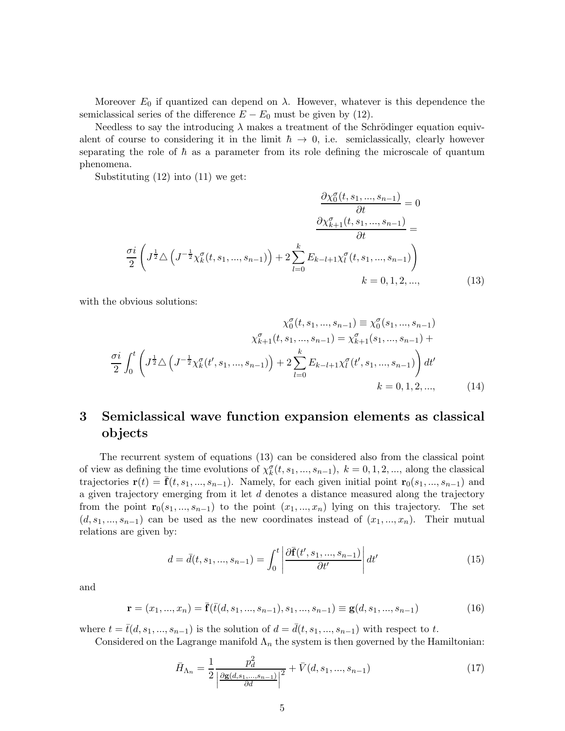Moreover $E_0$ if quantized can depend on $\lambda$. However, whatever is this dependence the semiclassical series of the difference $E - E_0$ must be given by (12).

Needless to say the introducing $\lambda$ makes a treatment of the Schrödinger equation equivalent of course to considering it in the limit $\hbar \to 0$, i.e. semiclassically, clearly however separating the role of $\hbar$ as a parameter from its role defining the microscale of quantum phenomena.

Substituting (12) into (11) we get:

$$
\begin{gathered}
\frac{\partial \chi_0^\sigma(t, s_1, ..., s_{n-1})}{\partial t} = 0 \\
\frac{\partial \chi_{k+1}^\sigma(t, s_1, ..., s_{n-1})}{\partial t} = \\
\frac{\sigma i}{2}\left(J^{\frac{1}{2}} \triangle \left(J^{-\frac{1}{2}} \chi_k^\sigma(t, s_1, ..., s_{n-1})\right) + 2\sum_{l=0}^{k} E_{k-l+1} \chi_l^\sigma(t, s_1, ..., s_{n-1})\right) \\
k = 0, 1, 2, ...,
\end{gathered}
\tag{13}
$$

with the obvious solutions:

$$
\begin{gathered}
\chi_0^\sigma(t, s_1, ..., s_{n-1}) \equiv \chi_0^\sigma(s_1, ..., s_{n-1}) \\
\chi_{k+1}^\sigma(t, s_1, ..., s_{n-1}) = \chi_{k+1}^\sigma(s_1, ..., s_{n-1}) + \\
\frac{\sigma i}{2}\int_0^t \left(J^{\frac{1}{2}} \triangle \left(J^{-\frac{1}{2}} \chi_k^\sigma(t', s_1, ..., s_{n-1})\right) + 2\sum_{l=0}^{k} E_{k-l+1} \chi_l^\sigma(t', s_1, ..., s_{n-1})\right) dt' \\
k = 0, 1, 2, ...,
\end{gathered}
\tag{14}
$$

## 3 Semiclassical wave function expansion elements as classical objects

The recurrent system of equations (13) can be considered also from the classical point of view as defining the time evolutions of $\chi_k^\sigma(t, s_1, ..., s_{n-1})$, $k = 0, 1, 2, ...$, along the classical trajectories $\mathbf{r}(t) = \bar{\mathbf{f}}(t, s_1, ..., s_{n-1})$. Namely, for each given initial point $\mathbf{r}_0(s_1, ..., s_{n-1})$ and a given trajectory emerging from it let $d$ denotes a distance measured along the trajectory from the point $\mathbf{r}_0(s_1, ..., s_{n-1})$ to the point $(x_1, ..., x_n)$ lying on this trajectory. The set $(d, s_1, ..., s_{n-1})$ can be used as the new coordinates instead of $(x_1, ..., x_n)$. Their mutual relations are given by:

$$
d = \bar{d}(t, s_1, ..., s_{n-1}) = \int_0^t \left|\frac{\partial \bar{\mathbf{f}}(t', s_1, ..., s_{n-1})}{\partial t'}\right| dt' \tag{15}
$$

and

$$
\mathbf{r} = (x_1, ..., x_n) = \bar{\mathbf{f}}(\bar{t}(d, s_1, ..., s_{n-1}), s_1, ..., s_{n-1}) \equiv \mathbf{g}(d, s_1, ..., s_{n-1}) \tag{16}
$$

where $t = \bar{t}(d, s_1, ..., s_{n-1})$ is the solution of $d = \bar{d}(t, s_1, ..., s_{n-1})$ with respect to $t$.

Considered on the Lagrange manifold $\Lambda_n$ the system is then governed by the Hamiltonian:

$$
\bar{H}_{\Lambda_n} = \frac{1}{2}\frac{p_d^2}{\left|\frac{\partial \mathbf{g}(d, s_1, ..., s_{n-1})}{\partial d}\right|^2} + \bar{V}(d, s_1, ..., s_{n-1}) \tag{17}
$$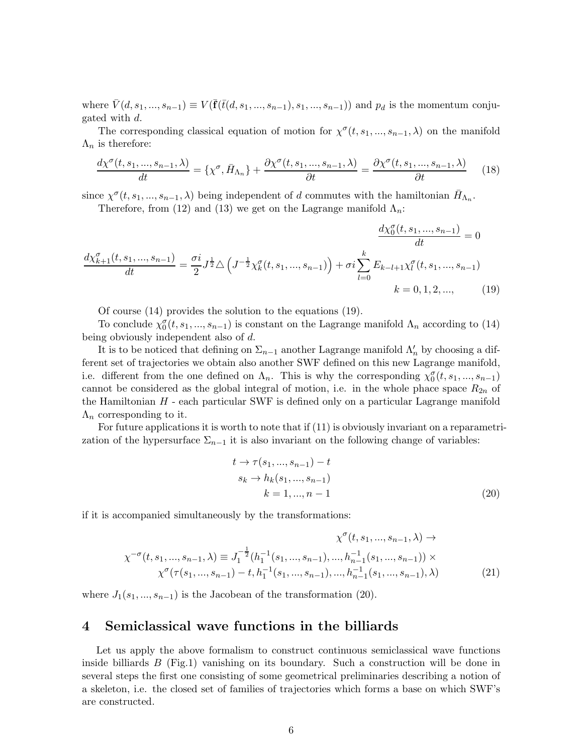where $\bar{V}(d, s_1, ..., s_{n-1}) \equiv V(\bar{\mathbf{f}}(\bar{t}(d, s_1, ..., s_{n-1}), s_1, ..., s_{n-1}))$ and $p_d$ is the momentum conjugated with $d$.

The corresponding classical equation of motion for $\chi^\sigma(t, s_1, ..., s_{n-1}, \lambda)$ on the manifold $\Lambda_n$ is therefore:

$$\frac{d\chi^\sigma(t, s_1, ..., s_{n-1}, \lambda)}{dt} = \{\chi^\sigma, \bar{H}_{\Lambda_n}\} + \frac{\partial \chi^\sigma(t, s_1, ..., s_{n-1}, \lambda)}{\partial t} = \frac{\partial \chi^\sigma(t, s_1, ..., s_{n-1}, \lambda)}{\partial t} \tag{18}$$

since $\chi^\sigma(t, s_1, ..., s_{n-1}, \lambda)$ being independent of $d$ commutes with the hamiltonian $\bar{H}_{\Lambda_n}$.

Therefore, from (12) and (13) we get on the Lagrange manifold $\Lambda_n$:

$$\frac{d\chi_0^\sigma(t, s_1, ..., s_{n-1})}{dt} = 0$$

$$\frac{d\chi_{k+1}^\sigma(t, s_1, ..., s_{n-1})}{dt} = \frac{\sigma i}{2} J^{\frac{1}{2}} \triangle \left( J^{-\frac{1}{2}} \chi_k^\sigma(t, s_1, ..., s_{n-1}) \right) + \sigma i \sum_{l=0}^{k} E_{k-l+1} \chi_l^\sigma(t, s_1, ..., s_{n-1})$$

$$k = 0, 1, 2, ..., \tag{19}$$

Of course (14) provides the solution to the equations (19).

To conclude $\chi_0^\sigma(t, s_1, ..., s_{n-1})$ is constant on the Lagrange manifold $\Lambda_n$ according to (14) being obviously independent also of $d$.

It is to be noticed that defining on $\Sigma_{n-1}$ another Lagrange manifold $\Lambda_n'$ by choosing a different set of trajectories we obtain also another SWF defined on this new Lagrange manifold, i.e. different from the one defined on $\Lambda_n$. This is why the corresponding $\chi_0^\sigma(t, s_1, ..., s_{n-1})$ cannot be considered as the global integral of motion, i.e. in the whole phace space $R_{2n}$ of the Hamiltonian $H$ - each particular SWF is defined only on a particular Lagrange manifold $\Lambda_n$ corresponding to it.

For future applications it is worth to note that if (11) is obviously invariant on a reparametrization of the hypersurface $\Sigma_{n-1}$ it is also invariant on the following change of variables:

$$\begin{aligned} t &\rightarrow \tau(s_1, ..., s_{n-1}) - t \\ s_k &\rightarrow h_k(s_1, ..., s_{n-1}) \\ k &= 1, ..., n-1 \end{aligned} \tag{20}$$

if it is accompanied simultaneously by the transformations:

$$\begin{aligned} &\chi^\sigma(t, s_1, ..., s_{n-1}, \lambda) \rightarrow \\ \chi^{-\sigma}(t, s_1, ..., s_{n-1}, \lambda) \equiv\ & J_1^{-\frac{1}{2}}(h_1^{-1}(s_1, ..., s_{n-1}), ..., h_{n-1}^{-1}(s_1, ..., s_{n-1})) \times \\ & \chi^\sigma(\tau(s_1, ..., s_{n-1}) - t, h_1^{-1}(s_1, ..., s_{n-1}), ..., h_{n-1}^{-1}(s_1, ..., s_{n-1}), \lambda) \end{aligned} \tag{21}$$

where $J_1(s_1, ..., s_{n-1})$ is the Jacobean of the transformation (20).

## 4 Semiclassical wave functions in the billiards

Let us apply the above formalism to construct continuous semiclassical wave functions inside billiards $B$ (Fig.1) vanishing on its boundary. Such a construction will be done in several steps the first one consisting of some geometrical preliminaries describing a notion of a skeleton, i.e. the closed set of families of trajectories which forms a base on which SWF's are constructed.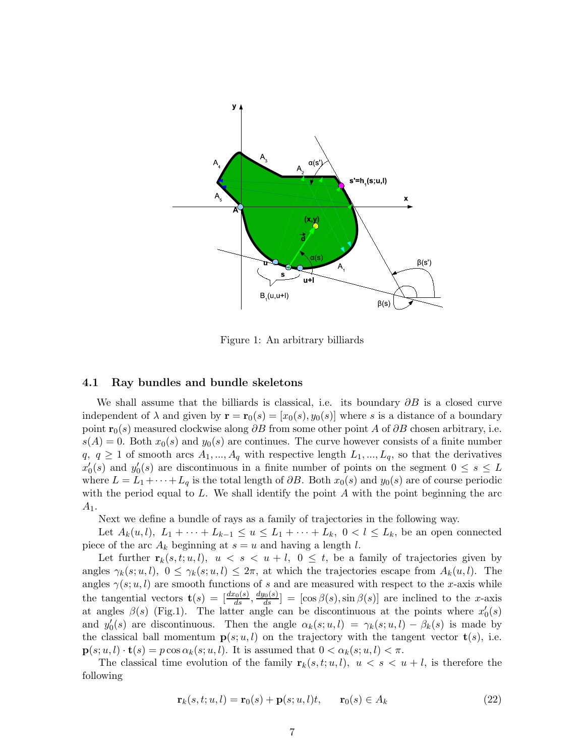Figure 1: An arbitrary billiards

### 4.1 Ray bundles and bundle skeletons

We shall assume that the billiards is classical, i.e. its boundary $\partial B$ is a closed curve independent of $\lambda$ and given by $\mathbf{r} = \mathbf{r}_0(s) = [x_0(s), y_0(s)]$ where $s$ is a distance of a boundary point $\mathbf{r}_0(s)$ measured clockwise along $\partial B$ from some other point $A$ of $\partial B$ chosen arbitrary, i.e. $s(A) = 0$. Both $x_0(s)$ and $y_0(s)$ are continues. The curve however consists of a finite number $q,\ q \geq 1$ of smooth arcs $A_1, ..., A_q$ with respective length $L_1, ..., L_q$, so that the derivatives $x_0'(s)$ and $y_0'(s)$ are discontinuous in a finite number of points on the segment $0 \leq s \leq L$ where $L = L_1 + \cdots + L_q$ is the total length of $\partial B$. Both $x_0(s)$ and $y_0(s)$ are of course periodic with the period equal to $L$. We shall identify the point $A$ with the point beginning the arc $A_1$.

Next we define a bundle of rays as a family of trajectories in the following way.

Let $A_k(u, l),\ L_1 + \cdots + L_{k-1} \leq u \leq L_1 + \cdots + L_k,\ 0 < l \leq L_k$, be an open connected piece of the arc $A_k$ beginning at $s = u$ and having a length $l$.

Let further $\mathbf{r}_k(s, t; u, l),\ u < s < u + l,\ 0 \leq t$, be a family of trajectories given by angles $\gamma_k(s; u, l),\ 0 \leq \gamma_k(s; u, l) \leq 2\pi$, at which the trajectories escape from $A_k(u, l)$. The angles $\gamma(s; u, l)$ are smooth functions of $s$ and are measured with respect to the $x$-axis while the tangential vectors $\mathbf{t}(s) = [\frac{dx_0(s)}{ds}, \frac{dy_0(s)}{ds}] = [\cos\beta(s), \sin\beta(s)]$ are inclined to the $x$-axis at angles $\beta(s)$ (Fig.1). The latter angle can be discontinuous at the points where $x_0'(s)$ and $y_0'(s)$ are discontinuous. Then the angle $\alpha_k(s; u, l) = \gamma_k(s; u, l) - \beta_k(s)$ is made by the classical ball momentum $\mathbf{p}(s; u, l)$ on the trajectory with the tangent vector $\mathbf{t}(s)$, i.e. $\mathbf{p}(s; u, l) \cdot \mathbf{t}(s) = p\cos\alpha_k(s; u, l)$. It is assumed that $0 < \alpha_k(s; u, l) < \pi$.

The classical time evolution of the family $\mathbf{r}_k(s, t; u, l),\ u < s < u + l$, is therefore the following

$$\mathbf{r}_k(s, t; u, l) = \mathbf{r}_0(s) + \mathbf{p}(s; u, l)t, \qquad \mathbf{r}_0(s) \in A_k \tag{22}$$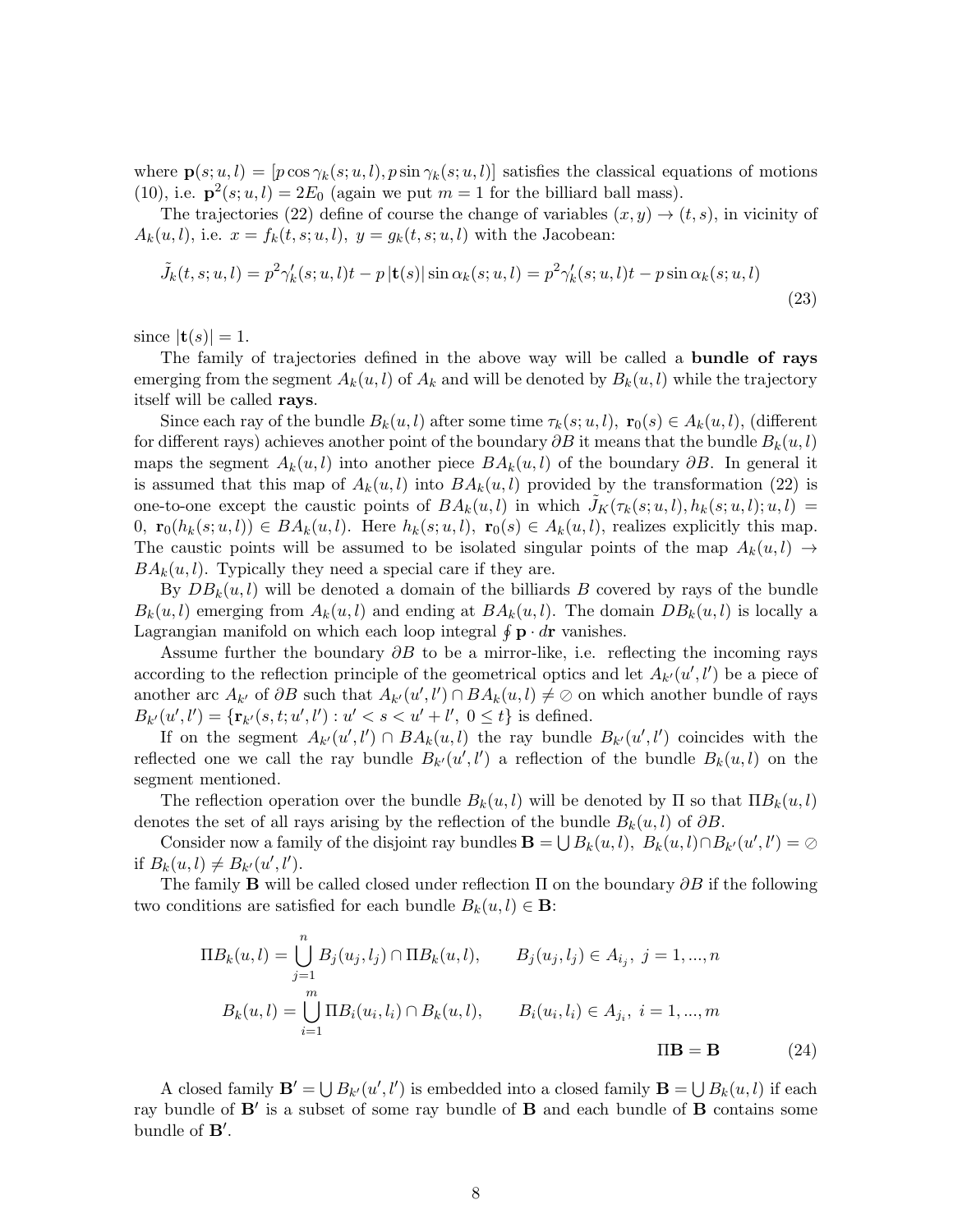where $\mathbf{p}(s;u,l) = [p\cos\gamma_k(s;u,l), p\sin\gamma_k(s;u,l)]$ satisfies the classical equations of motions (10), i.e. $\mathbf{p}^2(s;u,l) = 2E_0$ (again we put $m=1$ for the billiard ball mass).

The trajectories (22) define of course the change of variables $(x,y) \to (t,s)$, in vicinity of $A_k(u,l)$, i.e. $x = f_k(t,s;u,l)$, $y = g_k(t,s;u,l)$ with the Jacobean:

$$\tilde{J}_k(t,s;u,l) = p^2\gamma_k'(s;u,l)t - p\,|\mathbf{t}(s)|\sin\alpha_k(s;u,l) = p^2\gamma_k'(s;u,l)t - p\sin\alpha_k(s;u,l) \tag{23}$$

since $|\mathbf{t}(s)| = 1$.

The family of trajectories defined in the above way will be called a **bundle of rays** emerging from the segment $A_k(u,l)$ of $A_k$ and will be denoted by $B_k(u,l)$ while the trajectory itself will be called **rays**.

Since each ray of the bundle $B_k(u,l)$ after some time $\tau_k(s;u,l)$, $\mathbf{r}_0(s) \in A_k(u,l)$, (different for different rays) achieves another point of the boundary $\partial B$ it means that the bundle $B_k(u,l)$ maps the segment $A_k(u,l)$ into another piece $BA_k(u,l)$ of the boundary $\partial B$. In general it is assumed that this map of $A_k(u,l)$ into $BA_k(u,l)$ provided by the transformation (22) is one-to-one except the caustic points of $BA_k(u,l)$ in which $\tilde{J}_K(\tau_k(s;u,l), h_k(s;u,l);u,l) = 0$, $\mathbf{r}_0(h_k(s;u,l)) \in BA_k(u,l)$. Here $h_k(s;u,l)$, $\mathbf{r}_0(s) \in A_k(u,l)$, realizes explicitly this map. The caustic points will be assumed to be isolated singular points of the map $A_k(u,l) \to BA_k(u,l)$. Typically they need a special care if they are.

By $DB_k(u,l)$ will be denoted a domain of the billiards $B$ covered by rays of the bundle $B_k(u,l)$ emerging from $A_k(u,l)$ and ending at $BA_k(u,l)$. The domain $DB_k(u,l)$ is locally a Lagrangian manifold on which each loop integral $\oint \mathbf{p}\cdot d\mathbf{r}$ vanishes.

Assume further the boundary $\partial B$ to be a mirror-like, i.e. reflecting the incoming rays according to the reflection principle of the geometrical optics and let $A_{k'}(u',l')$ be a piece of another arc $A_{k'}$ of $\partial B$ such that $A_{k'}(u',l') \cap BA_k(u,l) \neq \oslash$ on which another bundle of rays $B_{k'}(u',l') = \{\mathbf{r}_{k'}(s,t;u',l') : u' < s < u'+l',\ 0 \leq t\}$ is defined.

If on the segment $A_{k'}(u',l') \cap BA_k(u,l)$ the ray bundle $B_{k'}(u',l')$ coincides with the reflected one we call the ray bundle $B_{k'}(u',l')$ a reflection of the bundle $B_k(u,l)$ on the segment mentioned.

The reflection operation over the bundle $B_k(u,l)$ will be denoted by $\Pi$ so that $\Pi B_k(u,l)$ denotes the set of all rays arising by the reflection of the bundle $B_k(u,l)$ of $\partial B$.

Consider now a family of the disjoint ray bundles $\mathbf{B} = \bigcup B_k(u,l)$, $B_k(u,l) \cap B_{k'}(u',l') = \oslash$ if $B_k(u,l) \neq B_{k'}(u',l')$.

The family $\mathbf{B}$ will be called closed under reflection $\Pi$ on the boundary $\partial B$ if the following two conditions are satisfied for each bundle $B_k(u,l) \in \mathbf{B}$:

$$\Pi B_k(u,l) = \bigcup_{j=1}^{n} B_j(u_j,l_j) \cap \Pi B_k(u,l), \qquad B_j(u_j,l_j) \in A_{i_j},\ j=1,...,n$$

$$B_k(u,l) = \bigcup_{i=1}^{m} \Pi B_i(u_i,l_i) \cap B_k(u,l), \qquad B_i(u_i,l_i) \in A_{j_i},\ i=1,...,m$$

$$\Pi\mathbf{B} = \mathbf{B} \tag{24}$$

A closed family $\mathbf{B}' = \bigcup B_{k'}(u',l')$ is embedded into a closed family $\mathbf{B} = \bigcup B_k(u,l)$ if each ray bundle of $\mathbf{B}'$ is a subset of some ray bundle of $\mathbf{B}$ and each bundle of $\mathbf{B}$ contains some bundle of $\mathbf{B}'$.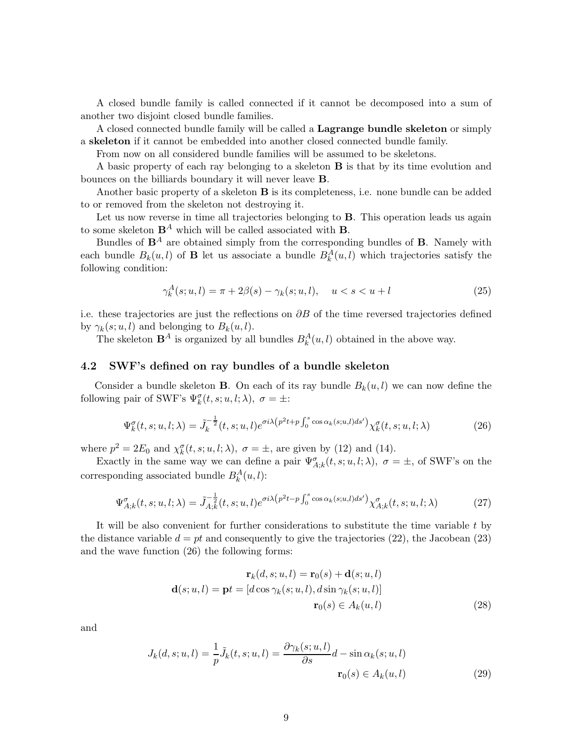A closed bundle family is called connected if it cannot be decomposed into a sum of another two disjoint closed bundle families.

A closed connected bundle family will be called a **Lagrange bundle skeleton** or simply a **skeleton** if it cannot be embedded into another closed connected bundle family.

From now on all considered bundle families will be assumed to be skeletons.

A basic property of each ray belonging to a skeleton $\mathbf{B}$ is that by its time evolution and bounces on the billiards boundary it will never leave $\mathbf{B}$.

Another basic property of a skeleton $\mathbf{B}$ is its completeness, i.e. none bundle can be added to or removed from the skeleton not destroying it.

Let us now reverse in time all trajectories belonging to $\mathbf{B}$. This operation leads us again to some skeleton $\mathbf{B}^A$ which will be called associated with $\mathbf{B}$.

Bundles of $\mathbf{B}^A$ are obtained simply from the corresponding bundles of $\mathbf{B}$. Namely with each bundle $B_k(u,l)$ of $\mathbf{B}$ let us associate a bundle $B_k^A(u,l)$ which trajectories satisfy the following condition:

$$\gamma_k^A(s;u,l) = \pi + 2\beta(s) - \gamma_k(s;u,l), \quad u < s < u+l \tag{25}$$

i.e. these trajectories are just the reflections on $\partial B$ of the time reversed trajectories defined by $\gamma_k(s;u,l)$ and belonging to $B_k(u,l)$.

The skeleton $\mathbf{B}^A$ is organized by all bundles $B_k^A(u,l)$ obtained in the above way.

## 4.2 SWF's defined on ray bundles of a bundle skeleton

Consider a bundle skeleton $\mathbf{B}$. On each of its ray bundle $B_k(u,l)$ we can now define the following pair of SWF's $\Psi_k^\sigma(t,s;u,l;\lambda)$, $\sigma = \pm$:

$$\Psi_k^\sigma(t,s;u,l;\lambda) = \tilde{J}_k^{-\frac{1}{2}}(t,s;u,l) e^{\sigma i\lambda\left(p^2 t + p\int_0^s \cos\alpha_k(s;u,l)ds'\right)} \chi_k^\sigma(t,s;u,l;\lambda) \tag{26}$$

where $p^2 = 2E_0$ and $\chi_k^\sigma(t,s;u,l;\lambda)$, $\sigma = \pm$, are given by (12) and (14).

Exactly in the same way we can define a pair $\Psi_{A;k}^\sigma(t,s;u,l;\lambda)$, $\sigma = \pm$, of SWF's on the corresponding associated bundle $B_k^A(u,l)$:

$$\Psi_{A;k}^\sigma(t,s;u,l;\lambda) = \tilde{J}_{A;k}^{-\frac{1}{2}}(t,s;u,l) e^{\sigma i\lambda\left(p^2 t - p\int_0^s \cos\alpha_k(s;u,l)ds'\right)} \chi_{A;k}^\sigma(t,s;u,l;\lambda) \tag{27}$$

It will be also convenient for further considerations to substitute the time variable $t$ by the distance variable $d = pt$ and consequently to give the trajectories (22), the Jacobean (23) and the wave function (26) the following forms:

$$\begin{aligned}
\mathbf{r}_k(d,s;u,l) &= \mathbf{r}_0(s) + \mathbf{d}(s;u,l) \\
\mathbf{d}(s;u,l) = \mathbf{p}t &= [d\cos\gamma_k(s;u,l), d\sin\gamma_k(s;u,l)] \\
\mathbf{r}_0(s) &\in A_k(u,l)
\end{aligned} \tag{28}$$

and

$$\begin{aligned}
J_k(d,s;u,l) = \frac{1}{p}\tilde{J}_k(t,s;u,l) &= \frac{\partial\gamma_k(s;u,l)}{\partial s}d - \sin\alpha_k(s;u,l) \\
\mathbf{r}_0(s) &\in A_k(u,l)
\end{aligned} \tag{29}$$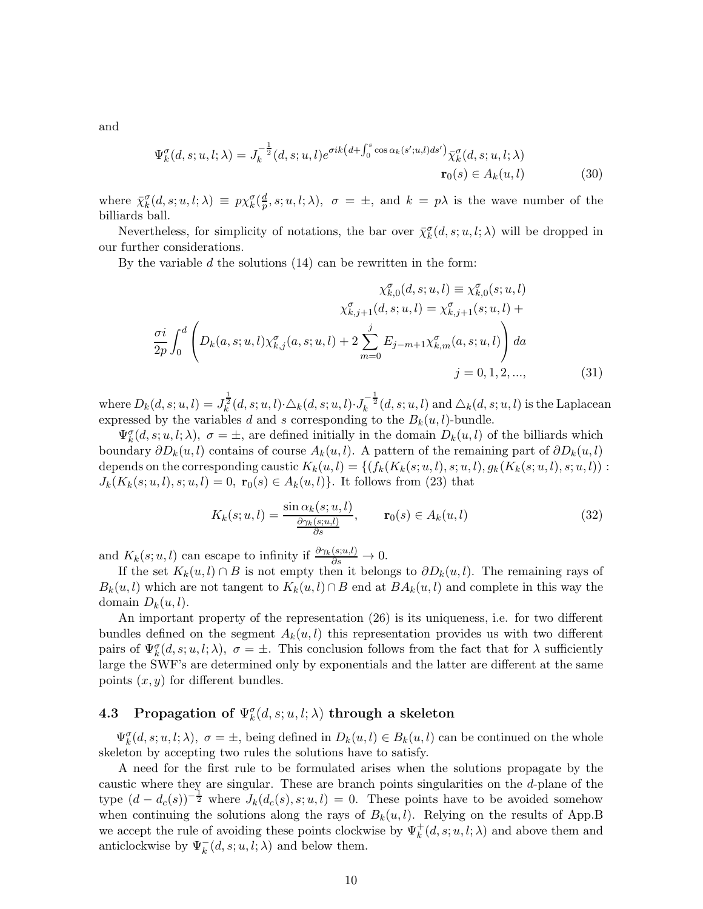and

$$\Psi_k^\sigma(d,s;u,l;\lambda) = J_k^{-\frac{1}{2}}(d,s;u,l) e^{\sigma i k \left(d + \int_0^s \cos\alpha_k(s';u,l)ds'\right)} \bar{\chi}_k^\sigma(d,s;u,l;\lambda) \qquad \mathbf{r}_0(s) \in A_k(u,l) \tag{30}$$

where $\bar{\chi}_k^\sigma(d,s;u,l;\lambda) \equiv p\chi_k^\sigma(\frac{d}{p},s;u,l;\lambda)$, $\sigma = \pm$, and $k = p\lambda$ is the wave number of the billiards ball.

Nevertheless, for simplicity of notations, the bar over $\bar{\chi}_k^\sigma(d,s;u,l;\lambda)$ will be dropped in our further considerations.

By the variable $d$ the solutions (14) can be rewritten in the form:

$$\begin{gathered}
\chi_{k,0}^\sigma(d,s;u,l) \equiv \chi_{k,0}^\sigma(s;u,l) \\
\chi_{k,j+1}^\sigma(d,s;u,l) = \chi_{k,j+1}^\sigma(s;u,l) + \\
\frac{\sigma i}{2p}\int_0^d \left( D_k(a,s;u,l)\chi_{k,j}^\sigma(a,s;u,l) + 2\sum_{m=0}^{j} E_{j-m+1}\chi_{k,m}^\sigma(a,s;u,l)\right) da \\
j = 0,1,2,...,
\end{gathered} \tag{31}$$

where $D_k(d,s;u,l) = J_k^{\frac{1}{2}}(d,s;u,l) \cdot \triangle_k(d,s;u,l) \cdot J_k^{-\frac{1}{2}}(d,s;u,l)$ and $\triangle_k(d,s;u,l)$ is the Laplacean expressed by the variables $d$ and $s$ corresponding to the $B_k(u,l)$-bundle.

$\Psi_k^\sigma(d,s;u,l;\lambda)$, $\sigma = \pm$, are defined initially in the domain $D_k(u,l)$ of the billiards which boundary $\partial D_k(u,l)$ contains of course $A_k(u,l)$. A pattern of the remaining part of $\partial D_k(u,l)$ depends on the corresponding caustic $K_k(u,l) = \{(f_k(K_k(s;u,l),s;u,l), g_k(K_k(s;u,l),s;u,l)) : J_k(K_k(s;u,l),s;u,l) = 0,\ \mathbf{r}_0(s) \in A_k(u,l)\}$. It follows from (23) that

$$K_k(s;u,l) = \frac{\sin\alpha_k(s;u,l)}{\frac{\partial\gamma_k(s;u,l)}{\partial s}}, \qquad \mathbf{r}_0(s) \in A_k(u,l) \tag{32}$$

and $K_k(s;u,l)$ can escape to infinity if $\frac{\partial\gamma_k(s;u,l)}{\partial s} \to 0$.

If the set $K_k(u,l) \cap B$ is not empty then it belongs to $\partial D_k(u,l)$. The remaining rays of $B_k(u,l)$ which are not tangent to $K_k(u,l) \cap B$ end at $BA_k(u,l)$ and complete in this way the domain $D_k(u,l)$.

An important property of the representation (26) is its uniqueness, i.e. for two different bundles defined on the segment $A_k(u,l)$ this representation provides us with two different pairs of $\Psi_k^\sigma(d,s;u,l;\lambda)$, $\sigma = \pm$. This conclusion follows from the fact that for $\lambda$ sufficiently large the SWF's are determined only by exponentials and the latter are different at the same points $(x,y)$ for different bundles.

### 4.3 Propagation of $\Psi_k^\sigma(d,s;u,l;\lambda)$ through a skeleton

$\Psi_k^\sigma(d,s;u,l;\lambda)$, $\sigma = \pm$, being defined in $D_k(u,l) \in B_k(u,l)$ can be continued on the whole skeleton by accepting two rules the solutions have to satisfy.

A need for the first rule to be formulated arises when the solutions propagate by the caustic where they are singular. These are branch points singularities on the $d$-plane of the type $(d - d_c(s))^{-\frac{1}{2}}$ where $J_k(d_c(s),s;u,l) = 0$. These points have to be avoided somehow when continuing the solutions along the rays of $B_k(u,l)$. Relying on the results of App.B we accept the rule of avoiding these points clockwise by $\Psi_k^+(d,s;u,l;\lambda)$ and above them and anticlockwise by $\Psi_k^-(d,s;u,l;\lambda)$ and below them.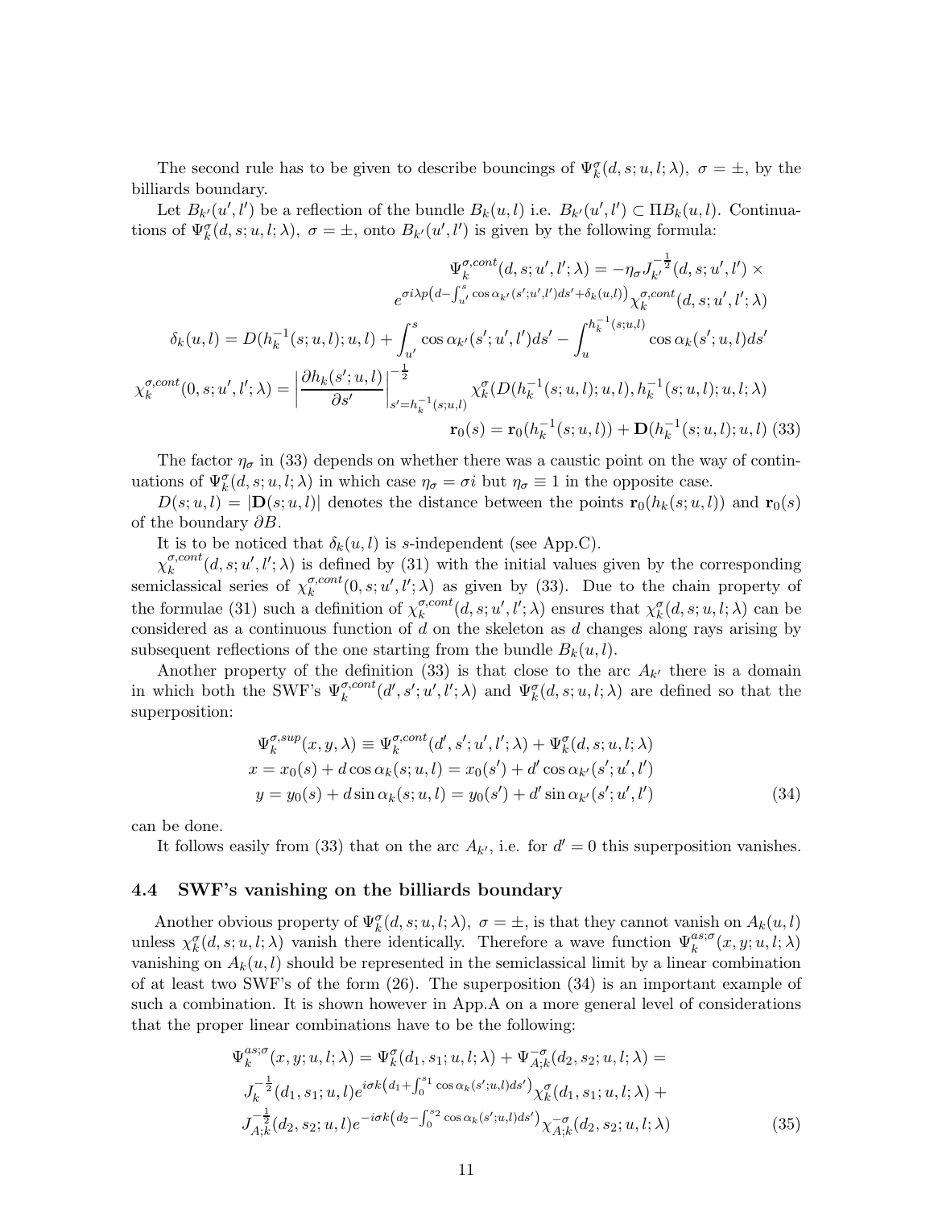The second rule has to be given to describe bouncings of $\Psi_k^\sigma(d,s;u,l;\lambda),\ \sigma=\pm$, by the billiards boundary.

Let $B_{k'}(u',l')$ be a reflection of the bundle $B_k(u,l)$ i.e. $B_{k'}(u',l')\subset \Pi B_k(u,l)$. Continuations of $\Psi_k^\sigma(d,s;u,l;\lambda),\ \sigma=\pm$, onto $B_{k'}(u',l')$ is given by the following formula:

$$
\begin{aligned}
\Psi_k^{\sigma,cont}(d,s;u',l';\lambda) &= -\eta_\sigma J_{k'}^{-\frac{1}{2}}(d,s;u',l')\times\\
& e^{\sigma i\lambda p\left(d-\int_{u'}^{s}\cos\alpha_{k'}(s';u',l')ds'+\delta_k(u,l)\right)}\chi_k^{\sigma,cont}(d,s;u',l';\lambda)\\
\delta_k(u,l) = D(h_k^{-1}(s;u,l);u,l) &+ \int_{u'}^{s}\cos\alpha_{k'}(s';u',l')ds' - \int_{u}^{h_k^{-1}(s;u,l)}\cos\alpha_k(s';u,l)ds'\\
\chi_k^{\sigma,cont}(0,s;u',l';\lambda) &= \left|\frac{\partial h_k(s';u,l)}{\partial s'}\right|^{-\frac{1}{2}}_{s'=h_k^{-1}(s;u,l)}\chi_k^\sigma(D(h_k^{-1}(s;u,l);u,l),h_k^{-1}(s;u,l);u,l;\lambda)\\
\mathbf{r}_0(s) &= \mathbf{r}_0(h_k^{-1}(s;u,l)) + \mathbf{D}(h_k^{-1}(s;u,l);u,l)
\end{aligned}
\tag{33}
$$

The factor $\eta_\sigma$ in (33) depends on whether there was a caustic point on the way of continuations of $\Psi_k^\sigma(d,s;u,l;\lambda)$ in which case $\eta_\sigma=\sigma i$ but $\eta_\sigma\equiv 1$ in the opposite case.

$D(s;u,l)=|\mathbf{D}(s;u,l)|$ denotes the distance between the points $\mathbf{r}_0(h_k(s;u,l))$ and $\mathbf{r}_0(s)$ of the boundary $\partial B$.

It is to be noticed that $\delta_k(u,l)$ is $s$-independent (see App.C).

$\chi_k^{\sigma,cont}(d,s;u',l';\lambda)$ is defined by (31) with the initial values given by the corresponding semiclassical series of $\chi_k^{\sigma,cont}(0,s;u',l';\lambda)$ as given by (33). Due to the chain property of the formulae (31) such a definition of $\chi_k^{\sigma,cont}(d,s;u',l';\lambda)$ ensures that $\chi_k^\sigma(d,s;u,l;\lambda)$ can be considered as a continuous function of $d$ on the skeleton as $d$ changes along rays arising by subsequent reflections of the one starting from the bundle $B_k(u,l)$.

Another property of the definition (33) is that close to the arc $A_{k'}$ there is a domain in which both the SWF's $\Psi_k^{\sigma,cont}(d',s';u',l';\lambda)$ and $\Psi_k^\sigma(d,s;u,l;\lambda)$ are defined so that the superposition:

$$
\begin{aligned}
\Psi_k^{\sigma,sup}(x,y,\lambda) &\equiv \Psi_k^{\sigma,cont}(d',s';u',l';\lambda)+\Psi_k^\sigma(d,s;u,l;\lambda)\\
x &= x_0(s)+d\cos\alpha_k(s;u,l) = x_0(s')+d'\cos\alpha_{k'}(s';u',l')\\
y &= y_0(s)+d\sin\alpha_k(s;u,l) = y_0(s')+d'\sin\alpha_{k'}(s';u',l')
\end{aligned}
\tag{34}
$$

can be done.

It follows easily from (33) that on the arc $A_{k'}$, i.e. for $d'=0$ this superposition vanishes.

### 4.4 SWF's vanishing on the billiards boundary

Another obvious property of $\Psi_k^\sigma(d,s;u,l;\lambda),\ \sigma=\pm$, is that they cannot vanish on $A_k(u,l)$ unless $\chi_k^\sigma(d,s;u,l;\lambda)$ vanish there identically. Therefore a wave function $\Psi_k^{as;\sigma}(x,y;u,l;\lambda)$ vanishing on $A_k(u,l)$ should be represented in the semiclassical limit by a linear combination of at least two SWF's of the form (26). The superposition (34) is an important example of such a combination. It is shown however in App.A on a more general level of considerations that the proper linear combinations have to be the following:

$$
\begin{aligned}
\Psi_k^{as;\sigma}(x,y;u,l;\lambda) &= \Psi_k^\sigma(d_1,s_1;u,l;\lambda)+\Psi_{A;k}^{-\sigma}(d_2,s_2;u,l;\lambda) =\\
& J_k^{-\frac{1}{2}}(d_1,s_1;u,l)e^{i\sigma k\left(d_1+\int_0^{s_1}\cos\alpha_k(s';u,l)ds'\right)}\chi_k^\sigma(d_1,s_1;u,l;\lambda)+\\
& J_{A;k}^{-\frac{1}{2}}(d_2,s_2;u,l)e^{-i\sigma k\left(d_2-\int_0^{s_2}\cos\alpha_k(s';u,l)ds'\right)}\chi_{A;k}^{-\sigma}(d_2,s_2;u,l;\lambda)
\end{aligned}
\tag{35}
$$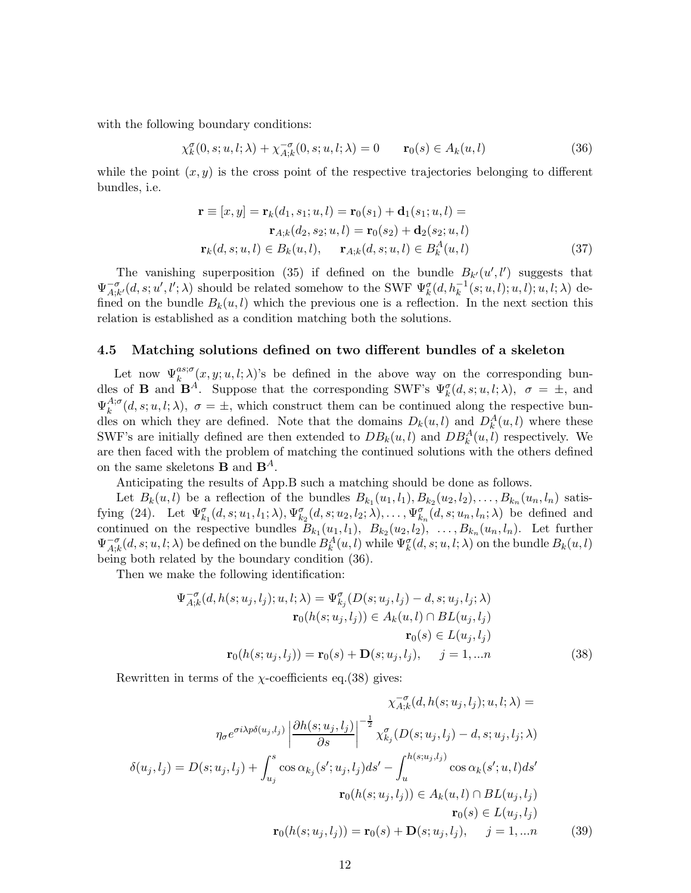with the following boundary conditions:

$$\chi_k^{\sigma}(0,s;u,l;\lambda) + \chi_{A;k}^{-\sigma}(0,s;u,l;\lambda) = 0 \qquad \mathbf{r}_0(s) \in A_k(u,l) \tag{36}$$

while the point $(x,y)$ is the cross point of the respective trajectories belonging to different bundles, i.e.

$$\begin{aligned}
\mathbf{r} \equiv [x,y] = \mathbf{r}_k(d_1,s_1;u,l) = \mathbf{r}_0(s_1) + \mathbf{d}_1(s_1;u,l) = \\
\mathbf{r}_{A;k}(d_2,s_2;u,l) = \mathbf{r}_0(s_2) + \mathbf{d}_2(s_2;u,l) \\
\mathbf{r}_k(d,s;u,l) \in B_k(u,l), \qquad \mathbf{r}_{A;k}(d,s;u,l) \in B_k^A(u,l)
\end{aligned} \tag{37}$$

The vanishing superposition (35) if defined on the bundle $B_{k'}(u',l')$ suggests that $\Psi_{A;k'}^{-\sigma}(d,s;u',l';\lambda)$ should be related somehow to the SWF $\Psi_k^{\sigma}(d,h_k^{-1}(s;u,l);u,l);u,l;\lambda)$ defined on the bundle $B_k(u,l)$ which the previous one is a reflection. In the next section this relation is established as a condition matching both the solutions.

### 4.5 Matching solutions defined on two different bundles of a skeleton

Let now $\Psi_k^{as;\sigma}(x,y;u,l;\lambda)$'s be defined in the above way on the corresponding bundles of $\mathbf{B}$ and $\mathbf{B}^A$. Suppose that the corresponding SWF's $\Psi_k^{\sigma}(d,s;u,l;\lambda),\ \sigma = \pm$, and $\Psi_k^{A;\sigma}(d,s;u,l;\lambda),\ \sigma = \pm$, which construct them can be continued along the respective bundles on which they are defined. Note that the domains $D_k(u,l)$ and $D_k^A(u,l)$ where these SWF's are initially defined are then extended to $DB_k(u,l)$ and $DB_k^A(u,l)$ respectively. We are then faced with the problem of matching the continued solutions with the others defined on the same skeletons $\mathbf{B}$ and $\mathbf{B}^A$.

Anticipating the results of App.B such a matching should be done as follows.

Let $B_k(u,l)$ be a reflection of the bundles $B_{k_1}(u_1,l_1), B_{k_2}(u_2,l_2), \ldots, B_{k_n}(u_n,l_n)$ satisfying (24). Let $\Psi_{k_1}^{\sigma}(d,s;u_1,l_1;\lambda), \Psi_{k_2}^{\sigma}(d,s;u_2,l_2;\lambda), \ldots, \Psi_{k_n}^{\sigma}(d,s;u_n,l_n;\lambda)$ be defined and continued on the respective bundles $B_{k_1}(u_1,l_1),\ B_{k_2}(u_2,l_2),\ \ldots, B_{k_n}(u_n,l_n)$. Let further $\Psi_{A;k}^{-\sigma}(d,s;u,l;\lambda)$ be defined on the bundle $B_k^A(u,l)$ while $\Psi_k^{\sigma}(d,s;u,l;\lambda)$ on the bundle $B_k(u,l)$ being both related by the boundary condition (36).

Then we make the following identification:

$$\begin{aligned}
\Psi_{A;k}^{-\sigma}(d,h(s;u_j,l_j);u,l;\lambda) = \Psi_{k_j}^{\sigma}(D(s;u_j,l_j) - d,s;u_j,l_j;\lambda) \\
\mathbf{r}_0(h(s;u_j,l_j)) \in A_k(u,l) \cap BL(u_j,l_j) \\
\mathbf{r}_0(s) \in L(u_j,l_j) \\
\mathbf{r}_0(h(s;u_j,l_j)) = \mathbf{r}_0(s) + \mathbf{D}(s;u_j,l_j), \qquad j = 1,...n
\end{aligned} \tag{38}$$

Rewritten in terms of the $\chi$-coefficients eq.(38) gives:

$$\begin{aligned}
\chi_{A;k}^{-\sigma}(d,h(s;u_j,l_j);u,l;\lambda) = \\
\eta_\sigma e^{\sigma i\lambda p\delta(u_j,l_j)} \left|\frac{\partial h(s;u_j,l_j)}{\partial s}\right|^{-\frac{1}{2}} \chi_{k_j}^{\sigma}(D(s;u_j,l_j) - d,s;u_j,l_j;\lambda) \\
\delta(u_j,l_j) = D(s;u_j,l_j) + \int_{u_j}^{s} \cos\alpha_{k_j}(s';u_j,l_j)ds' - \int_{u}^{h(s;u_j,l_j)} \cos\alpha_k(s';u,l)ds' \\
\mathbf{r}_0(h(s;u_j,l_j)) \in A_k(u,l) \cap BL(u_j,l_j) \\
\mathbf{r}_0(s) \in L(u_j,l_j) \\
\mathbf{r}_0(h(s;u_j,l_j)) = \mathbf{r}_0(s) + \mathbf{D}(s;u_j,l_j), \qquad j = 1,...n
\end{aligned} \tag{39}$$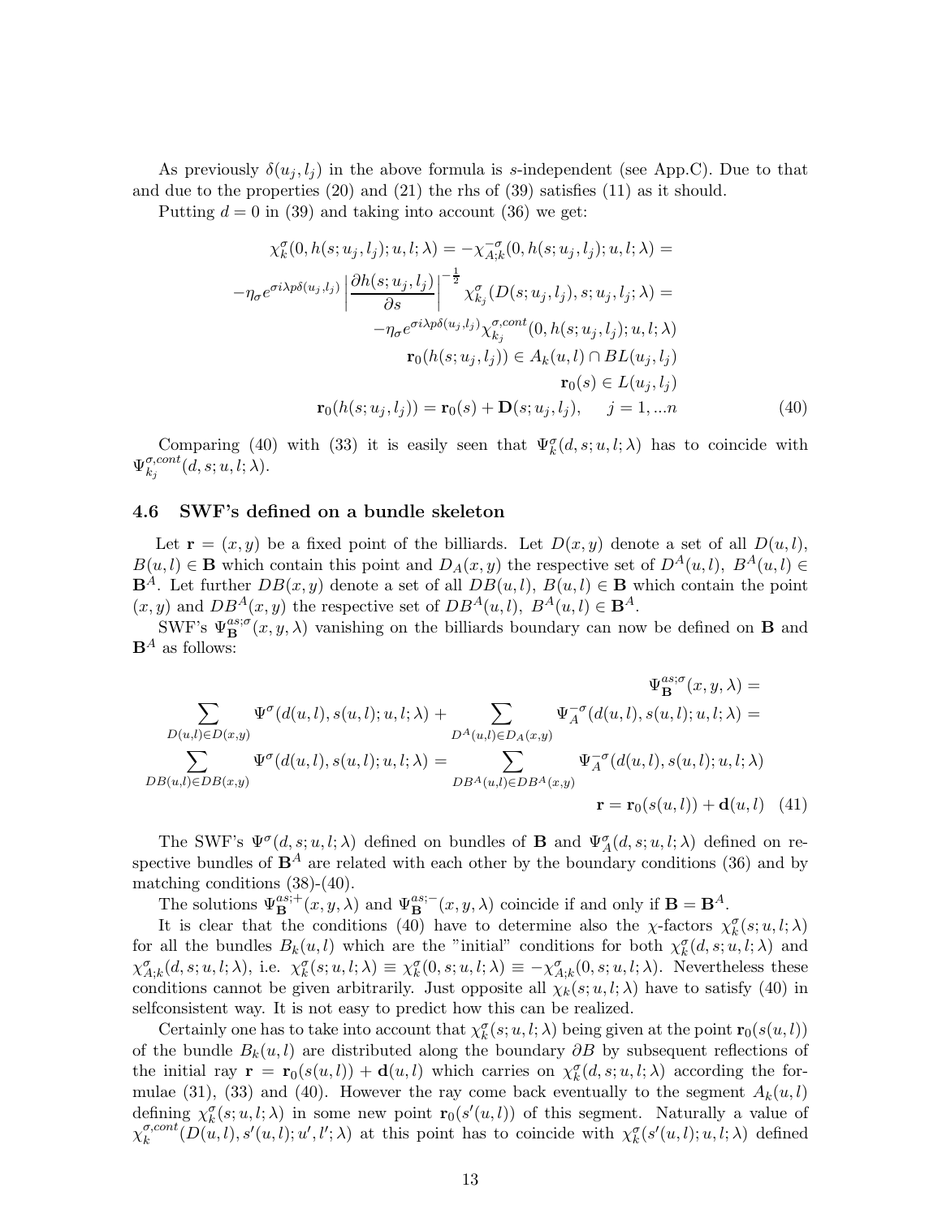As previously $\delta(u_j,l_j)$ in the above formula is $s$-independent (see App.C). Due to that and due to the properties (20) and (21) the rhs of (39) satisfies (11) as it should.

Putting $d=0$ in (39) and taking into account (36) we get:

$$
\begin{gathered}
\chi_k^\sigma(0,h(s;u_j,l_j);u,l;\lambda) = -\chi_{A;k}^{-\sigma}(0,h(s;u_j,l_j);u,l;\lambda) = \\
-\eta_\sigma e^{\sigma i\lambda p\delta(u_j,l_j)}\left|\frac{\partial h(s;u_j,l_j)}{\partial s}\right|^{-\frac{1}{2}}\chi_{k_j}^\sigma(D(s;u_j,l_j),s;u_j,l_j;\lambda) = \\
-\eta_\sigma e^{\sigma i\lambda p\delta(u_j,l_j)}\chi_{k_j}^{\sigma,cont}(0,h(s;u_j,l_j);u,l;\lambda) \\
\mathbf{r}_0(h(s;u_j,l_j)) \in A_k(u,l)\cap BL(u_j,l_j) \\
\mathbf{r}_0(s) \in L(u_j,l_j) \\
\mathbf{r}_0(h(s;u_j,l_j)) = \mathbf{r}_0(s) + \mathbf{D}(s;u_j,l_j), \qquad j=1,...n
\end{gathered} \tag{40}
$$

Comparing (40) with (33) it is easily seen that $\Psi_k^\sigma(d,s;u,l;\lambda)$ has to coincide with $\Psi_{k_j}^{\sigma,cont}(d,s;u,l;\lambda)$.

### 4.6 SWF's defined on a bundle skeleton

Let $\mathbf{r}=(x,y)$ be a fixed point of the billiards. Let $D(x,y)$ denote a set of all $D(u,l)$, $B(u,l)\in\mathbf{B}$ which contain this point and $D_A(x,y)$ the respective set of $D^A(u,l)$, $B^A(u,l)\in\mathbf{B}^A$. Let further $DB(x,y)$ denote a set of all $DB(u,l)$, $B(u,l)\in\mathbf{B}$ which contain the point $(x,y)$ and $DB^A(x,y)$ the respective set of $DB^A(u,l)$, $B^A(u,l)\in\mathbf{B}^A$.

SWF's $\Psi_{\mathbf{B}}^{as;\sigma}(x,y,\lambda)$ vanishing on the billiards boundary can now be defined on $\mathbf{B}$ and $\mathbf{B}^A$ as follows:

$$
\begin{gathered}
\Psi_{\mathbf{B}}^{as;\sigma}(x,y,\lambda) = \\
\sum_{D(u,l)\in D(x,y)}\Psi^\sigma(d(u,l),s(u,l);u,l;\lambda) + \sum_{D^A(u,l)\in D_A(x,y)}\Psi_A^{-\sigma}(d(u,l),s(u,l);u,l;\lambda) = \\
\sum_{DB(u,l)\in DB(x,y)}\Psi^\sigma(d(u,l),s(u,l);u,l;\lambda) = \sum_{DB^A(u,l)\in DB^A(x,y)}\Psi_A^{-\sigma}(d(u,l),s(u,l);u,l;\lambda) \\
\mathbf{r}=\mathbf{r}_0(s(u,l))+\mathbf{d}(u,l)
\end{gathered} \tag{41}
$$

The SWF's $\Psi^\sigma(d,s;u,l;\lambda)$ defined on bundles of $\mathbf{B}$ and $\Psi_A^\sigma(d,s;u,l;\lambda)$ defined on respective bundles of $\mathbf{B}^A$ are related with each other by the boundary conditions (36) and by matching conditions (38)-(40).

The solutions $\Psi_{\mathbf{B}}^{as;+}(x,y,\lambda)$ and $\Psi_{\mathbf{B}}^{as;-}(x,y,\lambda)$ coincide if and only if $\mathbf{B}=\mathbf{B}^A$.

It is clear that the conditions (40) have to determine also the $\chi$-factors $\chi_k^\sigma(s;u,l;\lambda)$ for all the bundles $B_k(u,l)$ which are the "initial" conditions for both $\chi_k^\sigma(d,s;u,l;\lambda)$ and $\chi_{A;k}^\sigma(d,s;u,l;\lambda)$, i.e. $\chi_k^\sigma(s;u,l;\lambda)\equiv\chi_k^\sigma(0,s;u,l;\lambda)\equiv-\chi_{A;k}^\sigma(0,s;u,l;\lambda)$. Nevertheless these conditions cannot be given arbitrarily. Just opposite all $\chi_k(s;u,l;\lambda)$ have to satisfy (40) in selfconsistent way. It is not easy to predict how this can be realized.

Certainly one has to take into account that $\chi_k^\sigma(s;u,l;\lambda)$ being given at the point $\mathbf{r}_0(s(u,l))$ of the bundle $B_k(u,l)$ are distributed along the boundary $\partial B$ by subsequent reflections of the initial ray $\mathbf{r}=\mathbf{r}_0(s(u,l))+\mathbf{d}(u,l)$ which carries on $\chi_k^\sigma(d,s;u,l;\lambda)$ according the formulae (31), (33) and (40). However the ray come back eventually to the segment $A_k(u,l)$ defining $\chi_k^\sigma(s;u,l;\lambda)$ in some new point $\mathbf{r}_0(s'(u,l))$ of this segment. Naturally a value of $\chi_k^{\sigma,cont}(D(u,l),s'(u,l);u',l';\lambda)$ at this point has to coincide with $\chi_k^\sigma(s'(u,l);u,l;\lambda)$ defined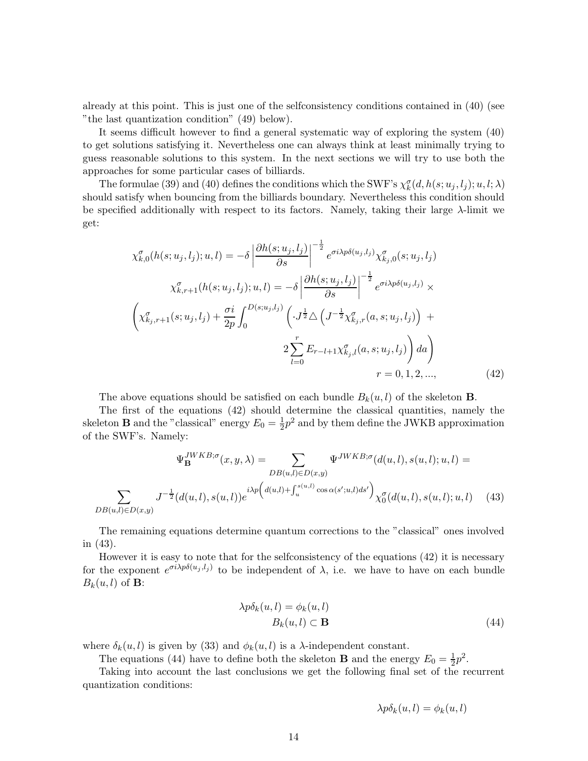already at this point. This is just one of the selfconsistency conditions contained in (40) (see "the last quantization condition" (49) below).

It seems difficult however to find a general systematic way of exploring the system (40) to get solutions satisfying it. Nevertheless one can always think at least minimally trying to guess reasonable solutions to this system. In the next sections we will try to use both the approaches for some particular cases of billiards.

The formulae (39) and (40) defines the conditions which the SWF's $\chi_k^\sigma(d, h(s; u_j, l_j); u, l; \lambda)$ should satisfy when bouncing from the billiards boundary. Nevertheless this condition should be specified additionally with respect to its factors. Namely, taking their large $\lambda$-limit we get:

$$
\chi_{k,0}^\sigma(h(s; u_j, l_j); u, l) = -\delta \left| \frac{\partial h(s; u_j, l_j)}{\partial s} \right|^{-\frac{1}{2}} e^{\sigma i \lambda p \delta(u_j, l_j)} \chi_{k_j,0}^\sigma(s; u_j, l_j)
$$

$$
\chi_{k,r+1}^\sigma(h(s; u_j, l_j); u, l) = -\delta \left| \frac{\partial h(s; u_j, l_j)}{\partial s} \right|^{-\frac{1}{2}} e^{\sigma i \lambda p \delta(u_j, l_j)} \times
$$

$$
\left( \chi_{k_j,r+1}^\sigma(s; u_j, l_j) + \frac{\sigma i}{2p} \int_0^{D(s; u_j, l_j)} \left( \cdot J^{\frac{1}{2}} \triangle \left( J^{-\frac{1}{2}} \chi_{k_j,r}^\sigma(a, s; u_j, l_j) \right) + 2 \sum_{l=0}^{r} E_{r-l+1} \chi_{k_j,l}^\sigma(a, s; u_j, l_j) \right) da \right)
$$

$$
r = 0, 1, 2, ..., \tag{42}
$$

The above equations should be satisfied on each bundle $B_k(u, l)$ of the skeleton $\mathbf{B}$.

The first of the equations (42) should determine the classical quantities, namely the skeleton $\mathbf{B}$ and the "classical" energy $E_0 = \frac{1}{2}p^2$ and by them define the JWKB approximation of the SWF's. Namely:

$$
\Psi_{\mathbf{B}}^{JWKB;\sigma}(x, y, \lambda) = \sum_{DB(u,l) \in D(x,y)} \Psi^{JWKB;\sigma}(d(u, l), s(u, l); u, l) =
$$

$$
\sum_{DB(u,l) \in D(x,y)} J^{-\frac{1}{2}}(d(u, l), s(u, l)) e^{i\lambda p \left( d(u,l) + \int_u^{s(u,l)} \cos\alpha(s'; u, l) ds' \right)} \chi_0^\sigma(d(u, l), s(u, l); u, l) \tag{43}
$$

The remaining equations determine quantum corrections to the "classical" ones involved in (43).

However it is easy to note that for the selfconsistency of the equations (42) it is necessary for the exponent $e^{\sigma i \lambda p \delta(u_j, l_j)}$ to be independent of $\lambda$, i.e. we have to have on each bundle $B_k(u, l)$ of $\mathbf{B}$:

$$
\begin{aligned}
\lambda p \delta_k(u, l) &= \phi_k(u, l) \\
B_k(u, l) &\subset \mathbf{B}
\end{aligned} \tag{44}
$$

where $\delta_k(u, l)$ is given by (33) and $\phi_k(u, l)$ is a $\lambda$-independent constant.

The equations (44) have to define both the skeleton $\mathbf{B}$ and the energy $E_0 = \frac{1}{2}p^2$.

Taking into account the last conclusions we get the following final set of the recurrent quantization conditions:

$$
\lambda p \delta_k(u, l) = \phi_k(u, l)
$$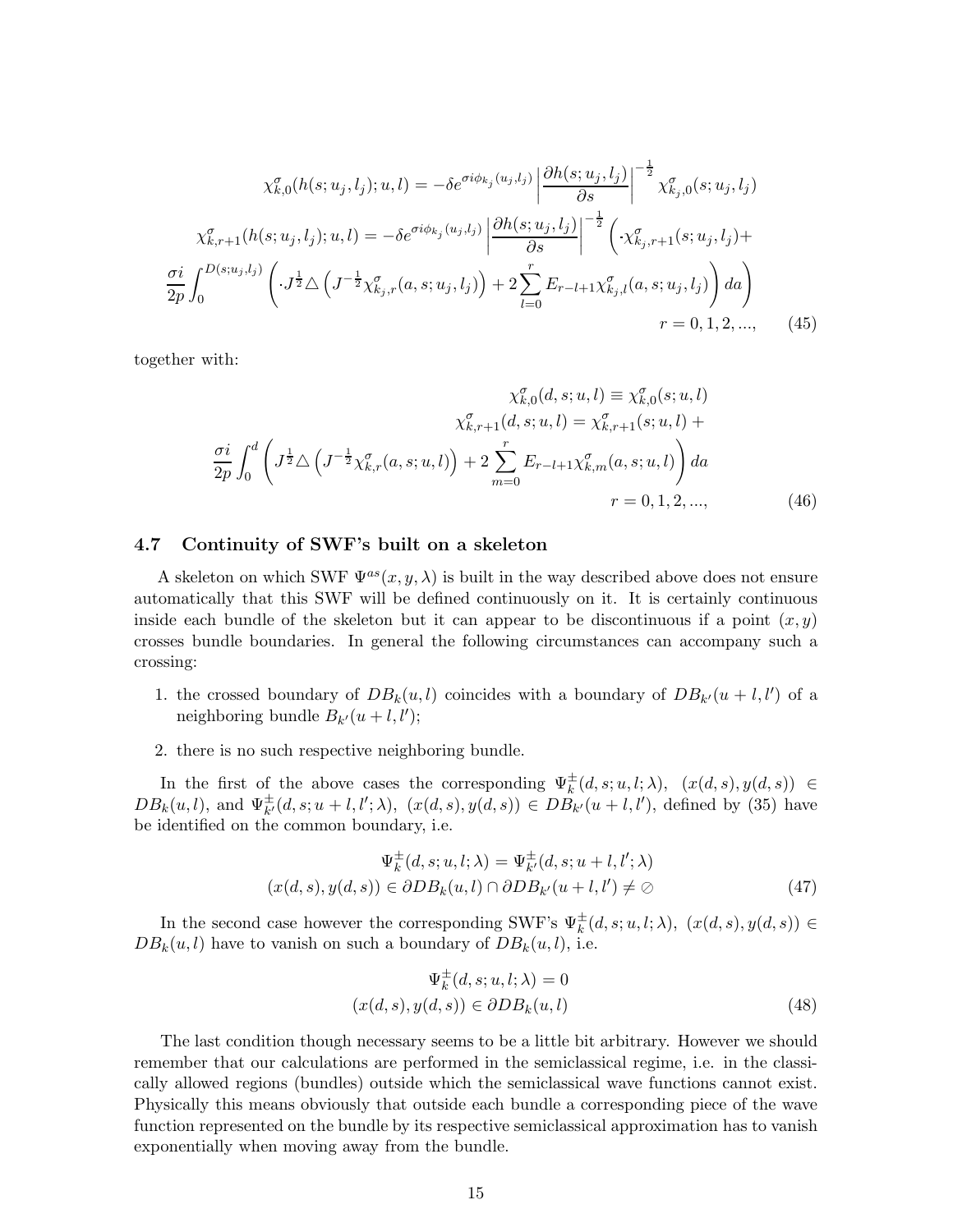$$
\chi^{\sigma}_{k,0}(h(s;u_j,l_j);u,l) = -\delta e^{\sigma i\phi_{k_j}(u_j,l_j)}\left|\frac{\partial h(s;u_j,l_j)}{\partial s}\right|^{-\frac{1}{2}}\chi^{\sigma}_{k_j,0}(s;u_j,l_j)
$$

$$
\chi^{\sigma}_{k,r+1}(h(s;u_j,l_j);u,l) = -\delta e^{\sigma i\phi_{k_j}(u_j,l_j)}\left|\frac{\partial h(s;u_j,l_j)}{\partial s}\right|^{-\frac{1}{2}}\Big(\cdot\chi^{\sigma}_{k_j,r+1}(s;u_j,l_j)+
$$

$$
\frac{\sigma i}{2p}\int_0^{D(s;u_j,l_j)}\left(\cdot J^{\frac{1}{2}}\triangle\left(J^{-\frac{1}{2}}\chi^{\sigma}_{k_j,r}(a,s;u_j,l_j)\right)+2\sum_{l=0}^{r}E_{r-l+1}\chi^{\sigma}_{k_j,l}(a,s;u_j,l_j)\right)da\Big)
$$

$$
r = 0,1,2,..., \tag{45}
$$

together with:

$$
\chi^{\sigma}_{k,0}(d,s;u,l) \equiv \chi^{\sigma}_{k,0}(s;u,l)
$$

$$
\chi^{\sigma}_{k,r+1}(d,s;u,l) = \chi^{\sigma}_{k,r+1}(s;u,l) +
$$

$$
\frac{\sigma i}{2p}\int_0^{d}\left(J^{\frac{1}{2}}\triangle\left(J^{-\frac{1}{2}}\chi^{\sigma}_{k,r}(a,s;u,l)\right)+2\sum_{m=0}^{r}E_{r-l+1}\chi^{\sigma}_{k,m}(a,s;u,l)\right)da
$$

$$
r = 0,1,2,..., \tag{46}
$$

### 4.7 Continuity of SWF's built on a skeleton

A skeleton on which SWF $\Psi^{as}(x,y,\lambda)$ is built in the way described above does not ensure automatically that this SWF will be defined continuously on it. It is certainly continuous inside each bundle of the skeleton but it can appear to be discontinuous if a point $(x,y)$ crosses bundle boundaries. In general the following circumstances can accompany such a crossing:

1. the crossed boundary of $DB_k(u,l)$ coincides with a boundary of $DB_{k'}(u+l,l')$ of a neighboring bundle $B_{k'}(u+l,l')$;
2. there is no such respective neighboring bundle.

In the first of the above cases the corresponding $\Psi^{\pm}_k(d,s;u,l;\lambda)$, $(x(d,s),y(d,s)) \in DB_k(u,l)$, and $\Psi^{\pm}_{k'}(d,s;u+l,l';\lambda)$, $(x(d,s),y(d,s)) \in DB_{k'}(u+l,l')$, defined by (35) have be identified on the common boundary, i.e.

$$
\Psi^{\pm}_k(d,s;u,l;\lambda) = \Psi^{\pm}_{k'}(d,s;u+l,l';\lambda)
$$

$$
(x(d,s),y(d,s)) \in \partial DB_k(u,l)\cap\partial DB_{k'}(u+l,l') \neq \oslash \tag{47}
$$

In the second case however the corresponding SWF's $\Psi^{\pm}_k(d,s;u,l;\lambda)$, $(x(d,s),y(d,s)) \in DB_k(u,l)$ have to vanish on such a boundary of $DB_k(u,l)$, i.e.

$$
\Psi^{\pm}_k(d,s;u,l;\lambda) = 0
$$

$$
(x(d,s),y(d,s)) \in \partial DB_k(u,l) \tag{48}
$$

The last condition though necessary seems to be a little bit arbitrary. However we should remember that our calculations are performed in the semiclassical regime, i.e. in the classically allowed regions (bundles) outside which the semiclassical wave functions cannot exist. Physically this means obviously that outside each bundle a corresponding piece of the wave function represented on the bundle by its respective semiclassical approximation has to vanish exponentially when moving away from the bundle.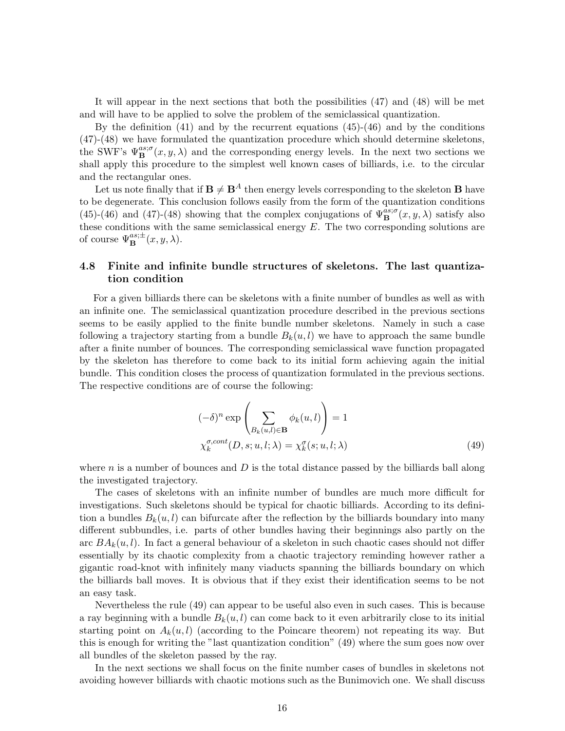It will appear in the next sections that both the possibilities (47) and (48) will be met and will have to be applied to solve the problem of the semiclassical quantization.

By the definition (41) and by the recurrent equations (45)-(46) and by the conditions (47)-(48) we have formulated the quantization procedure which should determine skeletons, the SWF's $\Psi_{\mathbf{B}}^{as;\sigma}(x,y,\lambda)$ and the corresponding energy levels. In the next two sections we shall apply this procedure to the simplest well known cases of billiards, i.e. to the circular and the rectangular ones.

Let us note finally that if $\mathbf{B} \neq \mathbf{B}^A$ then energy levels corresponding to the skeleton $\mathbf{B}$ have to be degenerate. This conclusion follows easily from the form of the quantization conditions (45)-(46) and (47)-(48) showing that the complex conjugations of $\Psi_{\mathbf{B}}^{as;\sigma}(x,y,\lambda)$ satisfy also these conditions with the same semiclassical energy $E$. The two corresponding solutions are of course $\Psi_{\mathbf{B}}^{as;\pm}(x,y,\lambda)$.

### 4.8 Finite and infinite bundle structures of skeletons. The last quantization condition

For a given billiards there can be skeletons with a finite number of bundles as well as with an infinite one. The semiclassical quantization procedure described in the previous sections seems to be easily applied to the finite bundle number skeletons. Namely in such a case following a trajectory starting from a bundle $B_k(u,l)$ we have to approach the same bundle after a finite number of bounces. The corresponding semiclassical wave function propagated by the skeleton has therefore to come back to its initial form achieving again the initial bundle. This condition closes the process of quantization formulated in the previous sections. The respective conditions are of course the following:

$$
\begin{aligned}
(-\delta)^n \exp\left(\sum_{B_k(u,l)\in\mathbf{B}} \phi_k(u,l)\right) = 1 \\
\chi_k^{\sigma,cont}(D,s;u,l;\lambda) = \chi_k^{\sigma}(s;u,l;\lambda)
\end{aligned}
\qquad (49)
$$

where $n$ is a number of bounces and $D$ is the total distance passed by the billiards ball along the investigated trajectory.

The cases of skeletons with an infinite number of bundles are much more difficult for investigations. Such skeletons should be typical for chaotic billiards. According to its definition a bundles $B_k(u,l)$ can bifurcate after the reflection by the billiards boundary into many different subbundles, i.e. parts of other bundles having their beginnings also partly on the arc $BA_k(u,l)$. In fact a general behaviour of a skeleton in such chaotic cases should not differ essentially by its chaotic complexity from a chaotic trajectory reminding however rather a gigantic road-knot with infinitely many viaducts spanning the billiards boundary on which the billiards ball moves. It is obvious that if they exist their identification seems to be not an easy task.

Nevertheless the rule (49) can appear to be useful also even in such cases. This is because a ray beginning with a bundle $B_k(u,l)$ can come back to it even arbitrarily close to its initial starting point on $A_k(u,l)$ (according to the Poincare theorem) not repeating its way. But this is enough for writing the "last quantization condition" (49) where the sum goes now over all bundles of the skeleton passed by the ray.

In the next sections we shall focus on the finite number cases of bundles in skeletons not avoiding however billiards with chaotic motions such as the Bunimovich one. We shall discuss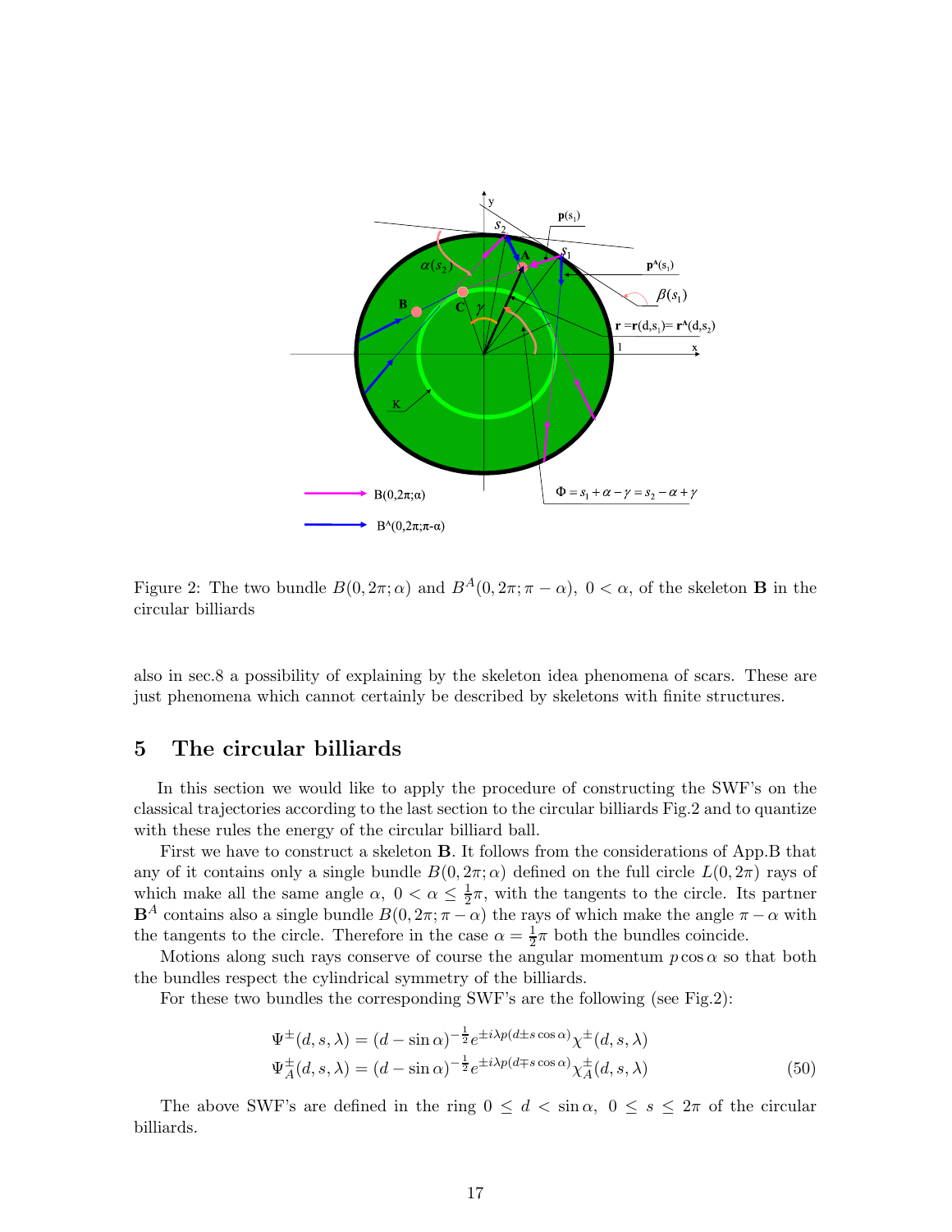Figure 2: The two bundle $B(0, 2\pi; \alpha)$ and $B^A(0, 2\pi; \pi - \alpha)$, $0 < \alpha$, of the skeleton $\mathbf{B}$ in the circular billiards

also in sec.8 a possibility of explaining by the skeleton idea phenomena of scars. These are just phenomena which cannot certainly be described by skeletons with finite structures.

## 5 The circular billiards

In this section we would like to apply the procedure of constructing the SWF's on the classical trajectories according to the last section to the circular billiards Fig.2 and to quantize with these rules the energy of the circular billiard ball.

First we have to construct a skeleton $\mathbf{B}$. It follows from the considerations of App.B that any of it contains only a single bundle $B(0, 2\pi; \alpha)$ defined on the full circle $L(0, 2\pi)$ rays of which make all the same angle $\alpha$, $0 < \alpha \leq \frac{1}{2}\pi$, with the tangents to the circle. Its partner $\mathbf{B}^A$ contains also a single bundle $B(0, 2\pi; \pi - \alpha)$ the rays of which make the angle $\pi - \alpha$ with the tangents to the circle. Therefore in the case $\alpha = \frac{1}{2}\pi$ both the bundles coincide.

Motions along such rays conserve of course the angular momentum $p \cos \alpha$ so that both the bundles respect the cylindrical symmetry of the billiards.

For these two bundles the corresponding SWF's are the following (see Fig.2):

$$
\begin{aligned}
\Psi^{\pm}(d, s, \lambda) &= (d - \sin \alpha)^{-\frac{1}{2}} e^{\pm i\lambda p(d \pm s \cos \alpha)} \chi^{\pm}(d, s, \lambda) \\
\Psi_A^{\pm}(d, s, \lambda) &= (d - \sin \alpha)^{-\frac{1}{2}} e^{\pm i\lambda p(d \mp s \cos \alpha)} \chi_A^{\pm}(d, s, \lambda)
\end{aligned}
\tag{50}
$$

The above SWF's are defined in the ring $0 \leq d < \sin \alpha$, $0 \leq s \leq 2\pi$ of the circular billiards.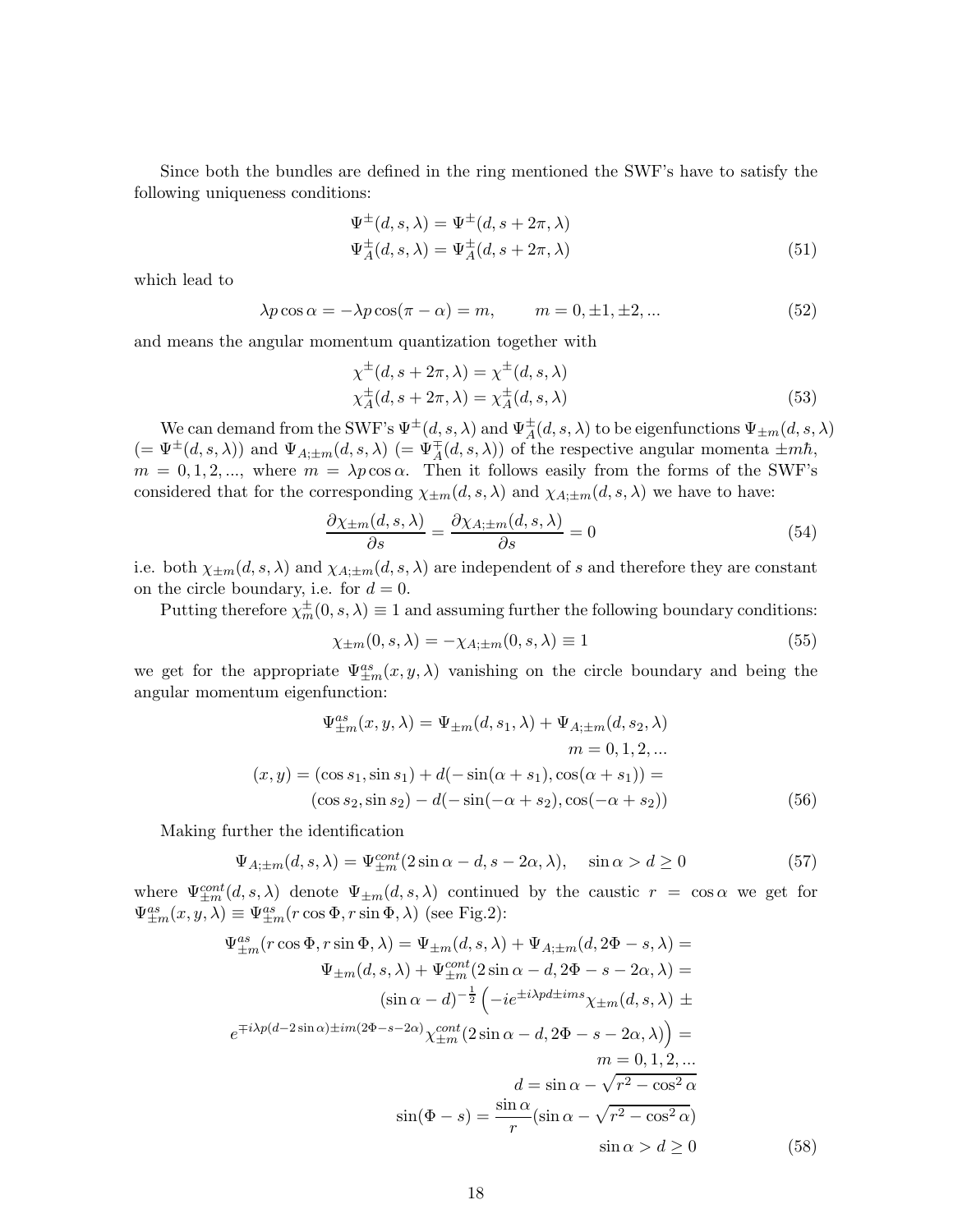Since both the bundles are defined in the ring mentioned the SWF's have to satisfy the following uniqueness conditions:

$$
\begin{aligned}
\Psi^{\pm}(d,s,\lambda) &= \Psi^{\pm}(d,s+2\pi,\lambda)\\
\Psi^{\pm}_A(d,s,\lambda) &= \Psi^{\pm}_A(d,s+2\pi,\lambda)
\end{aligned}
\tag{51}
$$

which lead to

$$
\lambda p\cos\alpha = -\lambda p\cos(\pi-\alpha) = m, \qquad m = 0, \pm 1, \pm 2, ... \tag{52}
$$

and means the angular momentum quantization together with

$$
\begin{aligned}
\chi^{\pm}(d,s+2\pi,\lambda) &= \chi^{\pm}(d,s,\lambda)\\
\chi^{\pm}_A(d,s+2\pi,\lambda) &= \chi^{\pm}_A(d,s,\lambda)
\end{aligned}
\tag{53}
$$

We can demand from the SWF's $\Psi^{\pm}(d,s,\lambda)$ and $\Psi^{\pm}_A(d,s,\lambda)$ to be eigenfunctions $\Psi_{\pm m}(d,s,\lambda)$ $(= \Psi^{\pm}(d,s,\lambda))$ and $\Psi_{A;\pm m}(d,s,\lambda)$ $(= \Psi^{\mp}_A(d,s,\lambda))$ of the respective angular momenta $\pm m\hbar$, $m = 0,1,2,...$, where $m = \lambda p\cos\alpha$. Then it follows easily from the forms of the SWF's considered that for the corresponding $\chi_{\pm m}(d,s,\lambda)$ and $\chi_{A;\pm m}(d,s,\lambda)$ we have to have:

$$
\frac{\partial \chi_{\pm m}(d,s,\lambda)}{\partial s} = \frac{\partial \chi_{A;\pm m}(d,s,\lambda)}{\partial s} = 0 \tag{54}
$$

i.e. both $\chi_{\pm m}(d,s,\lambda)$ and $\chi_{A;\pm m}(d,s,\lambda)$ are independent of $s$ and therefore they are constant on the circle boundary, i.e. for $d = 0$.

Putting therefore $\chi^{\pm}_m(0,s,\lambda) \equiv 1$ and assuming further the following boundary conditions:

$$
\chi_{\pm m}(0,s,\lambda) = -\chi_{A;\pm m}(0,s,\lambda) \equiv 1 \tag{55}
$$

we get for the appropriate $\Psi^{as}_{\pm m}(x,y,\lambda)$ vanishing on the circle boundary and being the angular momentum eigenfunction:

$$
\begin{aligned}
\Psi^{as}_{\pm m}(x,y,\lambda) &= \Psi_{\pm m}(d,s_1,\lambda) + \Psi_{A;\pm m}(d,s_2,\lambda)\\
&\qquad m = 0,1,2,...\\
(x,y) &= (\cos s_1, \sin s_1) + d(-\sin(\alpha+s_1), \cos(\alpha+s_1)) =\\
&\quad (\cos s_2, \sin s_2) - d(-\sin(-\alpha+s_2), \cos(-\alpha+s_2))
\end{aligned}
\tag{56}
$$

Making further the identification

$$
\Psi_{A;\pm m}(d,s,\lambda) = \Psi^{cont}_{\pm m}(2\sin\alpha - d, s-2\alpha, \lambda), \quad \sin\alpha > d \geq 0 \tag{57}
$$

where $\Psi^{cont}_{\pm m}(d,s,\lambda)$ denote $\Psi_{\pm m}(d,s,\lambda)$ continued by the caustic $r = \cos\alpha$ we get for $\Psi^{as}_{\pm m}(x,y,\lambda) \equiv \Psi^{as}_{\pm m}(r\cos\Phi, r\sin\Phi,\lambda)$ (see Fig.2):

$$
\begin{aligned}
\Psi^{as}_{\pm m}(r\cos\Phi, r\sin\Phi,\lambda) &= \Psi_{\pm m}(d,s,\lambda) + \Psi_{A;\pm m}(d, 2\Phi - s,\lambda) =\\
&\quad \Psi_{\pm m}(d,s,\lambda) + \Psi^{cont}_{\pm m}(2\sin\alpha - d, 2\Phi - s - 2\alpha,\lambda) =\\
&\quad (\sin\alpha - d)^{-\frac{1}{2}}\Big(-ie^{\pm i\lambda pd \pm ims}\chi_{\pm m}(d,s,\lambda) \pm\\
&\quad e^{\mp i\lambda p(d-2\sin\alpha)\pm im(2\Phi - s - 2\alpha)}\chi^{cont}_{\pm m}(2\sin\alpha - d, 2\Phi - s - 2\alpha,\lambda)\Big) =\\
&\qquad m = 0,1,2,...\\
&\qquad d = \sin\alpha - \sqrt{r^2 - \cos^2\alpha}\\
\sin(\Phi - s) &= \frac{\sin\alpha}{r}(\sin\alpha - \sqrt{r^2 - \cos^2\alpha})\\
&\qquad \sin\alpha > d \geq 0
\end{aligned}
\tag{58}
$$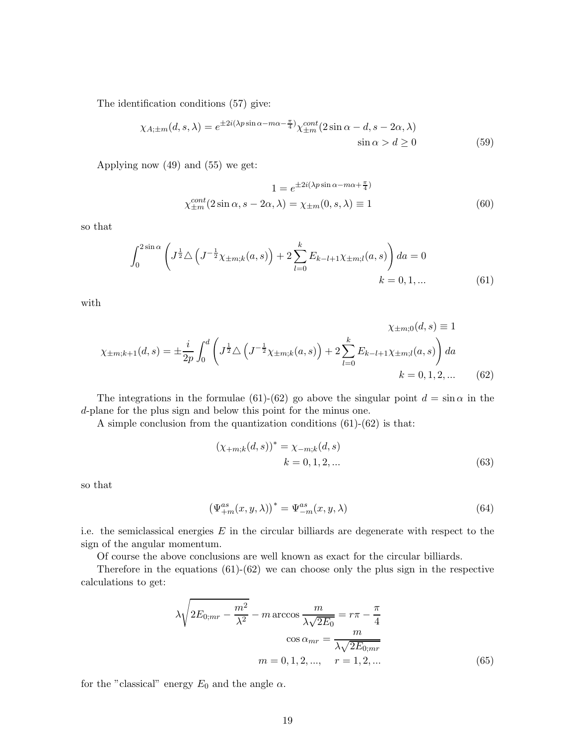The identification conditions (57) give:

$$
\chi_{A;\pm m}(d,s,\lambda) = e^{\pm 2i(\lambda p \sin\alpha - m\alpha - \frac{\pi}{4})}\chi^{cont}_{\pm m}(2\sin\alpha - d, s - 2\alpha, \lambda)
$$
$$
\sin\alpha > d \geq 0 \tag{59}
$$

Applying now (49) and (55) we get:

$$
1 = e^{\pm 2i(\lambda p \sin\alpha - m\alpha + \frac{\pi}{4})}
$$
$$
\chi^{cont}_{\pm m}(2\sin\alpha, s - 2\alpha, \lambda) = \chi_{\pm m}(0, s, \lambda) \equiv 1 \tag{60}
$$

so that

$$
\int_0^{2\sin\alpha}\left(J^{\frac{1}{2}}\triangle\left(J^{-\frac{1}{2}}\chi_{\pm m;k}(a,s)\right) + 2\sum_{l=0}^{k}E_{k-l+1}\chi_{\pm m;l}(a,s)\right)da = 0
$$
$$
k = 0,1,... \tag{61}
$$

with

$$
\chi_{\pm m;0}(d,s) \equiv 1
$$
$$
\chi_{\pm m;k+1}(d,s) = \pm\frac{i}{2p}\int_0^d\left(J^{\frac{1}{2}}\triangle\left(J^{-\frac{1}{2}}\chi_{\pm m;k}(a,s)\right) + 2\sum_{l=0}^{k}E_{k-l+1}\chi_{\pm m;l}(a,s)\right)da
$$
$$
k = 0,1,2,... \tag{62}
$$

The integrations in the formulae (61)-(62) go above the singular point $d = \sin\alpha$ in the $d$-plane for the plus sign and below this point for the minus one.

A simple conclusion from the quantization conditions (61)-(62) is that:

$$
\left(\chi_{+m;k}(d,s)\right)^* = \chi_{-m;k}(d,s)
$$
$$
k = 0,1,2,... \tag{63}
$$

so that

$$
\left(\Psi^{as}_{+m}(x,y,\lambda)\right)^* = \Psi^{as}_{-m}(x,y,\lambda) \tag{64}
$$

i.e. the semiclassical energies $E$ in the circular billiards are degenerate with respect to the sign of the angular momentum.

Of course the above conclusions are well known as exact for the circular billiards.

Therefore in the equations (61)-(62) we can choose only the plus sign in the respective calculations to get:

$$
\lambda\sqrt{2E_{0;mr} - \frac{m^2}{\lambda^2}} - m\arccos\frac{m}{\lambda\sqrt{2E_0}} = r\pi - \frac{\pi}{4}
$$
$$
\cos\alpha_{mr} = \frac{m}{\lambda\sqrt{2E_{0;mr}}}
$$
$$
m = 0,1,2,..., \quad r = 1,2,... \tag{65}
$$

for the "classical" energy $E_0$ and the angle $\alpha$.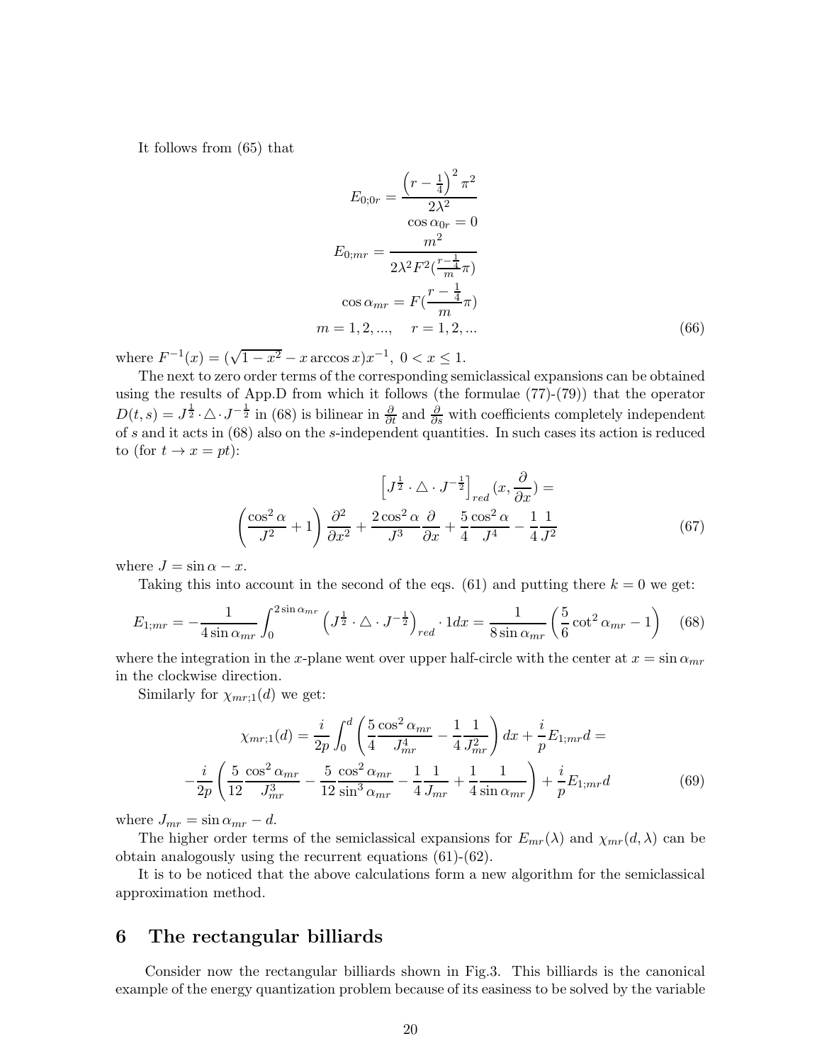It follows from (65) that

$$
\begin{aligned}
E_{0;0r} &= \frac{\left(r-\frac{1}{4}\right)^2\pi^2}{2\lambda^2}\\
\cos\alpha_{0r} &= 0\\
E_{0;mr} &= \frac{m^2}{2\lambda^2 F^2(\frac{r-\frac{1}{4}}{m}\pi)}\\
\cos\alpha_{mr} &= F(\frac{r-\frac{1}{4}}{m}\pi)\\
m = 1,2,...,& \quad r=1,2,...
\end{aligned}
\tag{66}
$$

where $F^{-1}(x) = (\sqrt{1-x^2} - x\arccos x)x^{-1},\ 0 < x \leq 1$.

The next to zero order terms of the corresponding semiclassical expansions can be obtained using the results of App.D from which it follows (the formulae (77)-(79)) that the operator $D(t,s) = J^{\frac{1}{2}} \cdot \triangle \cdot J^{-\frac{1}{2}}$ in (68) is bilinear in $\frac{\partial}{\partial t}$ and $\frac{\partial}{\partial s}$ with coefficients completely independent of $s$ and it acts in (68) also on the $s$-independent quantities. In such cases its action is reduced to (for $t \to x = pt$):

$$
\left[J^{\frac{1}{2}} \cdot \triangle \cdot J^{-\frac{1}{2}}\right]_{red}(x, \frac{\partial}{\partial x}) = \left(\frac{\cos^2\alpha}{J^2} + 1\right)\frac{\partial^2}{\partial x^2} + \frac{2\cos^2\alpha}{J^3}\frac{\partial}{\partial x} + \frac{5}{4}\frac{\cos^2\alpha}{J^4} - \frac{1}{4}\frac{1}{J^2}
\tag{67}
$$

where $J = \sin\alpha - x$.

Taking this into account in the second of the eqs. (61) and putting there $k=0$ we get:

$$
E_{1;mr} = -\frac{1}{4\sin\alpha_{mr}}\int_0^{2\sin\alpha_{mr}}\left(J^{\frac{1}{2}} \cdot \triangle \cdot J^{-\frac{1}{2}}\right)_{red} \cdot 1dx = \frac{1}{8\sin\alpha_{mr}}\left(\frac{5}{6}\cot^2\alpha_{mr} - 1\right)
\tag{68}
$$

where the integration in the $x$-plane went over upper half-circle with the center at $x = \sin\alpha_{mr}$ in the clockwise direction.

Similarly for $\chi_{mr;1}(d)$ we get:

$$
\begin{aligned}
\chi_{mr;1}(d) &= \frac{i}{2p}\int_0^d \left(\frac{5}{4}\frac{\cos^2\alpha_{mr}}{J_{mr}^4} - \frac{1}{4}\frac{1}{J_{mr}^2}\right)dx + \frac{i}{p}E_{1;mr}d = \\
&-\frac{i}{2p}\left(\frac{5}{12}\frac{\cos^2\alpha_{mr}}{J_{mr}^3} - \frac{5}{12}\frac{\cos^2\alpha_{mr}}{\sin^3\alpha_{mr}} - \frac{1}{4}\frac{1}{J_{mr}} + \frac{1}{4}\frac{1}{\sin\alpha_{mr}}\right) + \frac{i}{p}E_{1;mr}d
\end{aligned}
\tag{69}
$$

where $J_{mr} = \sin\alpha_{mr} - d$.

The higher order terms of the semiclassical expansions for $E_{mr}(\lambda)$ and $\chi_{mr}(d,\lambda)$ can be obtain analogously using the recurrent equations (61)-(62).

It is to be noticed that the above calculations form a new algorithm for the semiclassical approximation method.

# 6 The rectangular billiards

Consider now the rectangular billiards shown in Fig.3. This billiards is the canonical example of the energy quantization problem because of its easiness to be solved by the variable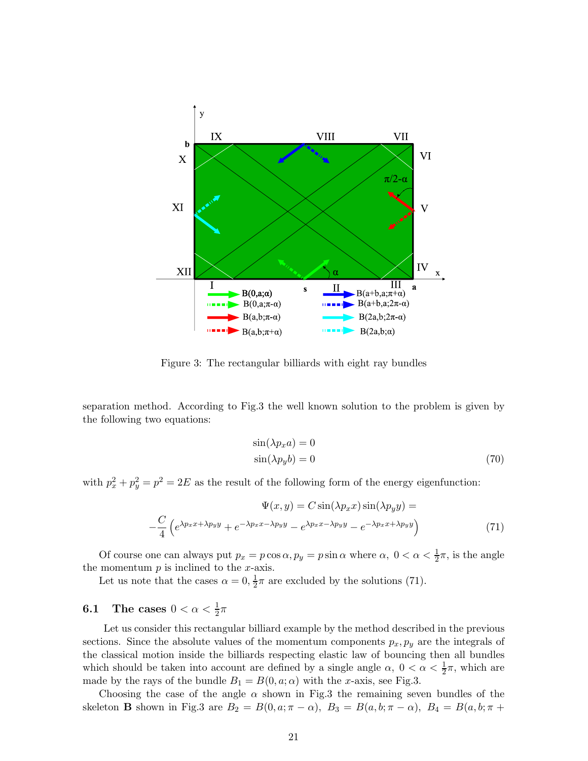Figure 3: The rectangular billiards with eight ray bundles

separation method. According to Fig.3 the well known solution to the problem is given by the following two equations:

$$
\begin{aligned}
\sin(\lambda p_x a) = 0 \\
\sin(\lambda p_y b) = 0
\end{aligned}
\tag{70}
$$

with $p_x^2 + p_y^2 = p^2 = 2E$ as the result of the following form of the energy eigenfunction:

$$
\Psi(x, y) = C \sin(\lambda p_x x) \sin(\lambda p_y y) =
$$
$$
-\frac{C}{4}\left(e^{\lambda p_x x + \lambda p_y y} + e^{-\lambda p_x x - \lambda p_y y} - e^{\lambda p_x x - \lambda p_y y} - e^{-\lambda p_x x + \lambda p_y y}\right) \tag{71}
$$

Of course one can always put $p_x = p\cos\alpha, p_y = p\sin\alpha$ where $\alpha,\ 0 < \alpha < \frac{1}{2}\pi$, is the angle the momentum $p$ is inclined to the $x$-axis.

Let us note that the cases $\alpha = 0, \frac{1}{2}\pi$ are excluded by the solutions (71).

### 6.1 The cases $0 < \alpha < \frac{1}{2}\pi$

Let us consider this rectangular billiard example by the method described in the previous sections. Since the absolute values of the momentum components $p_x, p_y$ are the integrals of the classical motion inside the billiards respecting elastic law of bouncing then all bundles which should be taken into account are defined by a single angle $\alpha,\ 0 < \alpha < \frac{1}{2}\pi$, which are made by the rays of the bundle $B_1 = B(0, a; \alpha)$ with the $x$-axis, see Fig.3.

Choosing the case of the angle $\alpha$ shown in Fig.3 the remaining seven bundles of the skeleton **B** shown in Fig.3 are $B_2 = B(0, a; \pi - \alpha),\ B_3 = B(a, b; \pi - \alpha),\ B_4 = B(a, b; \pi +$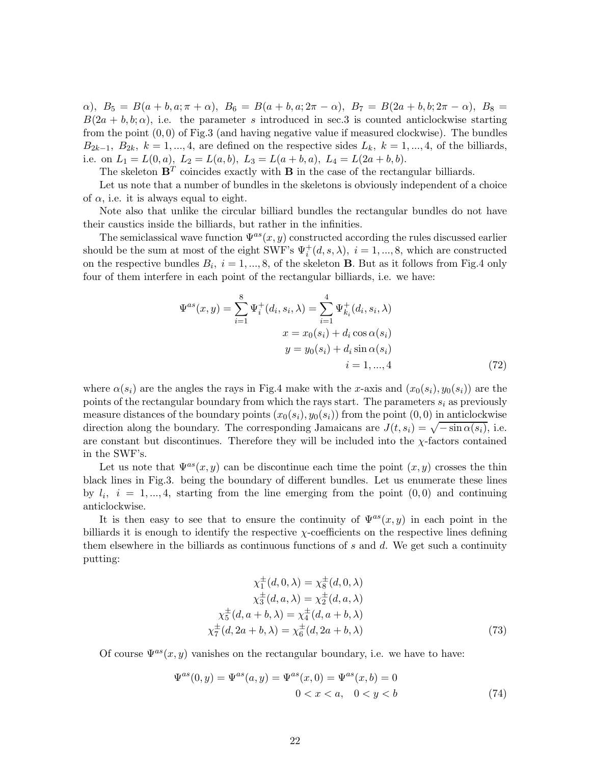$\alpha$), $B_5 = B(a+b, a; \pi + \alpha)$, $B_6 = B(a+b, a; 2\pi - \alpha)$, $B_7 = B(2a+b, b; 2\pi - \alpha)$, $B_8 = B(2a+b, b; \alpha)$, i.e. the parameter $s$ introduced in sec.3 is counted anticlockwise starting from the point $(0,0)$ of Fig.3 (and having negative value if measured clockwise). The bundles $B_{2k-1}$, $B_{2k}$, $k = 1, ..., 4$, are defined on the respective sides $L_k$, $k = 1, ..., 4$, of the billiards, i.e. on $L_1 = L(0,a)$, $L_2 = L(a,b)$, $L_3 = L(a+b, a)$, $L_4 = L(2a+b, b)$.

The skeleton $\mathbf{B}^T$ coincides exactly with $\mathbf{B}$ in the case of the rectangular billiards.

Let us note that a number of bundles in the skeletons is obviously independent of a choice of $\alpha$, i.e. it is always equal to eight.

Note also that unlike the circular billiard bundles the rectangular bundles do not have their caustics inside the billiards, but rather in the infinities.

The semiclassical wave function $\Psi^{as}(x,y)$ constructed according the rules discussed earlier should be the sum at most of the eight SWF's $\Psi_i^+(d, s, \lambda)$, $i = 1, ..., 8$, which are constructed on the respective bundles $B_i$, $i = 1, ..., 8$, of the skeleton $\mathbf{B}$. But as it follows from Fig.4 only four of them interfere in each point of the rectangular billiards, i.e. we have:

$$
\begin{aligned}
\Psi^{as}(x,y) = \sum_{i=1}^{8} \Psi_i^+(d_i, s_i, \lambda) = \sum_{i=1}^{4} \Psi_{k_i}^+(d_i, s_i, \lambda) \\
x = x_0(s_i) + d_i \cos\alpha(s_i) \\
y = y_0(s_i) + d_i \sin\alpha(s_i) \\
i = 1, ..., 4
\end{aligned}
\tag{72}
$$

where $\alpha(s_i)$ are the angles the rays in Fig.4 make with the $x$-axis and $(x_0(s_i), y_0(s_i))$ are the points of the rectangular boundary from which the rays start. The parameters $s_i$ as previously measure distances of the boundary points $(x_0(s_i), y_0(s_i))$ from the point $(0,0)$ in anticlockwise direction along the boundary. The corresponding Jamaicans are $J(t, s_i) = \sqrt{-\sin\alpha(s_i)}$, i.e. are constant but discontinues. Therefore they will be included into the $\chi$-factors contained in the SWF's.

Let us note that $\Psi^{as}(x,y)$ can be discontinue each time the point $(x,y)$ crosses the thin black lines in Fig.3. being the boundary of different bundles. Let us enumerate these lines by $l_i$, $i = 1, ..., 4$, starting from the line emerging from the point $(0,0)$ and continuing anticlockwise.

It is then easy to see that to ensure the continuity of $\Psi^{as}(x,y)$ in each point in the billiards it is enough to identify the respective $\chi$-coefficients on the respective lines defining them elsewhere in the billiards as continuous functions of $s$ and $d$. We get such a continuity putting:

$$
\begin{aligned}
\chi_1^\pm(d, 0, \lambda) = \chi_8^\pm(d, 0, \lambda) \\
\chi_3^\pm(d, a, \lambda) = \chi_2^\pm(d, a, \lambda) \\
\chi_5^\pm(d, a+b, \lambda) = \chi_4^\pm(d, a+b, \lambda) \\
\chi_7^\pm(d, 2a+b, \lambda) = \chi_6^\pm(d, 2a+b, \lambda)
\end{aligned}
\tag{73}
$$

Of course $\Psi^{as}(x,y)$ vanishes on the rectangular boundary, i.e. we have to have:

$$
\begin{aligned}
\Psi^{as}(0,y) = \Psi^{as}(a,y) = \Psi^{as}(x,0) = \Psi^{as}(x,b) = 0 \\
0 < x < a, \quad 0 < y < b
\end{aligned}
\tag{74}
$$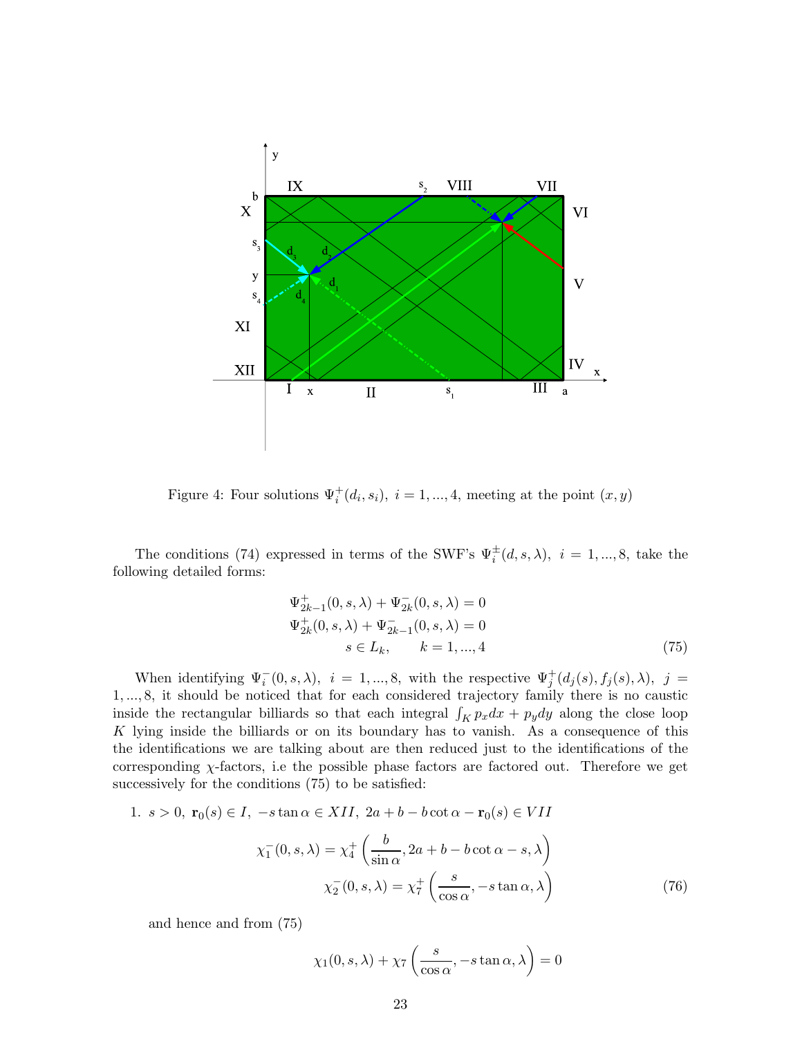Figure 4: Four solutions $\Psi_i^+(d_i, s_i),\ i = 1, ..., 4$, meeting at the point $(x, y)$

The conditions (74) expressed in terms of the SWF's $\Psi_i^{\pm}(d, s, \lambda),\ i = 1, ..., 8$, take the following detailed forms:

$$
\begin{array}{c}
\Psi_{2k-1}^+(0, s, \lambda) + \Psi_{2k}^-(0, s, \lambda) = 0 \\
\Psi_{2k}^+(0, s, \lambda) + \Psi_{2k-1}^-(0, s, \lambda) = 0 \\
s \in L_k, \qquad k = 1, ..., 4
\end{array}
\tag{75}
$$

When identifying $\Psi_i^-(0, s, \lambda),\ i = 1, ..., 8$, with the respective $\Psi_j^+(d_j(s), f_j(s), \lambda),\ j = 1, ..., 8$, it should be noticed that for each considered trajectory family there is no caustic inside the rectangular billiards so that each integral $\int_K p_x dx + p_y dy$ along the close loop $K$ lying inside the billiards or on its boundary has to vanish. As a consequence of this the identifications we are talking about are then reduced just to the identifications of the corresponding $\chi$-factors, i.e the possible phase factors are factored out. Therefore we get successively for the conditions (75) to be satisfied:

1. $s > 0,\ \mathbf{r}_0(s) \in I,\ -s \tan\alpha \in XII,\ 2a + b - b\cot\alpha - \mathbf{r}_0(s) \in VII$

$$
\begin{array}{r}
\chi_1^-(0, s, \lambda) = \chi_4^+\left(\dfrac{b}{\sin\alpha}, 2a + b - b\cot\alpha - s, \lambda\right) \\
\chi_2^-(0, s, \lambda) = \chi_7^+\left(\dfrac{s}{\cos\alpha}, -s\tan\alpha, \lambda\right)
\end{array}
\tag{76}
$$

and hence and from (75)

$$
\chi_1(0, s, \lambda) + \chi_7\left(\frac{s}{\cos\alpha}, -s\tan\alpha, \lambda\right) = 0
$$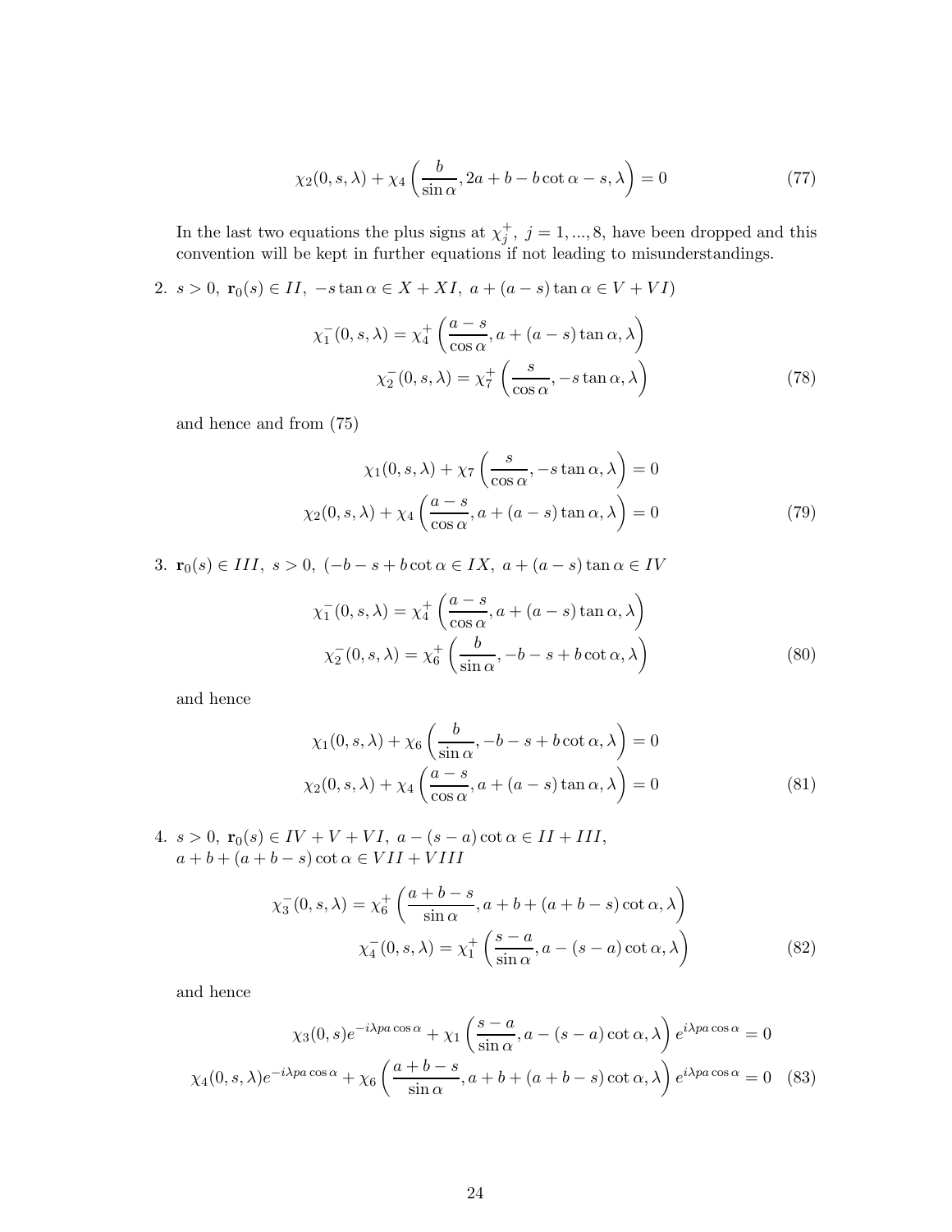$$\chi_2(0,s,\lambda)+\chi_4\left(\frac{b}{\sin\alpha},2a+b-b\cot\alpha-s,\lambda\right)=0 \tag{77}$$

In the last two equations the plus signs at $\chi_j^+$, $j=1,...,8$, have been dropped and this convention will be kept in further equations if not leading to misunderstandings.

2. $s>0,\ \mathbf{r}_0(s)\in II,\ -s\tan\alpha\in X+XI,\ a+(a-s)\tan\alpha\in V+VI)$

$$\begin{aligned}\chi_1^-(0,s,\lambda)&=\chi_4^+\left(\frac{a-s}{\cos\alpha},a+(a-s)\tan\alpha,\lambda\right)\\ \chi_2^-(0,s,\lambda)&=\chi_7^+\left(\frac{s}{\cos\alpha},-s\tan\alpha,\lambda\right)\end{aligned} \tag{78}$$

and hence and from (75)

$$\begin{aligned}\chi_1(0,s,\lambda)+\chi_7\left(\frac{s}{\cos\alpha},-s\tan\alpha,\lambda\right)&=0\\ \chi_2(0,s,\lambda)+\chi_4\left(\frac{a-s}{\cos\alpha},a+(a-s)\tan\alpha,\lambda\right)&=0\end{aligned} \tag{79}$$

3. $\mathbf{r}_0(s)\in III,\ s>0,\ (-b-s+b\cot\alpha\in IX,\ a+(a-s)\tan\alpha\in IV$

$$\begin{aligned}\chi_1^-(0,s,\lambda)&=\chi_4^+\left(\frac{a-s}{\cos\alpha},a+(a-s)\tan\alpha,\lambda\right)\\ \chi_2^-(0,s,\lambda)&=\chi_6^+\left(\frac{b}{\sin\alpha},-b-s+b\cot\alpha,\lambda\right)\end{aligned} \tag{80}$$

and hence

$$\begin{aligned}\chi_1(0,s,\lambda)+\chi_6\left(\frac{b}{\sin\alpha},-b-s+b\cot\alpha,\lambda\right)&=0\\ \chi_2(0,s,\lambda)+\chi_4\left(\frac{a-s}{\cos\alpha},a+(a-s)\tan\alpha,\lambda\right)&=0\end{aligned} \tag{81}$$

4. $s>0,\ \mathbf{r}_0(s)\in IV+V+VI,\ a-(s-a)\cot\alpha\in II+III,$
$a+b+(a+b-s)\cot\alpha\in VII+VIII$

$$\begin{aligned}\chi_3^-(0,s,\lambda)&=\chi_6^+\left(\frac{a+b-s}{\sin\alpha},a+b+(a+b-s)\cot\alpha,\lambda\right)\\ \chi_4^-(0,s,\lambda)&=\chi_1^+\left(\frac{s-a}{\sin\alpha},a-(s-a)\cot\alpha,\lambda\right)\end{aligned} \tag{82}$$

and hence

$$\begin{aligned}\chi_3(0,s)e^{-i\lambda pa\cos\alpha}+\chi_1\left(\frac{s-a}{\sin\alpha},a-(s-a)\cot\alpha,\lambda\right)e^{i\lambda pa\cos\alpha}&=0\\ \chi_4(0,s,\lambda)e^{-i\lambda pa\cos\alpha}+\chi_6\left(\frac{a+b-s}{\sin\alpha},a+b+(a+b-s)\cot\alpha,\lambda\right)e^{i\lambda pa\cos\alpha}&=0\end{aligned} \tag{83}$$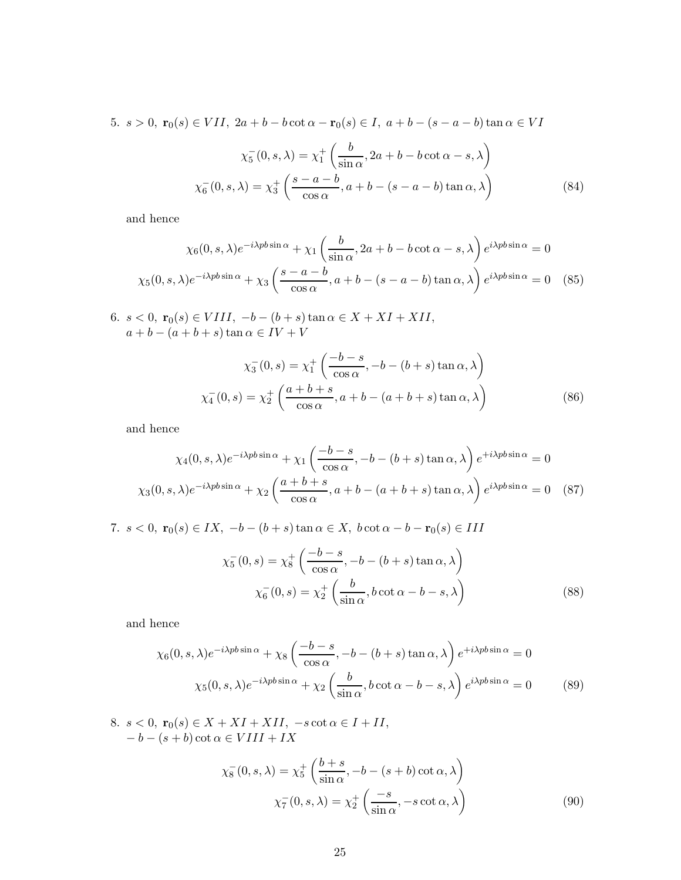5. $s > 0$, $\mathbf{r}_0(s) \in VII$, $2a + b - b\cot\alpha - \mathbf{r}_0(s) \in I$, $a + b - (s - a - b)\tan\alpha \in VI$

$$\chi_5^-(0, s, \lambda) = \chi_1^+\left(\frac{b}{\sin\alpha}, 2a + b - b\cot\alpha - s, \lambda\right)$$
$$\chi_6^-(0, s, \lambda) = \chi_3^+\left(\frac{s - a - b}{\cos\alpha}, a + b - (s - a - b)\tan\alpha, \lambda\right) \tag{84}$$

and hence

$$\chi_6(0, s, \lambda)e^{-i\lambda pb\sin\alpha} + \chi_1\left(\frac{b}{\sin\alpha}, 2a + b - b\cot\alpha - s, \lambda\right)e^{i\lambda pb\sin\alpha} = 0$$
$$\chi_5(0, s, \lambda)e^{-i\lambda pb\sin\alpha} + \chi_3\left(\frac{s - a - b}{\cos\alpha}, a + b - (s - a - b)\tan\alpha, \lambda\right)e^{i\lambda pb\sin\alpha} = 0 \tag{85}$$

6. $s < 0$, $\mathbf{r}_0(s) \in VIII$, $-b - (b + s)\tan\alpha \in X + XI + XII$,
$a + b - (a + b + s)\tan\alpha \in IV + V$

$$\chi_3^-(0, s) = \chi_1^+\left(\frac{-b - s}{\cos\alpha}, -b - (b + s)\tan\alpha, \lambda\right)$$
$$\chi_4^-(0, s) = \chi_2^+\left(\frac{a + b + s}{\cos\alpha}, a + b - (a + b + s)\tan\alpha, \lambda\right) \tag{86}$$

and hence

$$\chi_4(0, s, \lambda)e^{-i\lambda pb\sin\alpha} + \chi_1\left(\frac{-b - s}{\cos\alpha}, -b - (b + s)\tan\alpha, \lambda\right)e^{+i\lambda pb\sin\alpha} = 0$$
$$\chi_3(0, s, \lambda)e^{-i\lambda pb\sin\alpha} + \chi_2\left(\frac{a + b + s}{\cos\alpha}, a + b - (a + b + s)\tan\alpha, \lambda\right)e^{i\lambda pb\sin\alpha} = 0 \tag{87}$$

7. $s < 0$, $\mathbf{r}_0(s) \in IX$, $-b - (b + s)\tan\alpha \in X$, $b\cot\alpha - b - \mathbf{r}_0(s) \in III$

$$\chi_5^-(0, s) = \chi_8^+\left(\frac{-b - s}{\cos\alpha}, -b - (b + s)\tan\alpha, \lambda\right)$$
$$\chi_6^-(0, s) = \chi_2^+\left(\frac{b}{\sin\alpha}, b\cot\alpha - b - s, \lambda\right) \tag{88}$$

and hence

$$\chi_6(0, s, \lambda)e^{-i\lambda pb\sin\alpha} + \chi_8\left(\frac{-b - s}{\cos\alpha}, -b - (b + s)\tan\alpha, \lambda\right)e^{+i\lambda pb\sin\alpha} = 0$$
$$\chi_5(0, s, \lambda)e^{-i\lambda pb\sin\alpha} + \chi_2\left(\frac{b}{\sin\alpha}, b\cot\alpha - b - s, \lambda\right)e^{i\lambda pb\sin\alpha} = 0 \tag{89}$$

8. $s < 0$, $\mathbf{r}_0(s) \in X + XI + XII$, $-s\cot\alpha \in I + II$,
$-b - (s + b)\cot\alpha \in VIII + IX$

$$\chi_8^-(0, s, \lambda) = \chi_5^+\left(\frac{b + s}{\sin\alpha}, -b - (s + b)\cot\alpha, \lambda\right)$$
$$\chi_7^-(0, s, \lambda) = \chi_2^+\left(\frac{-s}{\sin\alpha}, -s\cot\alpha, \lambda\right) \tag{90}$$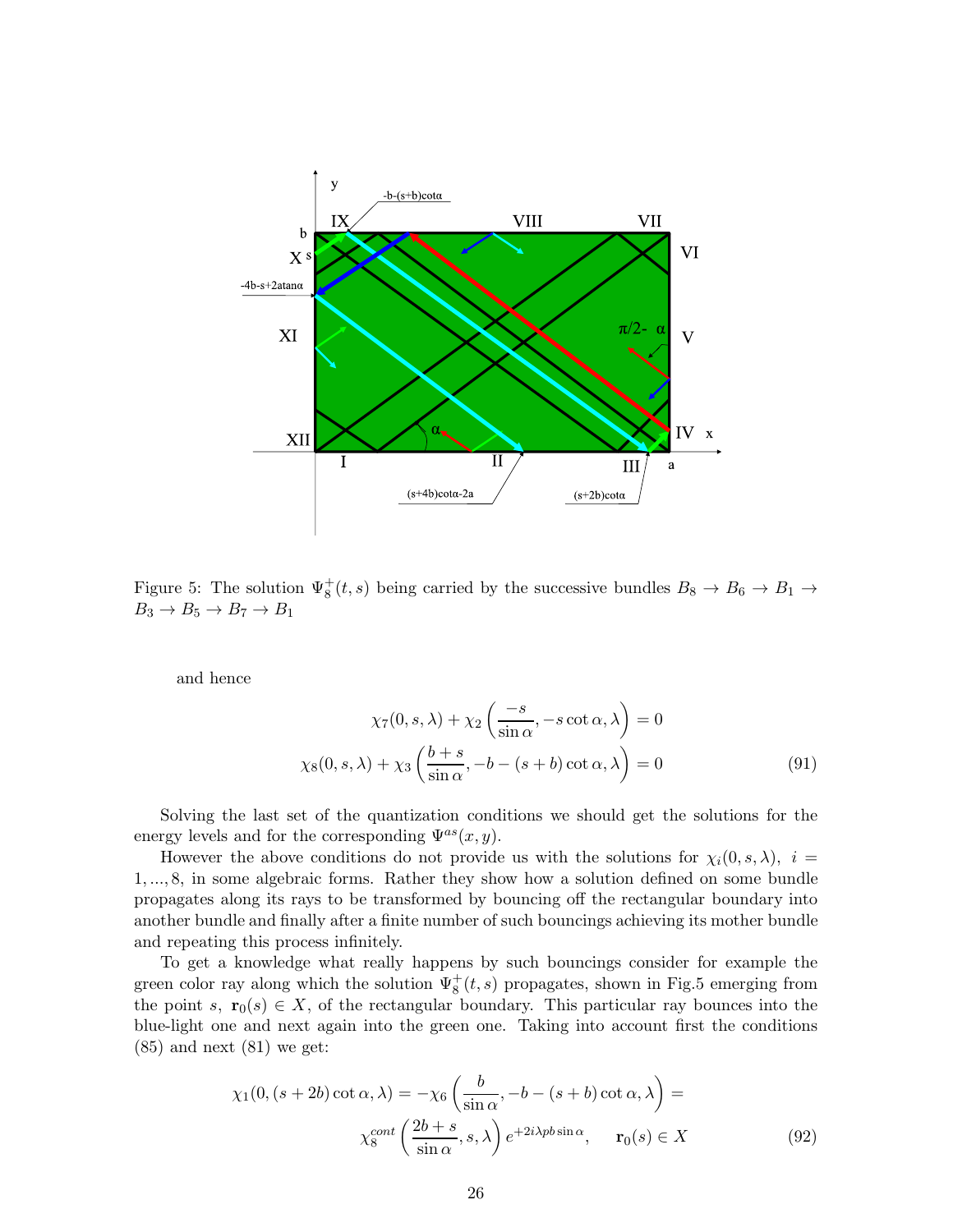Figure 5: The solution $\Psi_8^+(t,s)$ being carried by the successive bundles $B_8 \to B_6 \to B_1 \to B_3 \to B_5 \to B_7 \to B_1$

and hence

$$
\chi_7(0,s,\lambda) + \chi_2\left(\frac{-s}{\sin\alpha}, -s\cot\alpha, \lambda\right) = 0
$$

$$
\chi_8(0,s,\lambda) + \chi_3\left(\frac{b+s}{\sin\alpha}, -b-(s+b)\cot\alpha, \lambda\right) = 0 \tag{91}
$$

Solving the last set of the quantization conditions we should get the solutions for the energy levels and for the corresponding $\Psi^{as}(x,y)$.

However the above conditions do not provide us with the solutions for $\chi_i(0,s,\lambda),\ i = 1,...,8$, in some algebraic forms. Rather they show how a solution defined on some bundle propagates along its rays to be transformed by bouncing off the rectangular boundary into another bundle and finally after a finite number of such bouncings achieving its mother bundle and repeating this process infinitely.

To get a knowledge what really happens by such bouncings consider for example the green color ray along which the solution $\Psi_8^+(t,s)$ propagates, shown in Fig.5 emerging from the point $s$, $\mathbf{r}_0(s) \in X$, of the rectangular boundary. This particular ray bounces into the blue-light one and next again into the green one. Taking into account first the conditions (85) and next (81) we get:

$$
\chi_1(0,(s+2b)\cot\alpha,\lambda) = -\chi_6\left(\frac{b}{\sin\alpha}, -b-(s+b)\cot\alpha, \lambda\right) =
$$

$$
\chi_8^{cont}\left(\frac{2b+s}{\sin\alpha}, s, \lambda\right) e^{+2i\lambda p b \sin\alpha}, \qquad \mathbf{r}_0(s) \in X \tag{92}
$$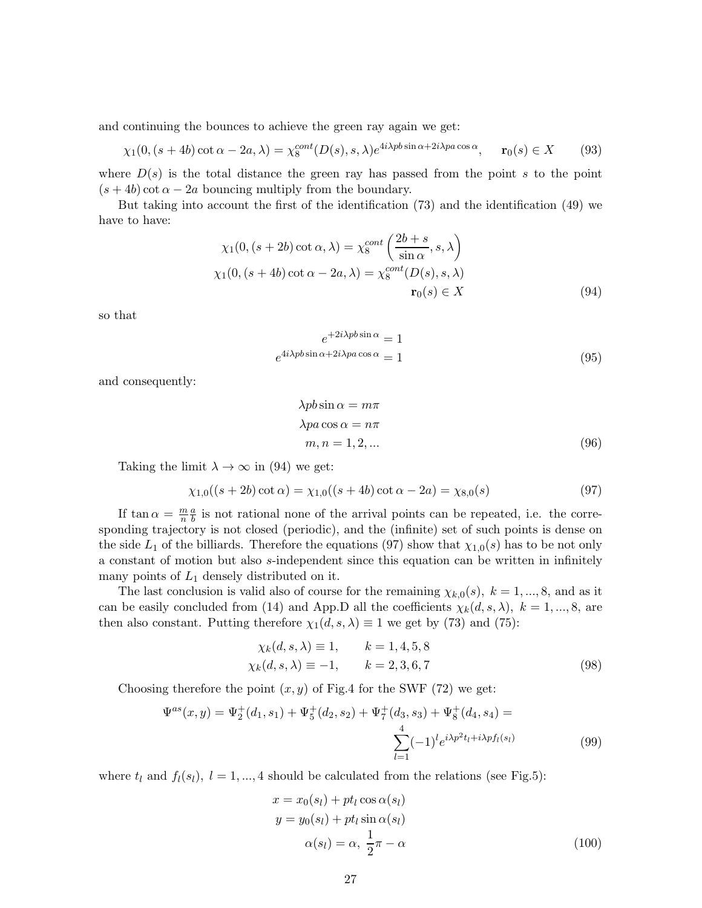and continuing the bounces to achieve the green ray again we get:

$$
\chi_1(0,(s+4b)\cot\alpha - 2a,\lambda) = \chi_8^{cont}(D(s),s,\lambda)e^{4i\lambda pb\sin\alpha + 2i\lambda pa\cos\alpha}, \qquad \mathbf{r}_0(s) \in X \tag{93}
$$

where $D(s)$ is the total distance the green ray has passed from the point $s$ to the point $(s+4b)\cot\alpha - 2a$ bouncing multiply from the boundary.

But taking into account the first of the identification (73) and the identification (49) we have to have:

$$
\begin{aligned}
\chi_1(0,(s+2b)\cot\alpha,\lambda) &= \chi_8^{cont}\left(\frac{2b+s}{\sin\alpha},s,\lambda\right) \\
\chi_1(0,(s+4b)\cot\alpha - 2a,\lambda) &= \chi_8^{cont}(D(s),s,\lambda) \\
&\qquad \mathbf{r}_0(s) \in X
\end{aligned} \tag{94}
$$

so that

$$
\begin{aligned}
e^{+2i\lambda pb\sin\alpha} &= 1 \\
e^{4i\lambda pb\sin\alpha + 2i\lambda pa\cos\alpha} &= 1
\end{aligned} \tag{95}
$$

and consequently:

$$
\begin{aligned}
\lambda pb\sin\alpha &= m\pi \\
\lambda pa\cos\alpha &= n\pi \\
m,n &= 1,2,...
\end{aligned} \tag{96}
$$

Taking the limit $\lambda \to \infty$ in (94) we get:

$$
\chi_{1,0}((s+2b)\cot\alpha) = \chi_{1,0}((s+4b)\cot\alpha - 2a) = \chi_{8,0}(s) \tag{97}
$$

If $\tan\alpha = \frac{m}{n}\frac{a}{b}$ is not rational none of the arrival points can be repeated, i.e. the corresponding trajectory is not closed (periodic), and the (infinite) set of such points is dense on the side $L_1$ of the billiards. Therefore the equations (97) show that $\chi_{1,0}(s)$ has to be not only a constant of motion but also $s$-independent since this equation can be written in infinitely many points of $L_1$ densely distributed on it.

The last conclusion is valid also of course for the remaining $\chi_{k,0}(s)$, $k = 1,...,8$, and as it can be easily concluded from (14) and App.D all the coefficients $\chi_k(d,s,\lambda)$, $k = 1,...,8$, are then also constant. Putting therefore $\chi_1(d,s,\lambda) \equiv 1$ we get by (73) and (75):

$$
\begin{aligned}
\chi_k(d,s,\lambda) &\equiv 1, \qquad k = 1,4,5,8 \\
\chi_k(d,s,\lambda) &\equiv -1, \qquad k = 2,3,6,7
\end{aligned} \tag{98}
$$

Choosing therefore the point $(x,y)$ of Fig.4 for the SWF (72) we get:

$$
\Psi^{as}(x,y) = \Psi_2^+(d_1,s_1) + \Psi_5^+(d_2,s_2) + \Psi_7^+(d_3,s_3) + \Psi_8^+(d_4,s_4) = \sum_{l=1}^{4}(-1)^l e^{i\lambda p^2 t_l + i\lambda p f_l(s_l)} \tag{99}
$$

where $t_l$ and $f_l(s_l)$, $l = 1,...,4$ should be calculated from the relations (see Fig.5):

$$
\begin{aligned}
x &= x_0(s_l) + pt_l\cos\alpha(s_l) \\
y &= y_0(s_l) + pt_l\sin\alpha(s_l) \\
\alpha(s_l) &= \alpha,\ \frac{1}{2}\pi - \alpha
\end{aligned} \tag{100}
$$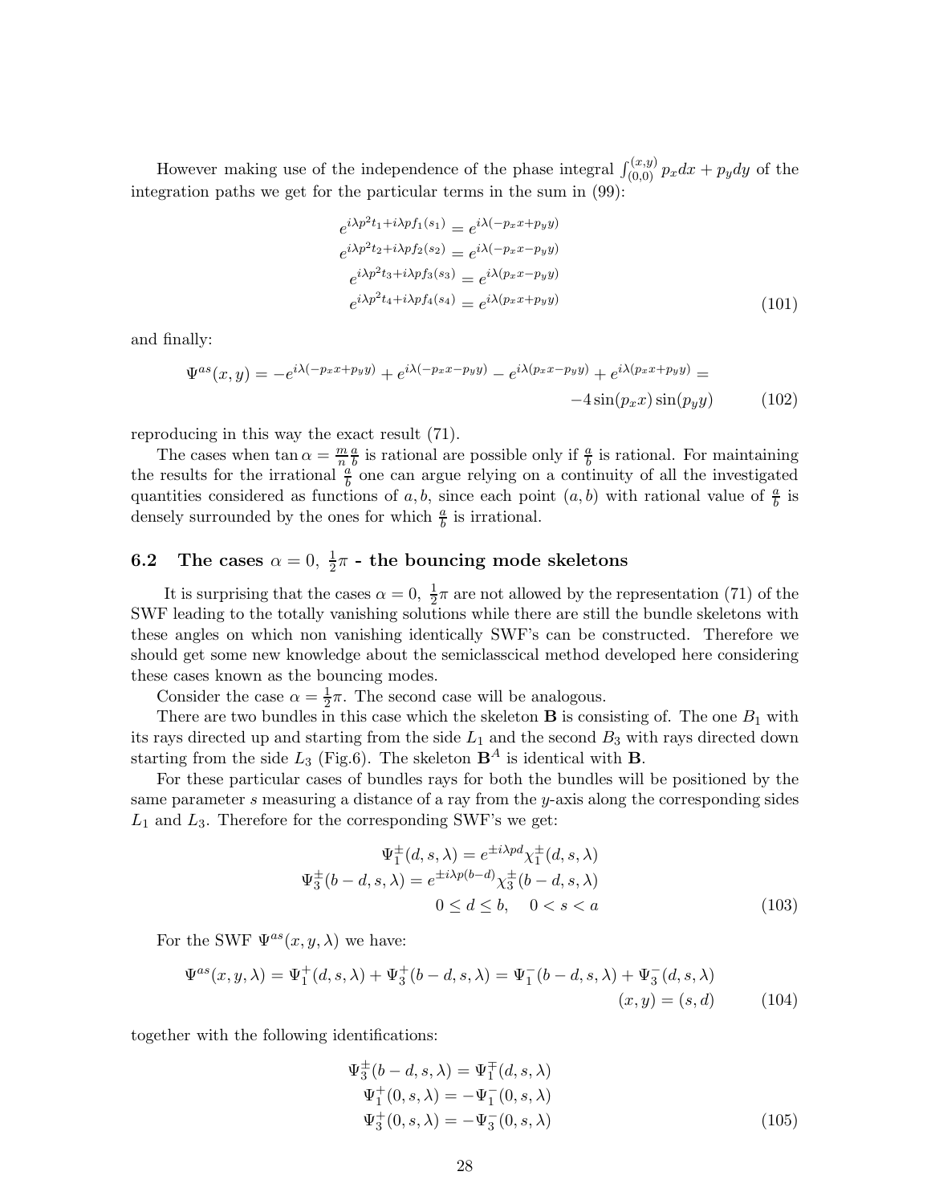However making use of the independence of the phase integral $\int_{(0,0)}^{(x,y)} p_x dx + p_y dy$ of the integration paths we get for the particular terms in the sum in (99):

$$
\begin{aligned}
e^{i\lambda p^2 t_1 + i\lambda p f_1(s_1)} &= e^{i\lambda(-p_x x + p_y y)} \\
e^{i\lambda p^2 t_2 + i\lambda p f_2(s_2)} &= e^{i\lambda(-p_x x - p_y y)} \\
e^{i\lambda p^2 t_3 + i\lambda p f_3(s_3)} &= e^{i\lambda(p_x x - p_y y)} \\
e^{i\lambda p^2 t_4 + i\lambda p f_4(s_4)} &= e^{i\lambda(p_x x + p_y y)}
\end{aligned}
\tag{101}
$$

and finally:

$$
\Psi^{as}(x,y) = -e^{i\lambda(-p_x x + p_y y)} + e^{i\lambda(-p_x x - p_y y)} - e^{i\lambda(p_x x - p_y y)} + e^{i\lambda(p_x x + p_y y)} = -4\sin(p_x x)\sin(p_y y) \tag{102}
$$

reproducing in this way the exact result (71).

The cases when $\tan\alpha = \frac{m}{n}\frac{a}{b}$ is rational are possible only if $\frac{a}{b}$ is rational. For maintaining the results for the irrational $\frac{a}{b}$ one can argue relying on a continuity of all the investigated quantities considered as functions of $a, b$, since each point $(a,b)$ with rational value of $\frac{a}{b}$ is densely surrounded by the ones for which $\frac{a}{b}$ is irrational.

## 6.2 The cases $\alpha = 0,\ \frac{1}{2}\pi$ - the bouncing mode skeletons

It is surprising that the cases $\alpha = 0,\ \frac{1}{2}\pi$ are not allowed by the representation (71) of the SWF leading to the totally vanishing solutions while there are still the bundle skeletons with these angles on which non vanishing identically SWF's can be constructed. Therefore we should get some new knowledge about the semiclasscical method developed here considering these cases known as the bouncing modes.

Consider the case $\alpha = \frac{1}{2}\pi$. The second case will be analogous.

There are two bundles in this case which the skeleton $\mathbf{B}$ is consisting of. The one $B_1$ with its rays directed up and starting from the side $L_1$ and the second $B_3$ with rays directed down starting from the side $L_3$ (Fig.6). The skeleton $\mathbf{B}^A$ is identical with $\mathbf{B}$.

For these particular cases of bundles rays for both the bundles will be positioned by the same parameter $s$ measuring a distance of a ray from the $y$-axis along the corresponding sides $L_1$ and $L_3$. Therefore for the corresponding SWF's we get:

$$
\begin{aligned}
\Psi_1^{\pm}(d,s,\lambda) &= e^{\pm i\lambda p d}\chi_1^{\pm}(d,s,\lambda) \\
\Psi_3^{\pm}(b-d,s,\lambda) &= e^{\pm i\lambda p(b-d)}\chi_3^{\pm}(b-d,s,\lambda) \\
0 \leq d \leq b, &\quad 0 < s < a
\end{aligned}
\tag{103}
$$

For the SWF $\Psi^{as}(x,y,\lambda)$ we have:

$$
\Psi^{as}(x,y,\lambda) = \Psi_1^{+}(d,s,\lambda) + \Psi_3^{+}(b-d,s,\lambda) = \Psi_1^{-}(b-d,s,\lambda) + \Psi_3^{-}(d,s,\lambda) \qquad (x,y) = (s,d) \tag{104}
$$

together with the following identifications:

$$
\begin{aligned}
\Psi_3^{\pm}(b-d,s,\lambda) &= \Psi_1^{\mp}(d,s,\lambda) \\
\Psi_1^{+}(0,s,\lambda) &= -\Psi_1^{-}(0,s,\lambda) \\
\Psi_3^{+}(0,s,\lambda) &= -\Psi_3^{-}(0,s,\lambda)
\end{aligned}
\tag{105}
$$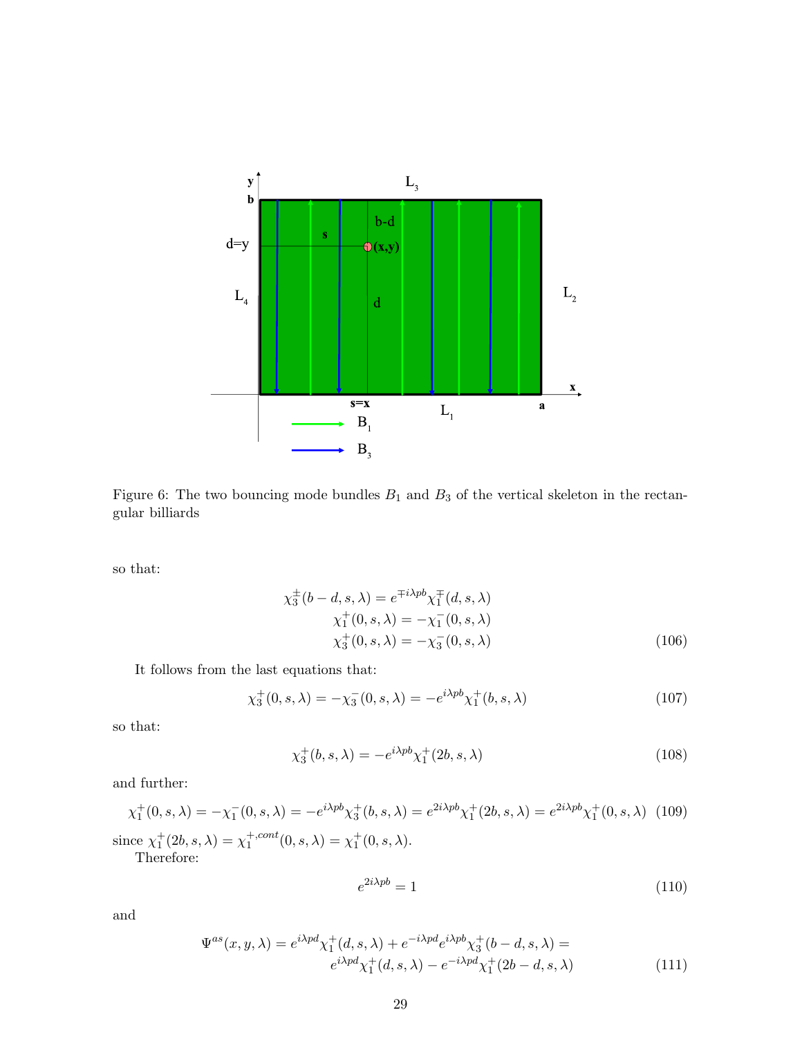Figure 6: The two bouncing mode bundles $B_1$ and $B_3$ of the vertical skeleton in the rectangular billiards

so that:

$$
\begin{aligned}
\chi_3^{\pm}(b-d,s,\lambda) &= e^{\mp i\lambda pb}\chi_1^{\mp}(d,s,\lambda) \\
\chi_1^{+}(0,s,\lambda) &= -\chi_1^{-}(0,s,\lambda) \\
\chi_3^{+}(0,s,\lambda) &= -\chi_3^{-}(0,s,\lambda)
\end{aligned}
\tag{106}
$$

It follows from the last equations that:

$$
\chi_3^{+}(0,s,\lambda) = -\chi_3^{-}(0,s,\lambda) = -e^{i\lambda pb}\chi_1^{+}(b,s,\lambda) \tag{107}
$$

so that:

$$
\chi_3^{+}(b,s,\lambda) = -e^{i\lambda pb}\chi_1^{+}(2b,s,\lambda) \tag{108}
$$

and further:

$$
\chi_1^{+}(0,s,\lambda) = -\chi_1^{-}(0,s,\lambda) = -e^{i\lambda pb}\chi_3^{+}(b,s,\lambda) = e^{2i\lambda pb}\chi_1^{+}(2b,s,\lambda) = e^{2i\lambda pb}\chi_1^{+}(0,s,\lambda) \tag{109}
$$

since $\chi_1^{+}(2b,s,\lambda) = \chi_1^{+,cont}(0,s,\lambda) = \chi_1^{+}(0,s,\lambda)$.

Therefore:

$$
e^{2i\lambda pb} = 1 \tag{110}
$$

and

$$
\begin{aligned}
\Psi^{as}(x,y,\lambda) = e^{i\lambda pd}\chi_1^{+}(d,s,\lambda) + e^{-i\lambda pd}e^{i\lambda pb}\chi_3^{+}(b-d,s,\lambda) = \\
e^{i\lambda pd}\chi_1^{+}(d,s,\lambda) - e^{-i\lambda pd}\chi_1^{+}(2b-d,s,\lambda)
\end{aligned}
\tag{111}
$$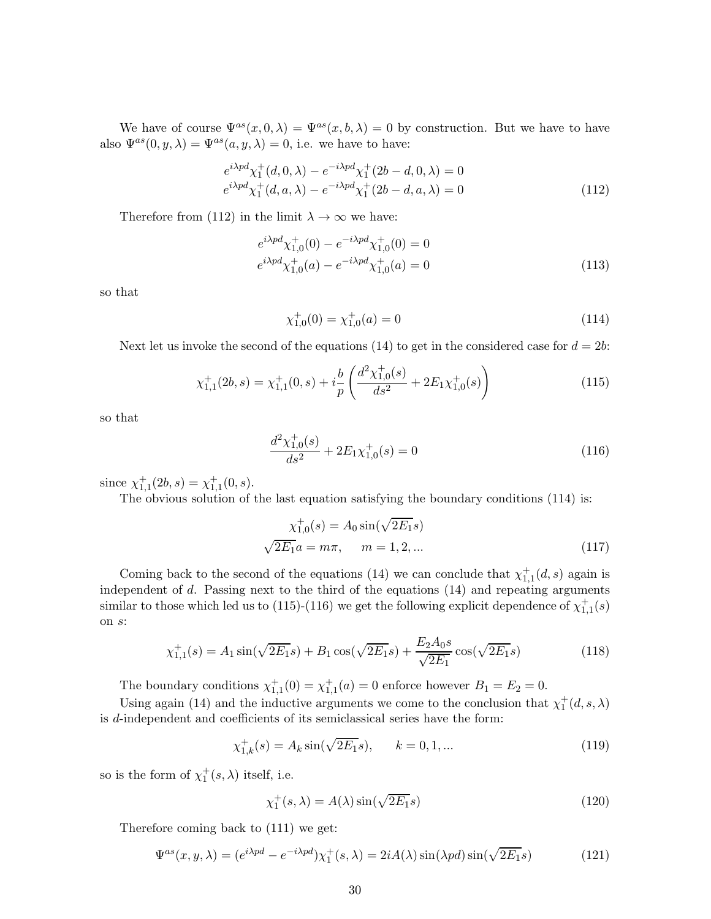We have of course $\Psi^{as}(x, 0, \lambda) = \Psi^{as}(x, b, \lambda) = 0$ by construction. But we have to have also $\Psi^{as}(0, y, \lambda) = \Psi^{as}(a, y, \lambda) = 0$, i.e. we have to have:

$$
\begin{aligned}
e^{i\lambda pd}\chi_1^+(d, 0, \lambda) - e^{-i\lambda pd}\chi_1^+(2b - d, 0, \lambda) = 0 \\
e^{i\lambda pd}\chi_1^+(d, a, \lambda) - e^{-i\lambda pd}\chi_1^+(2b - d, a, \lambda) = 0
\end{aligned}
\tag{112}
$$

Therefore from (112) in the limit $\lambda \to \infty$ we have:

$$
\begin{aligned}
e^{i\lambda pd}\chi_{1,0}^+(0) - e^{-i\lambda pd}\chi_{1,0}^+(0) = 0 \\
e^{i\lambda pd}\chi_{1,0}^+(a) - e^{-i\lambda pd}\chi_{1,0}^+(a) = 0
\end{aligned}
\tag{113}
$$

so that

$$
\chi_{1,0}^+(0) = \chi_{1,0}^+(a) = 0 \tag{114}
$$

Next let us invoke the second of the equations (14) to get in the considered case for $d = 2b$:

$$
\chi_{1,1}^+(2b, s) = \chi_{1,1}^+(0, s) + i\frac{b}{p}\left(\frac{d^2\chi_{1,0}^+(s)}{ds^2} + 2E_1\chi_{1,0}^+(s)\right) \tag{115}
$$

so that

$$
\frac{d^2\chi_{1,0}^+(s)}{ds^2} + 2E_1\chi_{1,0}^+(s) = 0 \tag{116}
$$

since $\chi_{1,1}^+(2b, s) = \chi_{1,1}^+(0, s)$.

The obvious solution of the last equation satisfying the boundary conditions (114) is:

$$
\begin{aligned}
\chi_{1,0}^+(s) = A_0 \sin(\sqrt{2E_1}s) \\
\sqrt{2E_1}a = m\pi, \qquad m = 1, 2, ...
\end{aligned}
\tag{117}
$$

Coming back to the second of the equations (14) we can conclude that $\chi_{1,1}^+(d, s)$ again is independent of $d$. Passing next to the third of the equations (14) and repeating arguments similar to those which led us to (115)-(116) we get the following explicit dependence of $\chi_{1,1}^+(s)$ on $s$:

$$
\chi_{1,1}^+(s) = A_1 \sin(\sqrt{2E_1}s) + B_1 \cos(\sqrt{2E_1}s) + \frac{E_2 A_0 s}{\sqrt{2E_1}} \cos(\sqrt{2E_1}s) \tag{118}
$$

The boundary conditions $\chi_{1,1}^+(0) = \chi_{1,1}^+(a) = 0$ enforce however $B_1 = E_2 = 0$.

Using again (14) and the inductive arguments we come to the conclusion that $\chi_1^+(d, s, \lambda)$ is $d$-independent and coefficients of its semiclassical series have the form:

$$
\chi_{1,k}^+(s) = A_k \sin(\sqrt{2E_1}s), \qquad k = 0, 1, ... \tag{119}
$$

so is the form of $\chi_1^+(s, \lambda)$ itself, i.e.

$$
\chi_1^+(s, \lambda) = A(\lambda) \sin(\sqrt{2E_1}s) \tag{120}
$$

Therefore coming back to (111) we get:

$$
\Psi^{as}(x, y, \lambda) = (e^{i\lambda pd} - e^{-i\lambda pd})\chi_1^+(s, \lambda) = 2iA(\lambda)\sin(\lambda pd)\sin(\sqrt{2E_1}s) \tag{121}
$$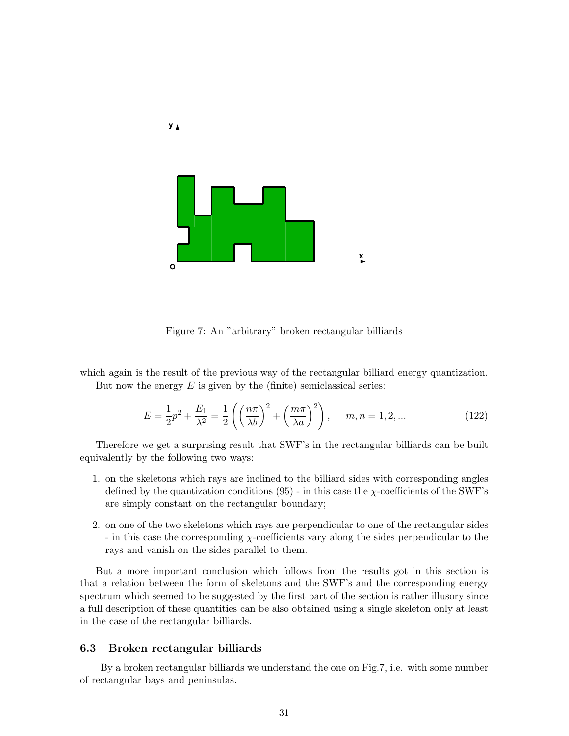Figure 7: An "arbitrary" broken rectangular billiards

which again is the result of the previous way of the rectangular billiard energy quantization.

But now the energy $E$ is given by the (finite) semiclassical series:

$$E = \frac{1}{2}p^2 + \frac{E_1}{\lambda^2} = \frac{1}{2}\left(\left(\frac{n\pi}{\lambda b}\right)^2 + \left(\frac{m\pi}{\lambda a}\right)^2\right), \quad m, n = 1, 2, ... \tag{122}$$

Therefore we get a surprising result that SWF's in the rectangular billiards can be built equivalently by the following two ways:

1. on the skeletons which rays are inclined to the billiard sides with corresponding angles defined by the quantization conditions (95) - in this case the $\chi$-coefficients of the SWF's are simply constant on the rectangular boundary;
2. on one of the two skeletons which rays are perpendicular to one of the rectangular sides - in this case the corresponding $\chi$-coefficients vary along the sides perpendicular to the rays and vanish on the sides parallel to them.

But a more important conclusion which follows from the results got in this section is that a relation between the form of skeletons and the SWF's and the corresponding energy spectrum which seemed to be suggested by the first part of the section is rather illusory since a full description of these quantities can be also obtained using a single skeleton only at least in the case of the rectangular billiards.

### 6.3 Broken rectangular billiards

By a broken rectangular billiards we understand the one on Fig.7, i.e. with some number of rectangular bays and peninsulas.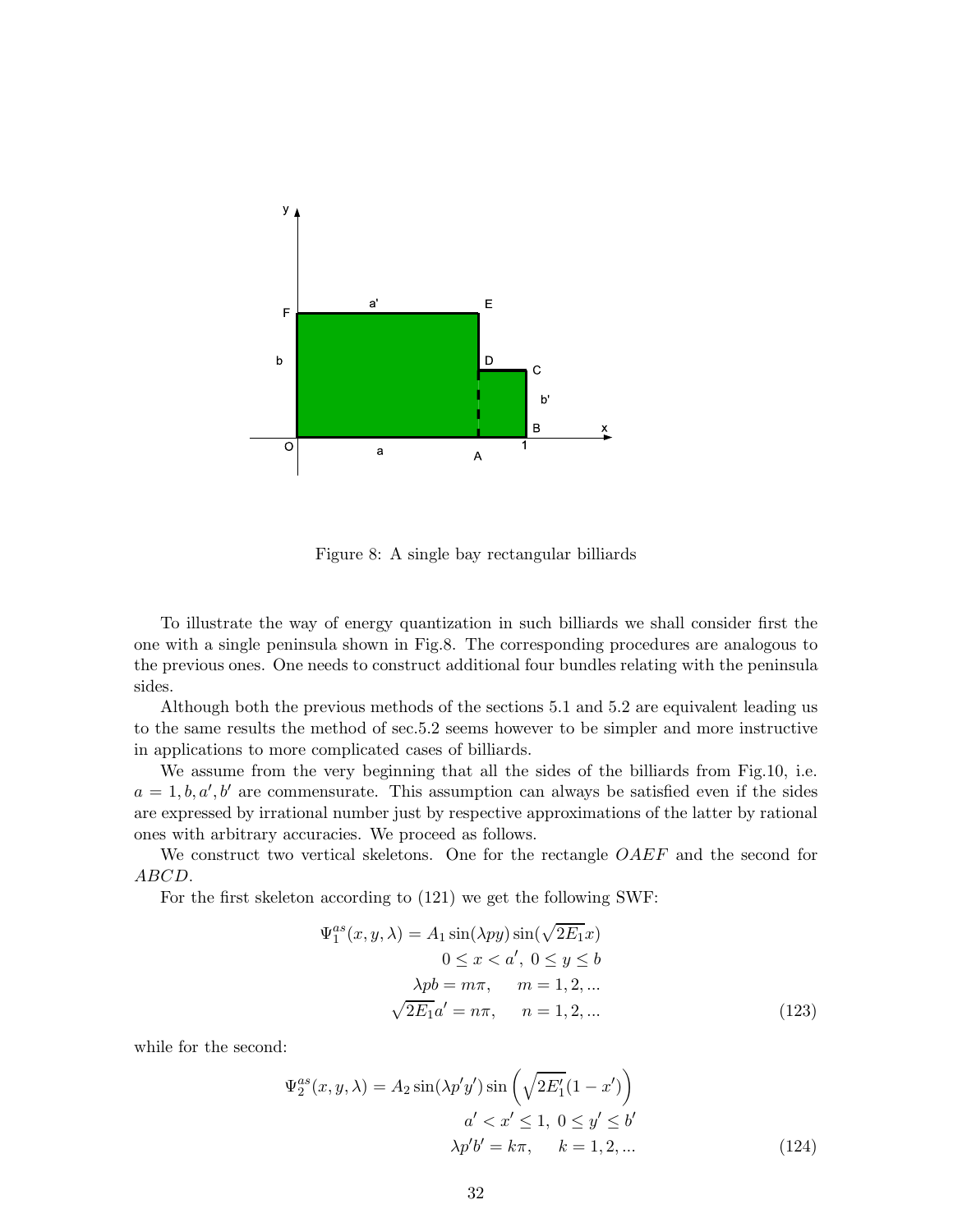Figure 8: A single bay rectangular billiards

To illustrate the way of energy quantization in such billiards we shall consider first the one with a single peninsula shown in Fig.8. The corresponding procedures are analogous to the previous ones. One needs to construct additional four bundles relating with the peninsula sides.

Although both the previous methods of the sections 5.1 and 5.2 are equivalent leading us to the same results the method of sec.5.2 seems however to be simpler and more instructive in applications to more complicated cases of billiards.

We assume from the very beginning that all the sides of the billiards from Fig.10, i.e. $a = 1, b, a', b'$ are commensurate. This assumption can always be satisfied even if the sides are expressed by irrational number just by respective approximations of the latter by rational ones with arbitrary accuracies. We proceed as follows.

We construct two vertical skeletons. One for the rectangle $OAEF$ and the second for $ABCD$.

For the first skeleton according to (121) we get the following SWF:

$$
\begin{aligned}
\Psi_1^{as}(x,y,\lambda) &= A_1 \sin(\lambda p y)\sin(\sqrt{2E_1}x) \\
&\quad 0 \le x < a',\ 0 \le y \le b \\
\lambda p b &= m\pi, \qquad m = 1,2,... \\
\sqrt{2E_1}a' &= n\pi, \qquad n = 1,2,...
\end{aligned}
\tag{123}
$$

while for the second:

$$
\begin{aligned}
\Psi_2^{as}(x,y,\lambda) &= A_2 \sin(\lambda p' y')\sin\left(\sqrt{2E_1'}(1-x')\right) \\
&\quad a' < x' \le 1,\ 0 \le y' \le b' \\
\lambda p' b' &= k\pi, \qquad k = 1,2,...
\end{aligned}
\tag{124}
$$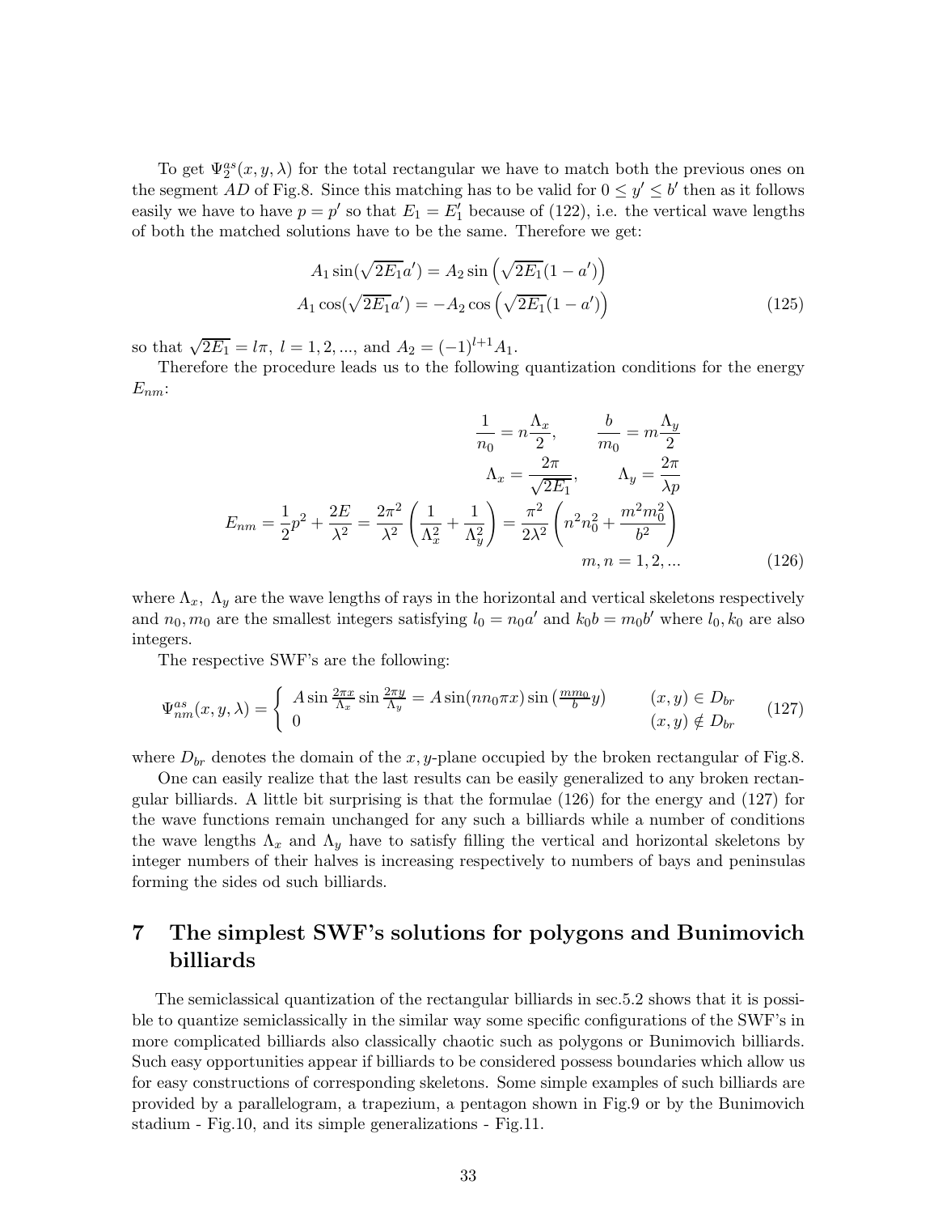To get $\Psi_2^{as}(x, y, \lambda)$ for the total rectangular we have to match both the previous ones on the segment $AD$ of Fig.8. Since this matching has to be valid for $0 \leq y' \leq b'$ then as it follows easily we have to have $p = p'$ so that $E_1 = E_1'$ because of (122), i.e. the vertical wave lengths of both the matched solutions have to be the same. Therefore we get:

$$
\begin{aligned}
A_1 \sin(\sqrt{2E_1}a') &= A_2 \sin\left(\sqrt{2E_1}(1-a')\right) \\
A_1 \cos(\sqrt{2E_1}a') &= -A_2 \cos\left(\sqrt{2E_1}(1-a')\right)
\end{aligned}
\tag{125}
$$

so that $\sqrt{2E_1} = l\pi,\ l = 1, 2, ...,$ and $A_2 = (-1)^{l+1}A_1$.

Therefore the procedure leads us to the following quantization conditions for the energy $E_{nm}$:

$$
\begin{aligned}
\frac{1}{n_0} = n\frac{\Lambda_x}{2}, \qquad \frac{b}{m_0} &= m\frac{\Lambda_y}{2} \\
\Lambda_x = \frac{2\pi}{\sqrt{2E_1}}, \qquad \Lambda_y &= \frac{2\pi}{\lambda p} \\
E_{nm} = \frac{1}{2}p^2 + \frac{2E}{\lambda^2} = \frac{2\pi^2}{\lambda^2}\left(\frac{1}{\Lambda_x^2} + \frac{1}{\Lambda_y^2}\right) &= \frac{\pi^2}{2\lambda^2}\left(n^2 n_0^2 + \frac{m^2 m_0^2}{b^2}\right) \\
m, n &= 1, 2, ...
\end{aligned}
\tag{126}
$$

where $\Lambda_x,\ \Lambda_y$ are the wave lengths of rays in the horizontal and vertical skeletons respectively and $n_0, m_0$ are the smallest integers satisfying $l_0 = n_0 a'$ and $k_0 b = m_0 b'$ where $l_0, k_0$ are also integers.

The respective SWF's are the following:

$$
\Psi_{nm}^{as}(x, y, \lambda) = \begin{cases} A \sin\frac{2\pi x}{\Lambda_x} \sin\frac{2\pi y}{\Lambda_y} = A\sin(nn_0\pi x)\sin\left(\frac{mm_0}{b}y\right) & (x, y) \in D_{br} \\ 0 & (x, y) \notin D_{br} \end{cases}
\tag{127}
$$

where $D_{br}$ denotes the domain of the $x, y$-plane occupied by the broken rectangular of Fig.8.

One can easily realize that the last results can be easily generalized to any broken rectangular billiards. A little bit surprising is that the formulae (126) for the energy and (127) for the wave functions remain unchanged for any such a billiards while a number of conditions the wave lengths $\Lambda_x$ and $\Lambda_y$ have to satisfy filling the vertical and horizontal skeletons by integer numbers of their halves is increasing respectively to numbers of bays and peninsulas forming the sides od such billiards.

# 7 The simplest SWF's solutions for polygons and Bunimovich billiards

The semiclassical quantization of the rectangular billiards in sec.5.2 shows that it is possible to quantize semiclassically in the similar way some specific configurations of the SWF's in more complicated billiards also classically chaotic such as polygons or Bunimovich billiards. Such easy opportunities appear if billiards to be considered possess boundaries which allow us for easy constructions of corresponding skeletons. Some simple examples of such billiards are provided by a parallelogram, a trapezium, a pentagon shown in Fig.9 or by the Bunimovich stadium - Fig.10, and its simple generalizations - Fig.11.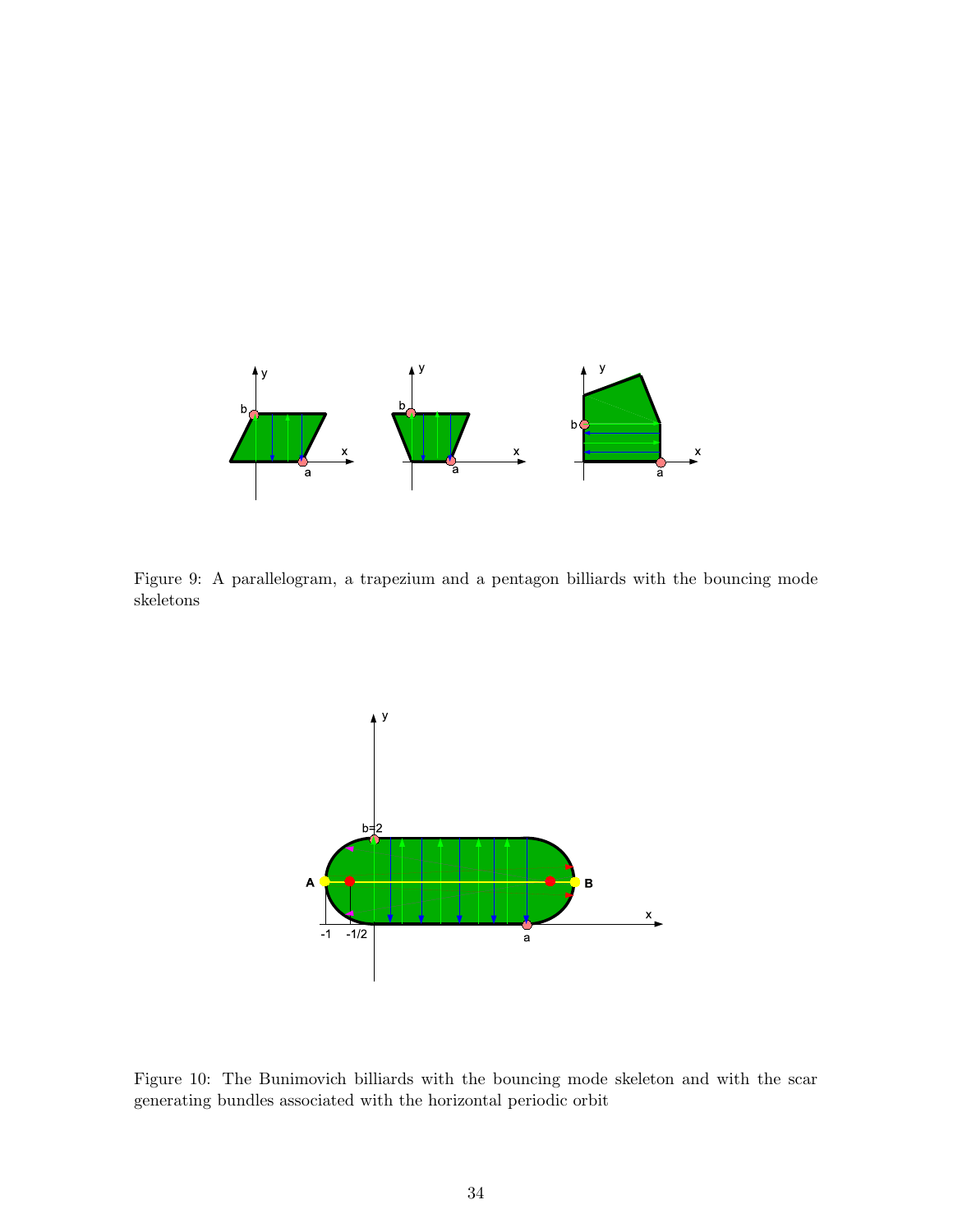Figure 9: A parallelogram, a trapezium and a pentagon billiards with the bouncing mode skeletons

Figure 10: The Bunimovich billiards with the bouncing mode skeleton and with the scar generating bundles associated with the horizontal periodic orbit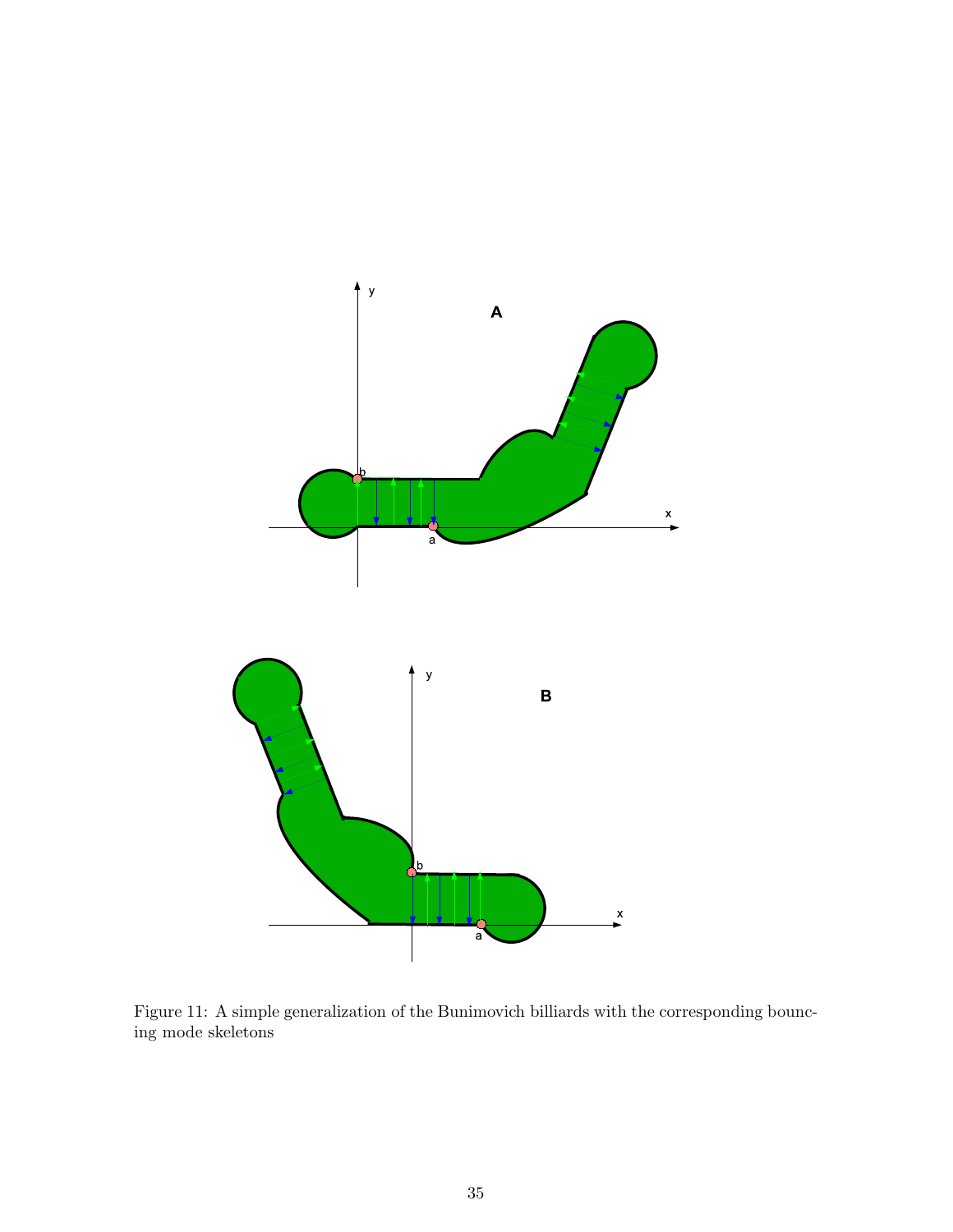Figure 11: A simple generalization of the Bunimovich billiards with the corresponding bouncing mode skeletons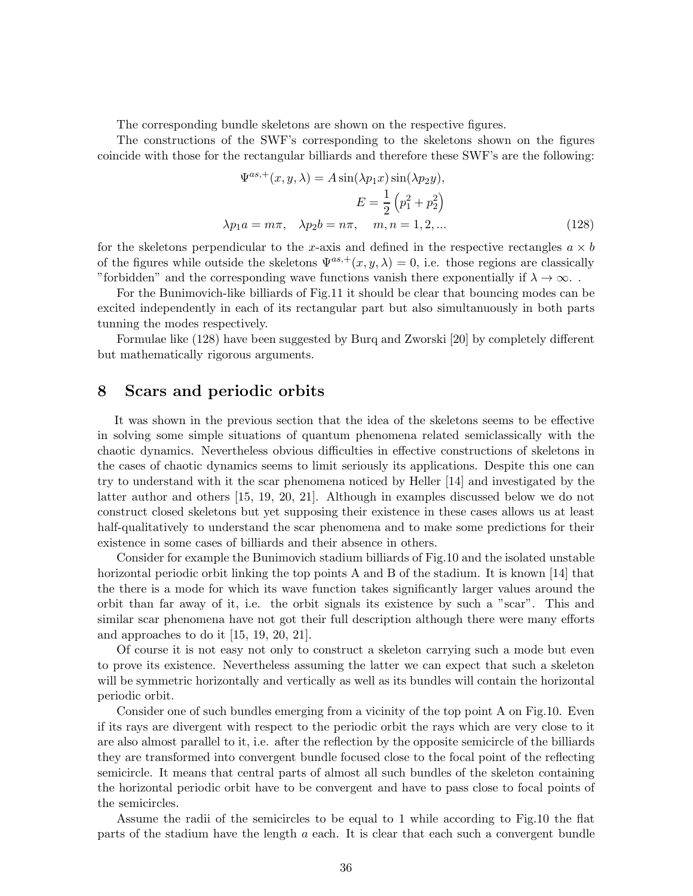The corresponding bundle skeletons are shown on the respective figures.

The constructions of the SWF's corresponding to the skeletons shown on the figures coincide with those for the rectangular billiards and therefore these SWF's are the following:

$$
\begin{aligned}
\Psi^{as,+}(x,y,\lambda) = A\sin(\lambda p_1 x)\sin(\lambda p_2 y),& \\
E = \frac{1}{2}\left(p_1^2+p_2^2\right)& \\
\lambda p_1 a = m\pi, \quad \lambda p_2 b = n\pi, \quad m,n = 1,2,...&
\end{aligned}
\tag{128}
$$

for the skeletons perpendicular to the $x$-axis and defined in the respective rectangles $a\times b$ of the figures while outside the skeletons $\Psi^{as,+}(x,y,\lambda)=0$, i.e. those regions are classically "forbidden" and the corresponding wave functions vanish there exponentially if $\lambda\to\infty$. .

For the Bunimovich-like billiards of Fig.11 it should be clear that bouncing modes can be excited independently in each of its rectangular part but also simultanuously in both parts tunning the modes respectively.

Formulae like (128) have been suggested by Burq and Zworski [20] by completely different but mathematically rigorous arguments.

## 8 Scars and periodic orbits

It was shown in the previous section that the idea of the skeletons seems to be effective in solving some simple situations of quantum phenomena related semiclassically with the chaotic dynamics. Nevertheless obvious difficulties in effective constructions of skeletons in the cases of chaotic dynamics seems to limit seriously its applications. Despite this one can try to understand with it the scar phenomena noticed by Heller [14] and investigated by the latter author and others [15, 19, 20, 21]. Although in examples discussed below we do not construct closed skeletons but yet supposing their existence in these cases allows us at least half-qualitatively to understand the scar phenomena and to make some predictions for their existence in some cases of billiards and their absence in others.

Consider for example the Bunimovich stadium billiards of Fig.10 and the isolated unstable horizontal periodic orbit linking the top points A and B of the stadium. It is known [14] that the there is a mode for which its wave function takes significantly larger values around the orbit than far away of it, i.e. the orbit signals its existence by such a "scar". This and similar scar phenomena have not got their full description although there were many efforts and approaches to do it [15, 19, 20, 21].

Of course it is not easy not only to construct a skeleton carrying such a mode but even to prove its existence. Nevertheless assuming the latter we can expect that such a skeleton will be symmetric horizontally and vertically as well as its bundles will contain the horizontal periodic orbit.

Consider one of such bundles emerging from a vicinity of the top point A on Fig.10. Even if its rays are divergent with respect to the periodic orbit the rays which are very close to it are also almost parallel to it, i.e. after the reflection by the opposite semicircle of the billiards they are transformed into convergent bundle focused close to the focal point of the reflecting semicircle. It means that central parts of almost all such bundles of the skeleton containing the horizontal periodic orbit have to be convergent and have to pass close to focal points of the semicircles.

Assume the radii of the semicircles to be equal to 1 while according to Fig.10 the flat parts of the stadium have the length $a$ each. It is clear that each such a convergent bundle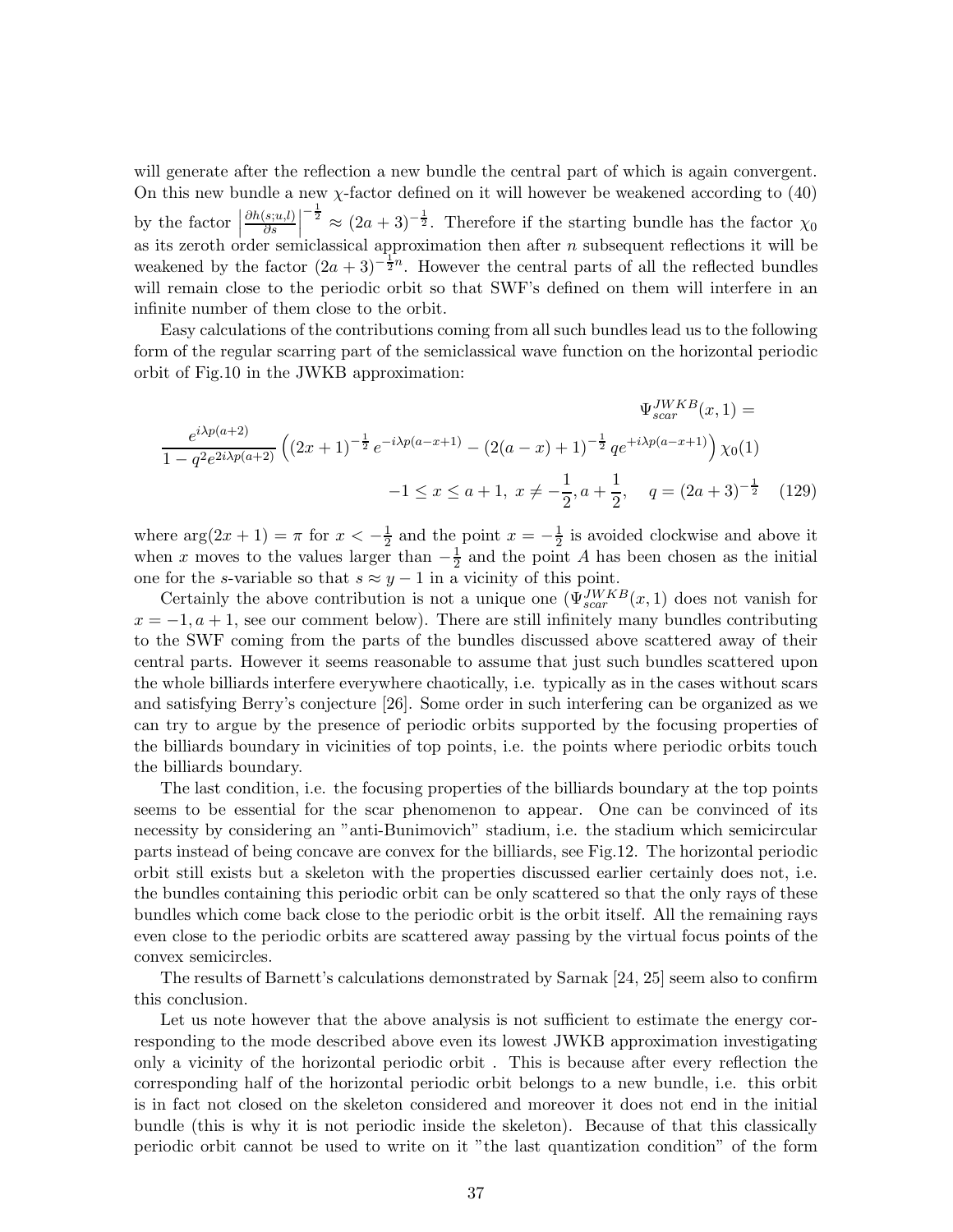will generate after the reflection a new bundle the central part of which is again convergent. On this new bundle a new $\chi$-factor defined on it will however be weakened according to (40) by the factor $\left|\frac{\partial h(s;u,l)}{\partial s}\right|^{-\frac{1}{2}} \approx (2a+3)^{-\frac{1}{2}}$. Therefore if the starting bundle has the factor $\chi_0$ as its zeroth order semiclassical approximation then after $n$ subsequent reflections it will be weakened by the factor $(2a+3)^{-\frac{1}{2}n}$. However the central parts of all the reflected bundles will remain close to the periodic orbit so that SWF's defined on them will interfere in an infinite number of them close to the orbit.

Easy calculations of the contributions coming from all such bundles lead us to the following form of the regular scarring part of the semiclassical wave function on the horizontal periodic orbit of Fig.10 in the JWKB approximation:

$$
\Psi_{scar}^{JWKB}(x,1) =
$$

$$
\frac{e^{i\lambda p(a+2)}}{1-q^2e^{2i\lambda p(a+2)}}\left((2x+1)^{-\frac{1}{2}}e^{-i\lambda p(a-x+1)} - (2(a-x)+1)^{-\frac{1}{2}}qe^{+i\lambda p(a-x+1)}\right)\chi_0(1)
$$

$$
-1 \leq x \leq a+1,\; x \neq -\frac{1}{2}, a+\frac{1}{2}, \quad q=(2a+3)^{-\frac{1}{2}} \quad (129)
$$

where $\arg(2x+1) = \pi$ for $x < -\frac{1}{2}$ and the point $x = -\frac{1}{2}$ is avoided clockwise and above it when $x$ moves to the values larger than $-\frac{1}{2}$ and the point $A$ has been chosen as the initial one for the $s$-variable so that $s \approx y-1$ in a vicinity of this point.

Certainly the above contribution is not a unique one ($\Psi_{scar}^{JWKB}(x,1)$ does not vanish for $x=-1, a+1$, see our comment below). There are still infinitely many bundles contributing to the SWF coming from the parts of the bundles discussed above scattered away of their central parts. However it seems reasonable to assume that just such bundles scattered upon the whole billiards interfere everywhere chaotically, i.e. typically as in the cases without scars and satisfying Berry's conjecture [26]. Some order in such interfering can be organized as we can try to argue by the presence of periodic orbits supported by the focusing properties of the billiards boundary in vicinities of top points, i.e. the points where periodic orbits touch the billiards boundary.

The last condition, i.e. the focusing properties of the billiards boundary at the top points seems to be essential for the scar phenomenon to appear. One can be convinced of its necessity by considering an "anti-Bunimovich" stadium, i.e. the stadium which semicircular parts instead of being concave are convex for the billiards, see Fig.12. The horizontal periodic orbit still exists but a skeleton with the properties discussed earlier certainly does not, i.e. the bundles containing this periodic orbit can be only scattered so that the only rays of these bundles which come back close to the periodic orbit is the orbit itself. All the remaining rays even close to the periodic orbits are scattered away passing by the virtual focus points of the convex semicircles.

The results of Barnett's calculations demonstrated by Sarnak [24, 25] seem also to confirm this conclusion.

Let us note however that the above analysis is not sufficient to estimate the energy corresponding to the mode described above even its lowest JWKB approximation investigating only a vicinity of the horizontal periodic orbit . This is because after every reflection the corresponding half of the horizontal periodic orbit belongs to a new bundle, i.e. this orbit is in fact not closed on the skeleton considered and moreover it does not end in the initial bundle (this is why it is not periodic inside the skeleton). Because of that this classically periodic orbit cannot be used to write on it "the last quantization condition" of the form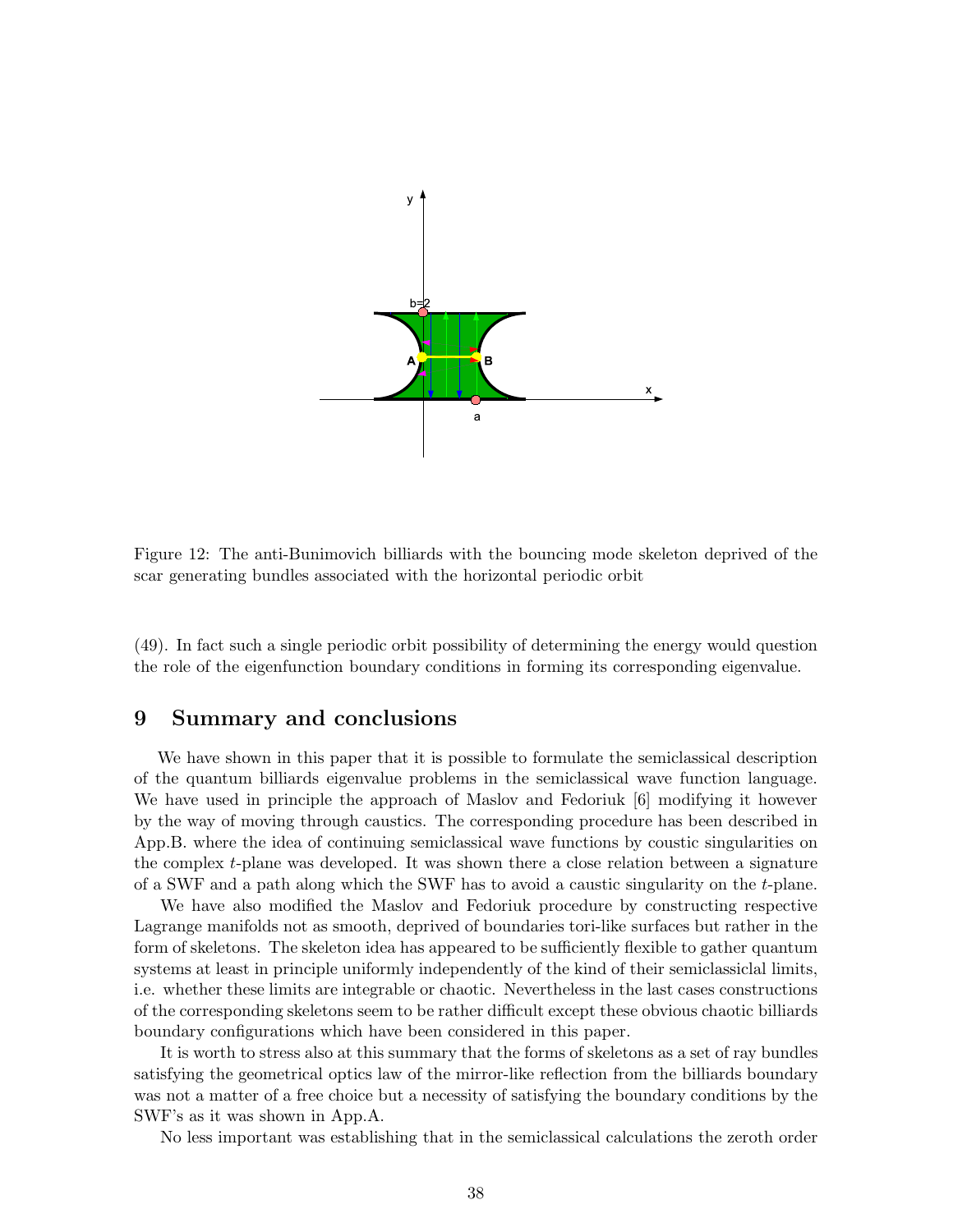Figure 12: The anti-Bunimovich billiards with the bouncing mode skeleton deprived of the scar generating bundles associated with the horizontal periodic orbit

(49). In fact such a single periodic orbit possibility of determining the energy would question the role of the eigenfunction boundary conditions in forming its corresponding eigenvalue.

## 9 Summary and conclusions

We have shown in this paper that it is possible to formulate the semiclassical description of the quantum billiards eigenvalue problems in the semiclassical wave function language. We have used in principle the approach of Maslov and Fedoriuk [6] modifying it however by the way of moving through caustics. The corresponding procedure has been described in App.B. where the idea of continuing semiclassical wave functions by coustic singularities on the complex $t$-plane was developed. It was shown there a close relation between a signature of a SWF and a path along which the SWF has to avoid a caustic singularity on the $t$-plane.

We have also modified the Maslov and Fedoriuk procedure by constructing respective Lagrange manifolds not as smooth, deprived of boundaries tori-like surfaces but rather in the form of skeletons. The skeleton idea has appeared to be sufficiently flexible to gather quantum systems at least in principle uniformly independently of the kind of their semiclassiclal limits, i.e. whether these limits are integrable or chaotic. Nevertheless in the last cases constructions of the corresponding skeletons seem to be rather difficult except these obvious chaotic billiards boundary configurations which have been considered in this paper.

It is worth to stress also at this summary that the forms of skeletons as a set of ray bundles satisfying the geometrical optics law of the mirror-like reflection from the billiards boundary was not a matter of a free choice but a necessity of satisfying the boundary conditions by the SWF's as it was shown in App.A.

No less important was establishing that in the semiclassical calculations the zeroth order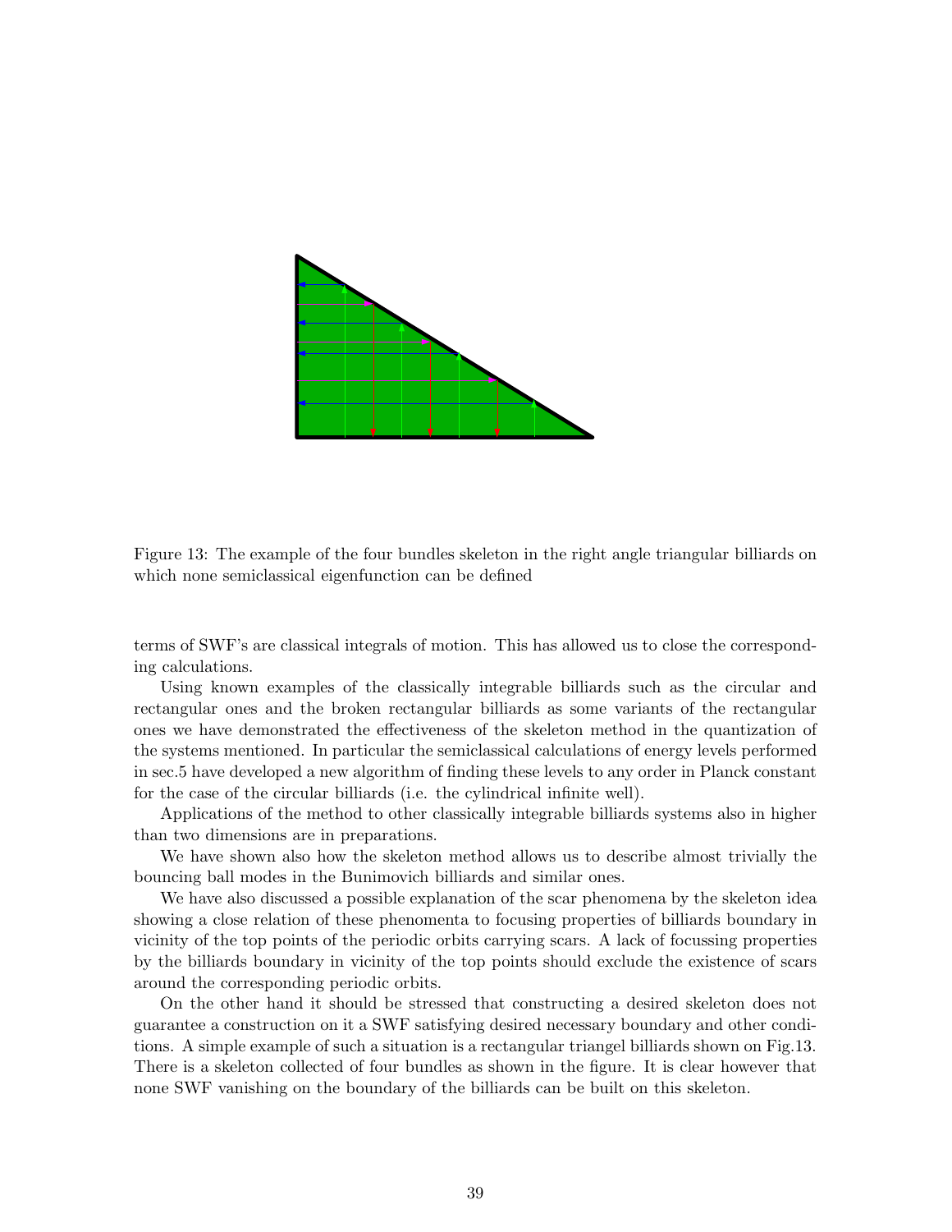Figure 13: The example of the four bundles skeleton in the right angle triangular billiards on which none semiclassical eigenfunction can be defined

terms of SWF's are classical integrals of motion. This has allowed us to close the corresponding calculations.

Using known examples of the classically integrable billiards such as the circular and rectangular ones and the broken rectangular billiards as some variants of the rectangular ones we have demonstrated the effectiveness of the skeleton method in the quantization of the systems mentioned. In particular the semiclassical calculations of energy levels performed in sec.5 have developed a new algorithm of finding these levels to any order in Planck constant for the case of the circular billiards (i.e. the cylindrical infinite well).

Applications of the method to other classically integrable billiards systems also in higher than two dimensions are in preparations.

We have shown also how the skeleton method allows us to describe almost trivially the bouncing ball modes in the Bunimovich billiards and similar ones.

We have also discussed a possible explanation of the scar phenomena by the skeleton idea showing a close relation of these phenomenta to focusing properties of billiards boundary in vicinity of the top points of the periodic orbits carrying scars. A lack of focussing properties by the billiards boundary in vicinity of the top points should exclude the existence of scars around the corresponding periodic orbits.

On the other hand it should be stressed that constructing a desired skeleton does not guarantee a construction on it a SWF satisfying desired necessary boundary and other conditions. A simple example of such a situation is a rectangular triangel billiards shown on Fig.13. There is a skeleton collected of four bundles as shown in the figure. It is clear however that none SWF vanishing on the boundary of the billiards can be built on this skeleton.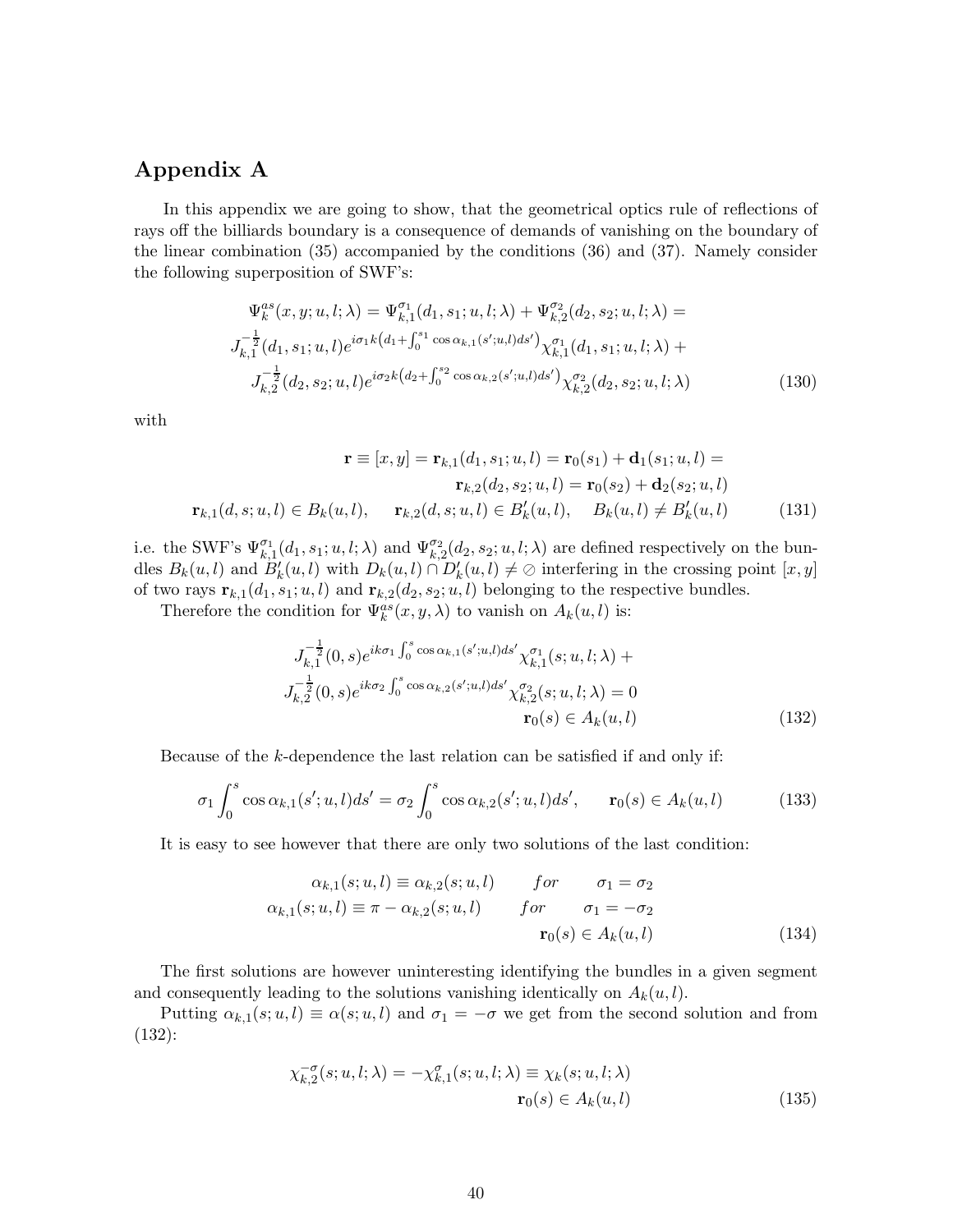# Appendix A

In this appendix we are going to show, that the geometrical optics rule of reflections of rays off the billiards boundary is a consequence of demands of vanishing on the boundary of the linear combination (35) accompanied by the conditions (36) and (37). Namely consider the following superposition of SWF's:

$$
\begin{aligned}
\Psi_k^{as}(x,y;u,l;\lambda) = \Psi_{k,1}^{\sigma_1}(d_1,s_1;u,l;\lambda) + \Psi_{k,2}^{\sigma_2}(d_2,s_2;u,l;\lambda) = \\
J_{k,1}^{-\frac{1}{2}}(d_1,s_1;u,l) e^{i\sigma_1 k\left(d_1+\int_0^{s_1}\cos\alpha_{k,1}(s';u,l)ds'\right)} \chi_{k,1}^{\sigma_1}(d_1,s_1;u,l;\lambda) + \\
J_{k,2}^{-\frac{1}{2}}(d_2,s_2;u,l) e^{i\sigma_2 k\left(d_2+\int_0^{s_2}\cos\alpha_{k,2}(s';u,l)ds'\right)} \chi_{k,2}^{\sigma_2}(d_2,s_2;u,l;\lambda)
\end{aligned}
\tag{130}
$$

with

$$
\begin{aligned}
\mathbf{r} \equiv [x,y] = \mathbf{r}_{k,1}(d_1,s_1;u,l) = \mathbf{r}_0(s_1) + \mathbf{d}_1(s_1;u,l) = \\
\mathbf{r}_{k,2}(d_2,s_2;u,l) = \mathbf{r}_0(s_2) + \mathbf{d}_2(s_2;u,l) \\
\mathbf{r}_{k,1}(d,s;u,l) \in B_k(u,l), \quad \mathbf{r}_{k,2}(d,s;u,l) \in B_k'(u,l), \quad B_k(u,l) \neq B_k'(u,l)
\end{aligned}
\tag{131}
$$

i.e. the SWF's $\Psi_{k,1}^{\sigma_1}(d_1,s_1;u,l;\lambda)$ and $\Psi_{k,2}^{\sigma_2}(d_2,s_2;u,l;\lambda)$ are defined respectively on the bundles $B_k(u,l)$ and $B_k'(u,l)$ with $D_k(u,l) \cap D_k'(u,l) \neq \oslash$ interfering in the crossing point $[x,y]$ of two rays $\mathbf{r}_{k,1}(d_1,s_1;u,l)$ and $\mathbf{r}_{k,2}(d_2,s_2;u,l)$ belonging to the respective bundles.

Therefore the condition for $\Psi_k^{as}(x,y,\lambda)$ to vanish on $A_k(u,l)$ is:

$$
\begin{aligned}
J_{k,1}^{-\frac{1}{2}}(0,s) e^{ik\sigma_1\int_0^{s}\cos\alpha_{k,1}(s';u,l)ds'} \chi_{k,1}^{\sigma_1}(s;u,l;\lambda) + \\
J_{k,2}^{-\frac{1}{2}}(0,s) e^{ik\sigma_2\int_0^{s}\cos\alpha_{k,2}(s';u,l)ds'} \chi_{k,2}^{\sigma_2}(s;u,l;\lambda) = 0 \\
\mathbf{r}_0(s) \in A_k(u,l)
\end{aligned}
\tag{132}
$$

Because of the $k$-dependence the last relation can be satisfied if and only if:

$$
\sigma_1 \int_0^s \cos\alpha_{k,1}(s';u,l)ds' = \sigma_2 \int_0^s \cos\alpha_{k,2}(s';u,l)ds', \qquad \mathbf{r}_0(s) \in A_k(u,l)
\tag{133}
$$

It is easy to see however that there are only two solutions of the last condition:

$$
\begin{aligned}
\alpha_{k,1}(s;u,l) \equiv \alpha_{k,2}(s;u,l) \qquad for \qquad \sigma_1 = \sigma_2 \\
\alpha_{k,1}(s;u,l) \equiv \pi - \alpha_{k,2}(s;u,l) \qquad for \qquad \sigma_1 = -\sigma_2 \\
\mathbf{r}_0(s) \in A_k(u,l)
\end{aligned}
\tag{134}
$$

The first solutions are however uninteresting identifying the bundles in a given segment and consequently leading to the solutions vanishing identically on $A_k(u,l)$.

Putting $\alpha_{k,1}(s;u,l) \equiv \alpha(s;u,l)$ and $\sigma_1 = -\sigma$ we get from the second solution and from (132):

$$
\begin{aligned}
\chi_{k,2}^{-\sigma}(s;u,l;\lambda) = -\chi_{k,1}^{\sigma}(s;u,l;\lambda) \equiv \chi_k(s;u,l;\lambda) \\
\mathbf{r}_0(s) \in A_k(u,l)
\end{aligned}
\tag{135}
$$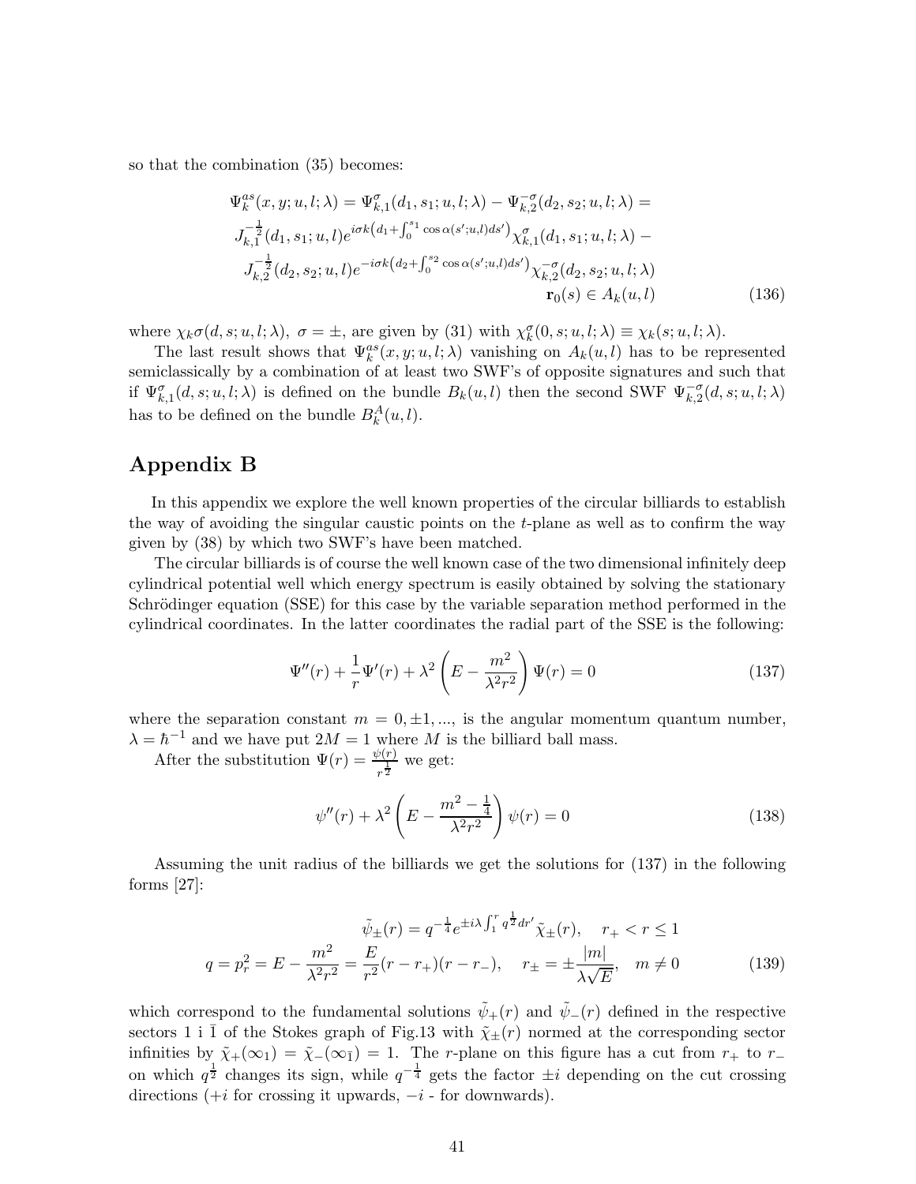so that the combination (35) becomes:

$$
\begin{aligned}
\Psi_k^{as}(x,y;u,l;\lambda) = \Psi_{k,1}^{\sigma}(d_1,s_1;u,l;\lambda) - \Psi_{k,2}^{-\sigma}(d_2,s_2;u,l;\lambda) = \\
J_{k,1}^{-\frac{1}{2}}(d_1,s_1;u,l)e^{i\sigma k\left(d_1+\int_0^{s_1}\cos\alpha(s';u,l)ds'\right)}\chi_{k,1}^{\sigma}(d_1,s_1;u,l;\lambda) - \\
J_{k,2}^{-\frac{1}{2}}(d_2,s_2;u,l)e^{-i\sigma k\left(d_2+\int_0^{s_2}\cos\alpha(s';u,l)ds'\right)}\chi_{k,2}^{-\sigma}(d_2,s_2;u,l;\lambda) \\
\mathbf{r}_0(s) \in A_k(u,l)
\end{aligned}
\tag{136}
$$

where $\chi_k\sigma(d,s;u,l;\lambda)$, $\sigma=\pm$, are given by (31) with $\chi_k^{\sigma}(0,s;u,l;\lambda) \equiv \chi_k(s;u,l;\lambda)$.

The last result shows that $\Psi_k^{as}(x,y;u,l;\lambda)$ vanishing on $A_k(u,l)$ has to be represented semiclassically by a combination of at least two SWF's of opposite signatures and such that if $\Psi_{k,1}^{\sigma}(d,s;u,l;\lambda)$ is defined on the bundle $B_k(u,l)$ then the second SWF $\Psi_{k,2}^{-\sigma}(d,s;u,l;\lambda)$ has to be defined on the bundle $B_k^A(u,l)$.

## Appendix B

In this appendix we explore the well known properties of the circular billiards to establish the way of avoiding the singular caustic points on the $t$-plane as well as to confirm the way given by (38) by which two SWF's have been matched.

The circular billiards is of course the well known case of the two dimensional infinitely deep cylindrical potential well which energy spectrum is easily obtained by solving the stationary Schrödinger equation (SSE) for this case by the variable separation method performed in the cylindrical coordinates. In the latter coordinates the radial part of the SSE is the following:

$$
\Psi''(r) + \frac{1}{r}\Psi'(r) + \lambda^2\left(E - \frac{m^2}{\lambda^2 r^2}\right)\Psi(r) = 0 \tag{137}
$$

where the separation constant $m = 0, \pm 1, ...$, is the angular momentum quantum number, $\lambda = \hbar^{-1}$ and we have put $2M = 1$ where $M$ is the billiard ball mass.

After the substitution $\Psi(r) = \frac{\psi(r)}{r^{\frac{1}{2}}}$ we get:

$$
\psi''(r) + \lambda^2\left(E - \frac{m^2 - \frac{1}{4}}{\lambda^2 r^2}\right)\psi(r) = 0 \tag{138}
$$

Assuming the unit radius of the billiards we get the solutions for (137) in the following forms [27]:

$$
\begin{aligned}
\tilde{\psi}_{\pm}(r) = q^{-\frac{1}{4}}e^{\pm i\lambda\int_1^r q^{\frac{1}{2}}dr'}\tilde{\chi}_{\pm}(r), \quad r_+ < r \leq 1 \\
q = p_r^2 = E - \frac{m^2}{\lambda^2 r^2} = \frac{E}{r^2}(r - r_+)(r - r_-), \quad r_{\pm} = \pm\frac{|m|}{\lambda\sqrt{E}}, \quad m \neq 0
\end{aligned}
\tag{139}
$$

which correspond to the fundamental solutions $\tilde{\psi}_+(r)$ and $\tilde{\psi}_-(r)$ defined in the respective sectors 1 i $\bar{1}$ of the Stokes graph of Fig.13 with $\tilde{\chi}_{\pm}(r)$ normed at the corresponding sector infinities by $\tilde{\chi}_+(\infty_1) = \tilde{\chi}_-(\infty_{\bar{1}}) = 1$. The $r$-plane on this figure has a cut from $r_+$ to $r_-$ on which $q^{\frac{1}{2}}$ changes its sign, while $q^{-\frac{1}{4}}$ gets the factor $\pm i$ depending on the cut crossing directions ($+i$ for crossing it upwards, $-i$ - for downwards).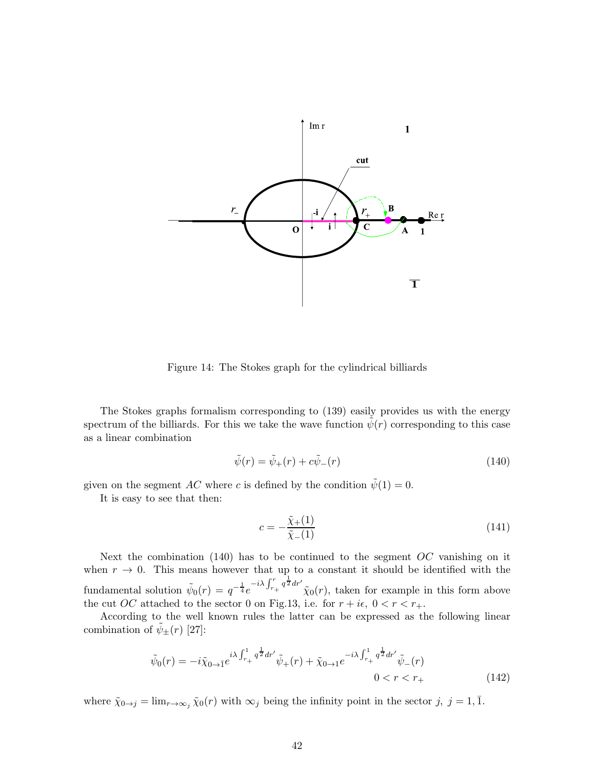Figure 14: The Stokes graph for the cylindrical billiards

The Stokes graphs formalism corresponding to (139) easily provides us with the energy spectrum of the billiards. For this we take the wave function $\tilde{\psi}(r)$ corresponding to this case as a linear combination

$$\tilde{\psi}(r) = \tilde{\psi}_+(r) + c\tilde{\psi}_-(r) \tag{140}$$

given on the segment $AC$ where $c$ is defined by the condition $\tilde{\psi}(1) = 0$.

It is easy to see that then:

$$c = -\frac{\tilde{\chi}_+(1)}{\tilde{\chi}_-(1)} \tag{141}$$

Next the combination (140) has to be continued to the segment $OC$ vanishing on it when $r \to 0$. This means however that up to a constant it should be identified with the fundamental solution $\tilde{\psi}_0(r) = q^{-\frac{1}{4}} e^{-i\lambda \int_{r_+}^{r} q^{\frac{1}{2}} dr'} \tilde{\chi}_0(r)$, taken for example in this form above the cut $OC$ attached to the sector 0 on Fig.13, i.e. for $r + i\epsilon$, $0 < r < r_+$.

According to the well known rules the latter can be expressed as the following linear combination of $\tilde{\psi}_\pm(r)$ [27]:

$$\tilde{\psi}_0(r) = -i\tilde{\chi}_{0\to\bar{1}} e^{i\lambda \int_{r_+}^{1} q^{\frac{1}{2}} dr'} \tilde{\psi}_+(r) + \tilde{\chi}_{0\to 1} e^{-i\lambda \int_{r_+}^{1} q^{\frac{1}{2}} dr'} \tilde{\psi}_-(r) \qquad 0 < r < r_+ \tag{142}$$

where $\tilde{\chi}_{0\to j} = \lim_{r\to\infty_j} \tilde{\chi}_0(r)$ with $\infty_j$ being the infinity point in the sector $j$, $j = 1, \bar{1}$.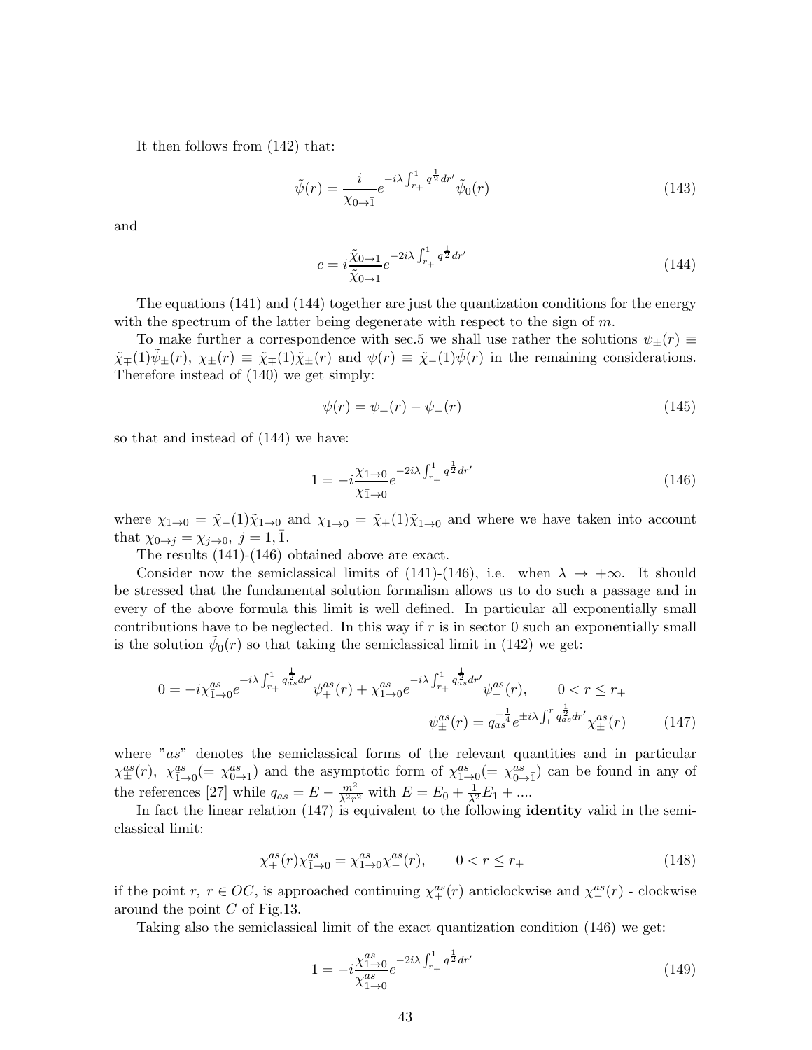It then follows from (142) that:

$$\tilde{\psi}(r) = \frac{i}{\chi_{0\to\bar{1}}} e^{-i\lambda\int_{r_+}^1 q^{\frac{1}{2}}dr'} \tilde{\psi}_0(r) \tag{143}$$

and

$$c = i\frac{\tilde{\chi}_{0\to 1}}{\tilde{\chi}_{0\to\bar{1}}} e^{-2i\lambda\int_{r_+}^1 q^{\frac{1}{2}}dr'} \tag{144}$$

The equations (141) and (144) together are just the quantization conditions for the energy with the spectrum of the latter being degenerate with respect to the sign of $m$.

To make further a correspondence with sec.5 we shall use rather the solutions $\psi_\pm(r) \equiv \tilde{\chi}_\mp(1)\tilde{\psi}_\pm(r)$, $\chi_\pm(r) \equiv \tilde{\chi}_\mp(1)\tilde{\chi}_\pm(r)$ and $\psi(r) \equiv \tilde{\chi}_-(1)\tilde{\psi}(r)$ in the remaining considerations. Therefore instead of (140) we get simply:

$$\psi(r) = \psi_+(r) - \psi_-(r) \tag{145}$$

so that and instead of (144) we have:

$$1 = -i\frac{\chi_{1\to 0}}{\chi_{\bar{1}\to 0}} e^{-2i\lambda\int_{r_+}^1 q^{\frac{1}{2}}dr'} \tag{146}$$

where $\chi_{1\to 0} = \tilde{\chi}_-(1)\tilde{\chi}_{1\to 0}$ and $\chi_{\bar{1}\to 0} = \tilde{\chi}_+(1)\tilde{\chi}_{\bar{1}\to 0}$ and where we have taken into account that $\chi_{0\to j} = \chi_{j\to 0}$, $j = 1, \bar{1}$.

The results (141)-(146) obtained above are exact.

Consider now the semiclassical limits of (141)-(146), i.e. when $\lambda \to +\infty$. It should be stressed that the fundamental solution formalism allows us to do such a passage and in every of the above formula this limit is well defined. In particular all exponentially small contributions have to be neglected. In this way if $r$ is in sector 0 such an exponentially small is the solution $\tilde{\psi}_0(r)$ so that taking the semiclassical limit in (142) we get:

$$0 = -i\chi^{as}_{\bar{1}\to 0} e^{+i\lambda\int_{r_+}^1 q_{as}^{\frac{1}{2}}dr'} \psi^{as}_+(r) + \chi^{as}_{1\to 0} e^{-i\lambda\int_{r_+}^1 q_{as}^{\frac{1}{2}}dr'} \psi^{as}_-(r), \qquad 0 < r \leq r_+$$
$$\psi^{as}_\pm(r) = q_{as}^{-\frac{1}{4}} e^{\pm i\lambda\int_1^r q_{as}^{\frac{1}{2}}dr'} \chi^{as}_\pm(r) \tag{147}$$

where "$as$" denotes the semiclassical forms of the relevant quantities and in particular $\chi^{as}_\pm(r)$, $\chi^{as}_{\bar{1}\to 0}(= \chi^{as}_{0\to 1})$ and the asymptotic form of $\chi^{as}_{1\to 0}(= \chi^{as}_{0\to\bar{1}})$ can be found in any of the references [27] while $q_{as} = E - \frac{m^2}{\lambda^2 r^2}$ with $E = E_0 + \frac{1}{\lambda^2}E_1 + ....$

In fact the linear relation (147) is equivalent to the following **identity** valid in the semiclassical limit:

$$\chi^{as}_+(r)\chi^{as}_{\bar{1}\to 0} = \chi^{as}_{1\to 0}\chi^{as}_-(r), \qquad 0 < r \leq r_+ \tag{148}$$

if the point $r$, $r \in OC$, is approached continuing $\chi^{as}_+(r)$ anticlockwise and $\chi^{as}_-(r)$ - clockwise around the point $C$ of Fig.13.

Taking also the semiclassical limit of the exact quantization condition (146) we get:

$$1 = -i\frac{\chi^{as}_{1\to 0}}{\chi^{as}_{\bar{1}\to 0}} e^{-2i\lambda\int_{r_+}^1 q^{\frac{1}{2}}dr'} \tag{149}$$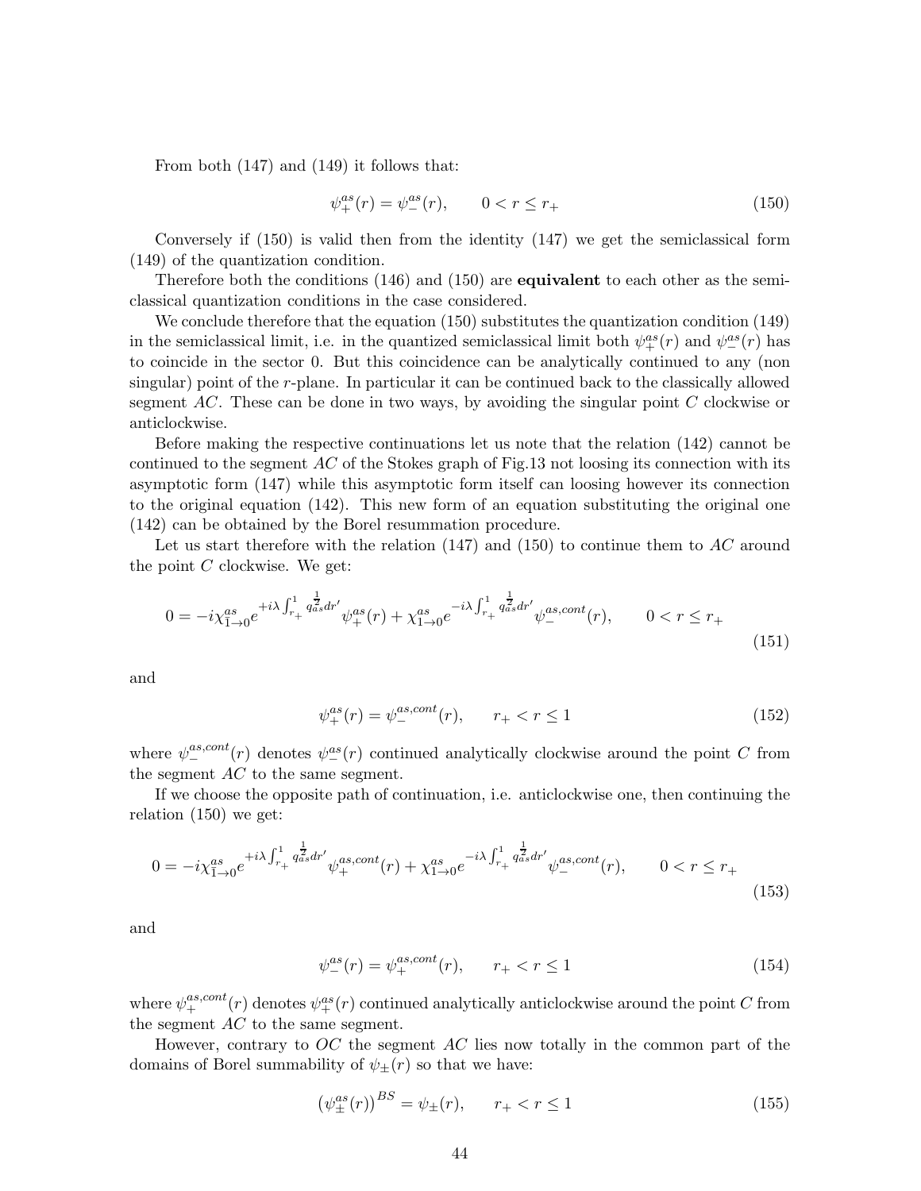From both (147) and (149) it follows that:

$$\psi_+^{as}(r) = \psi_-^{as}(r), \qquad 0 < r \leq r_+ \tag{150}$$

Conversely if (150) is valid then from the identity (147) we get the semiclassical form (149) of the quantization condition.

Therefore both the conditions (146) and (150) are **equivalent** to each other as the semiclassical quantization conditions in the case considered.

We conclude therefore that the equation (150) substitutes the quantization condition (149) in the semiclassical limit, i.e. in the quantized semiclassical limit both $\psi_+^{as}(r)$ and $\psi_-^{as}(r)$ has to coincide in the sector 0. But this coincidence can be analytically continued to any (non singular) point of the $r$-plane. In particular it can be continued back to the classically allowed segment $AC$. These can be done in two ways, by avoiding the singular point $C$ clockwise or anticlockwise.

Before making the respective continuations let us note that the relation (142) cannot be continued to the segment $AC$ of the Stokes graph of Fig.13 not loosing its connection with its asymptotic form (147) while this asymptotic form itself can loosing however its connection to the original equation (142). This new form of an equation substituting the original one (142) can be obtained by the Borel resummation procedure.

Let us start therefore with the relation (147) and (150) to continue them to $AC$ around the point $C$ clockwise. We get:

$$0 = -i\chi_{\bar{1}\to 0}^{as} e^{+i\lambda \int_{r_+}^{1} q_{as}^{\frac{1}{2}} dr'} \psi_+^{as}(r) + \chi_{1\to 0}^{as} e^{-i\lambda \int_{r_+}^{1} q_{as}^{\frac{1}{2}} dr'} \psi_-^{as,cont}(r), \qquad 0 < r \leq r_+ \tag{151}$$

and

$$\psi_+^{as}(r) = \psi_-^{as,cont}(r), \qquad r_+ < r \leq 1 \tag{152}$$

where $\psi_-^{as,cont}(r)$ denotes $\psi_-^{as}(r)$ continued analytically clockwise around the point $C$ from the segment $AC$ to the same segment.

If we choose the opposite path of continuation, i.e. anticlockwise one, then continuing the relation (150) we get:

$$0 = -i\chi_{\bar{1}\to 0}^{as} e^{+i\lambda \int_{r_+}^{1} q_{as}^{\frac{1}{2}} dr'} \psi_+^{as,cont}(r) + \chi_{1\to 0}^{as} e^{-i\lambda \int_{r_+}^{1} q_{as}^{\frac{1}{2}} dr'} \psi_-^{as,cont}(r), \qquad 0 < r \leq r_+ \tag{153}$$

and

$$\psi_-^{as}(r) = \psi_+^{as,cont}(r), \qquad r_+ < r \leq 1 \tag{154}$$

where $\psi_+^{as,cont}(r)$ denotes $\psi_+^{as}(r)$ continued analytically anticlockwise around the point $C$ from the segment $AC$ to the same segment.

However, contrary to $OC$ the segment $AC$ lies now totally in the common part of the domains of Borel summability of $\psi_\pm(r)$ so that we have:

$$\left(\psi_\pm^{as}(r)\right)^{BS} = \psi_\pm(r), \qquad r_+ < r \leq 1 \tag{155}$$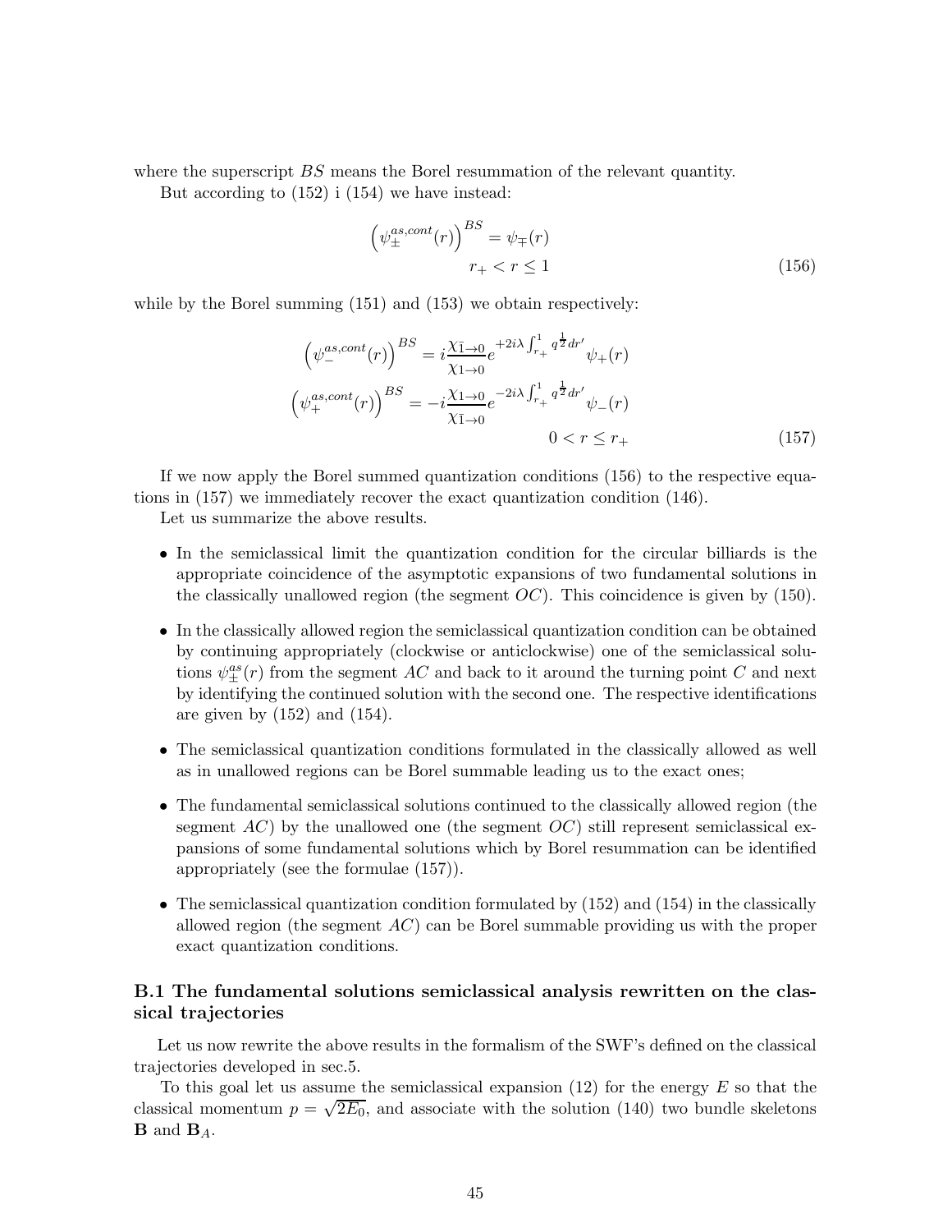where the superscript $BS$ means the Borel resummation of the relevant quantity.

But according to (152) i (154) we have instead:

$$
\left(\psi_{\pm}^{as,cont}(r)\right)^{BS} = \psi_{\mp}(r) \qquad r_+ < r \leq 1 \tag{156}
$$

while by the Borel summing (151) and (153) we obtain respectively:

$$
\begin{aligned}
\left(\psi_{-}^{as,cont}(r)\right)^{BS} &= i\frac{\chi_{\bar{1}\to 0}}{\chi_{1\to 0}} e^{+2i\lambda\int_{r_+}^{1} q^{\frac{1}{2}}dr'}\psi_+(r) \\
\left(\psi_{+}^{as,cont}(r)\right)^{BS} &= -i\frac{\chi_{1\to 0}}{\chi_{\bar{1}\to 0}} e^{-2i\lambda\int_{r_+}^{1} q^{\frac{1}{2}}dr'}\psi_-(r) \\
& \qquad 0 < r \leq r_+
\end{aligned} \tag{157}
$$

If we now apply the Borel summed quantization conditions (156) to the respective equations in (157) we immediately recover the exact quantization condition (146).

Let us summarize the above results.

- In the semiclassical limit the quantization condition for the circular billiards is the appropriate coincidence of the asymptotic expansions of two fundamental solutions in the classically unallowed region (the segment $OC$). This coincidence is given by (150).
- In the classically allowed region the semiclassical quantization condition can be obtained by continuing appropriately (clockwise or anticlockwise) one of the semiclassical solutions $\psi_{\pm}^{as}(r)$ from the segment $AC$ and back to it around the turning point $C$ and next by identifying the continued solution with the second one. The respective identifications are given by (152) and (154).
- The semiclassical quantization conditions formulated in the classically allowed as well as in unallowed regions can be Borel summable leading us to the exact ones;
- The fundamental semiclassical solutions continued to the classically allowed region (the segment $AC$) by the unallowed one (the segment $OC$) still represent semiclassical expansions of some fundamental solutions which by Borel resummation can be identified appropriately (see the formulae (157)).
- The semiclassical quantization condition formulated by (152) and (154) in the classically allowed region (the segment $AC$) can be Borel summable providing us with the proper exact quantization conditions.

### B.1 The fundamental solutions semiclassical analysis rewritten on the classical trajectories

Let us now rewrite the above results in the formalism of the SWF's defined on the classical trajectories developed in sec.5.

To this goal let us assume the semiclassical expansion (12) for the energy $E$ so that the classical momentum $p = \sqrt{2E_0}$, and associate with the solution (140) two bundle skeletons $\mathbf{B}$ and $\mathbf{B}_A$.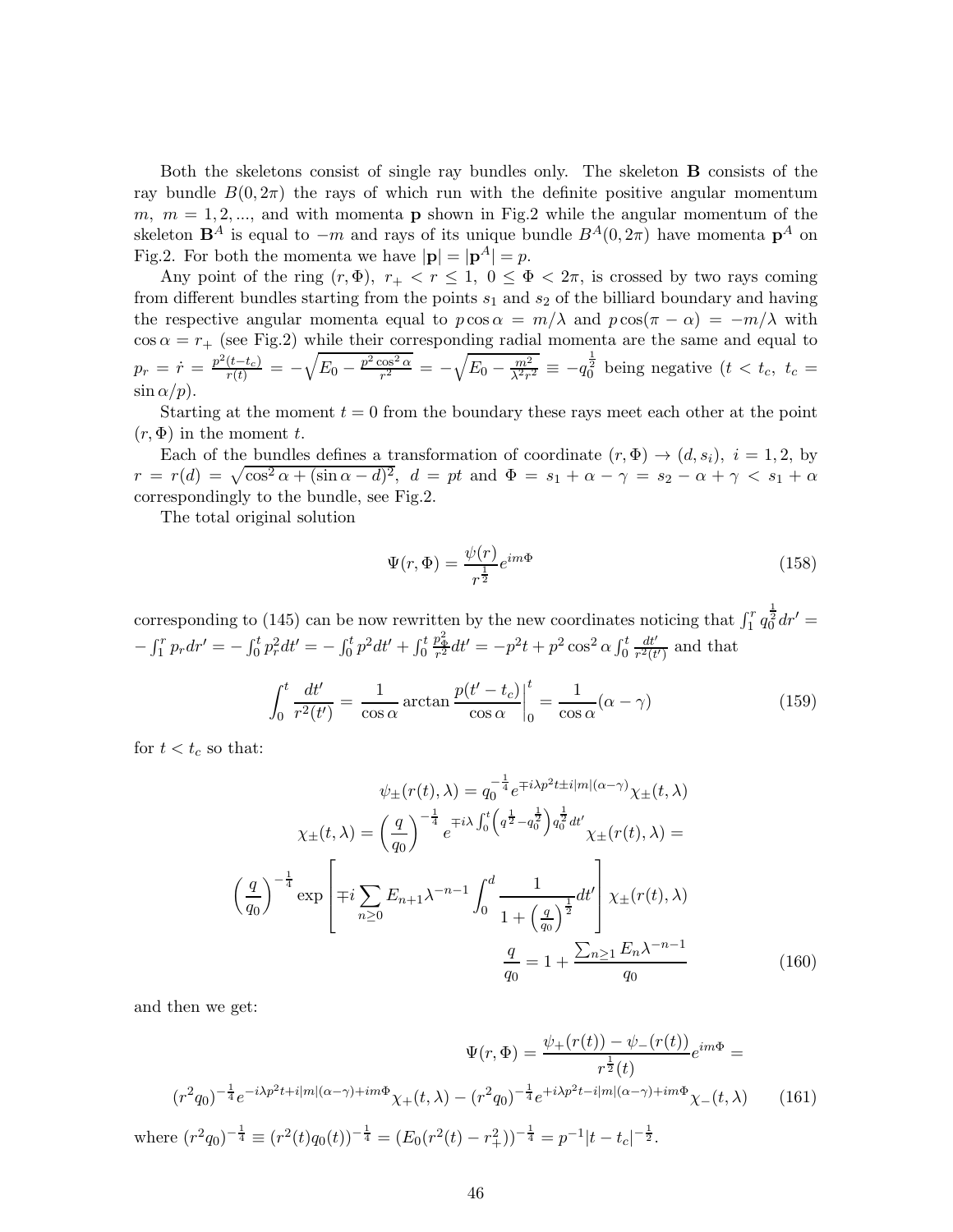Both the skeletons consist of single ray bundles only. The skeleton $\mathbf{B}$ consists of the ray bundle $B(0,2\pi)$ the rays of which run with the definite positive angular momentum $m$, $m = 1, 2, ...,$ and with momenta $\mathbf{p}$ shown in Fig.2 while the angular momentum of the skeleton $\mathbf{B}^A$ is equal to $-m$ and rays of its unique bundle $B^A(0,2\pi)$ have momenta $\mathbf{p}^A$ on Fig.2. For both the momenta we have $|\mathbf{p}| = |\mathbf{p}^A| = p$.

Any point of the ring $(r, \Phi)$, $r_+ < r \leq 1$, $0 \leq \Phi < 2\pi$, is crossed by two rays coming from different bundles starting from the points $s_1$ and $s_2$ of the billiard boundary and having the respective angular momenta equal to $p\cos\alpha = m/\lambda$ and $p\cos(\pi - \alpha) = -m/\lambda$ with $\cos\alpha = r_+$ (see Fig.2) while their corresponding radial momenta are the same and equal to $p_r = \dot{r} = \frac{p^2(t-t_c)}{r(t)} = -\sqrt{E_0 - \frac{p^2\cos^2\alpha}{r^2}} = -\sqrt{E_0 - \frac{m^2}{\lambda^2 r^2}} \equiv -q_0^{\frac{1}{2}}$ being negative ($t < t_c$, $t_c = \sin\alpha/p$).

Starting at the moment $t = 0$ from the boundary these rays meet each other at the point $(r, \Phi)$ in the moment $t$.

Each of the bundles defines a transformation of coordinate $(r, \Phi) \to (d, s_i)$, $i = 1, 2$, by $r = r(d) = \sqrt{\cos^2\alpha + (\sin\alpha - d)^2}$, $d = pt$ and $\Phi = s_1 + \alpha - \gamma = s_2 - \alpha + \gamma < s_1 + \alpha$ correspondingly to the bundle, see Fig.2.

The total original solution

$$\Psi(r, \Phi) = \frac{\psi(r)}{r^{\frac{1}{2}}} e^{im\Phi} \tag{158}$$

corresponding to (145) can be now rewritten by the new coordinates noticing that $\int_1^r q_0^{\frac{1}{2}} dr' = -\int_1^r p_r dr' = -\int_0^t p_r^2 dt' = -\int_0^t p^2 dt' + \int_0^t \frac{p_\Phi^2}{r^2} dt' = -p^2 t + p^2\cos^2\alpha \int_0^t \frac{dt'}{r^2(t')}$ and that

$$\int_0^t \frac{dt'}{r^2(t')} = \frac{1}{\cos\alpha} \arctan\frac{p(t'-t_c)}{\cos\alpha}\bigg|_0^t = \frac{1}{\cos\alpha}(\alpha - \gamma) \tag{159}$$

for $t < t_c$ so that:

$$\psi_\pm(r(t), \lambda) = q_0^{-\frac{1}{4}} e^{\mp i\lambda p^2 t \pm i|m|(\alpha-\gamma)} \chi_\pm(t, \lambda)$$

$$\chi_\pm(t, \lambda) = \left(\frac{q}{q_0}\right)^{-\frac{1}{4}} e^{\mp i\lambda \int_0^t \left(q^{\frac{1}{2}} - q_0^{\frac{1}{2}}\right) q_0^{\frac{1}{2}} dt'} \chi_\pm(r(t), \lambda) =$$

$$\left(\frac{q}{q_0}\right)^{-\frac{1}{4}} \exp\left[\mp i \sum_{n\geq 0} E_{n+1}\lambda^{-n-1} \int_0^d \frac{1}{1 + \left(\frac{q}{q_0}\right)^{\frac{1}{2}}} dt'\right] \chi_\pm(r(t), \lambda)$$

$$\frac{q}{q_0} = 1 + \frac{\sum_{n\geq 1} E_n \lambda^{-n-1}}{q_0} \tag{160}$$

and then we get:

$$\Psi(r, \Phi) = \frac{\psi_+(r(t)) - \psi_-(r(t))}{r^{\frac{1}{2}}(t)} e^{im\Phi} =$$

$$(r^2 q_0)^{-\frac{1}{4}} e^{-i\lambda p^2 t + i|m|(\alpha-\gamma) + im\Phi} \chi_+(t, \lambda) - (r^2 q_0)^{-\frac{1}{4}} e^{+i\lambda p^2 t - i|m|(\alpha-\gamma) + im\Phi} \chi_-(t, \lambda) \tag{161}$$

where $(r^2 q_0)^{-\frac{1}{4}} \equiv (r^2(t) q_0(t))^{-\frac{1}{4}} = (E_0(r^2(t) - r_+^2))^{-\frac{1}{4}} = p^{-1}|t - t_c|^{-\frac{1}{2}}$.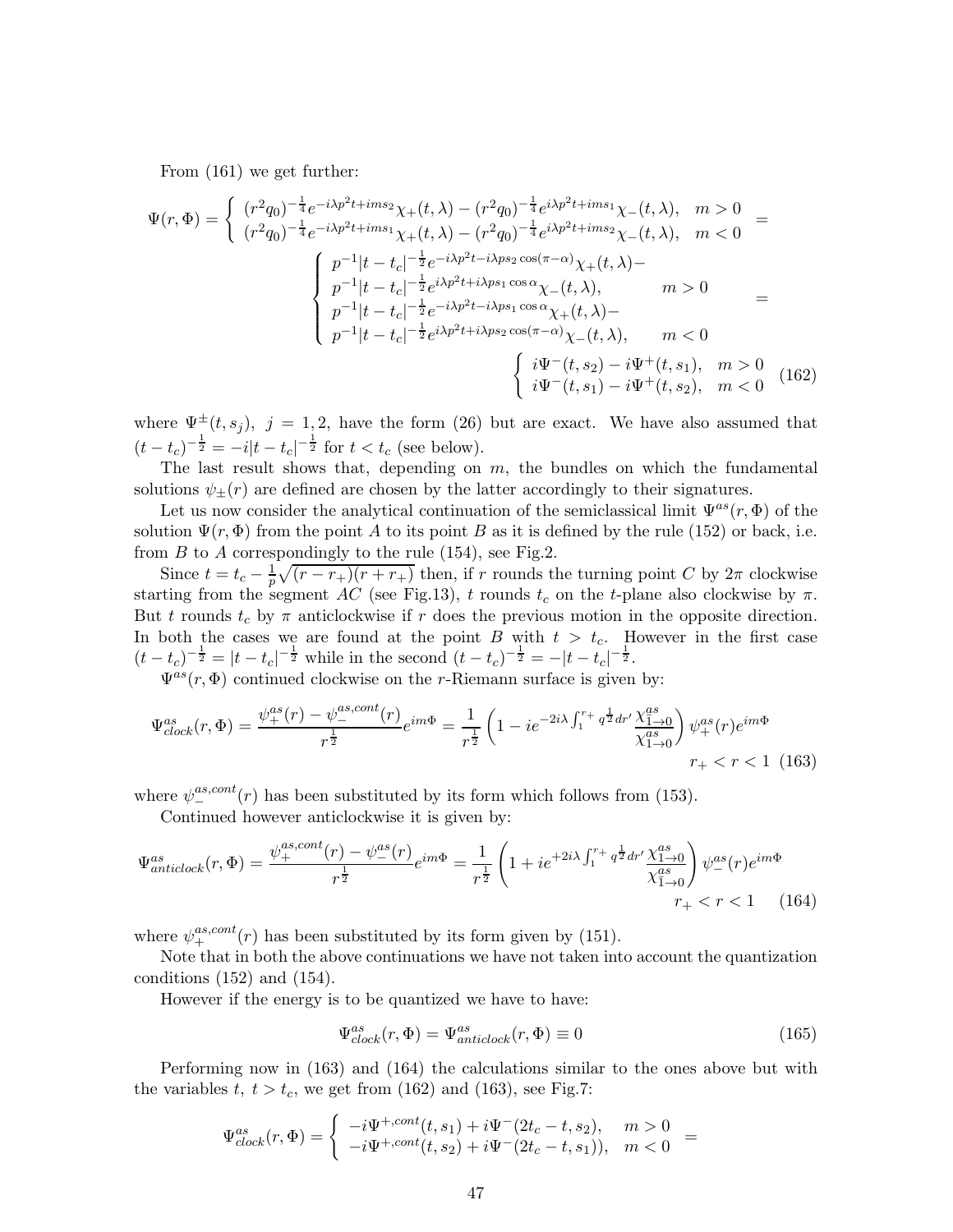From (161) we get further:

$$
\Psi(r,\Phi)=\left\{\begin{array}{ll}(r^2q_0)^{-\frac14}e^{-i\lambda p^2t+ims_2}\chi_+(t,\lambda)-(r^2q_0)^{-\frac14}e^{i\lambda p^2t+ims_1}\chi_-(t,\lambda), & m>0\\ (r^2q_0)^{-\frac14}e^{-i\lambda p^2t+ims_1}\chi_+(t,\lambda)-(r^2q_0)^{-\frac14}e^{i\lambda p^2t+ims_2}\chi_-(t,\lambda), & m<0\end{array}\right. =
$$

$$
\left\{\begin{array}{ll} p^{-1}|t-t_c|^{-\frac12}e^{-i\lambda p^2t-i\lambda ps_2\cos(\pi-\alpha)}\chi_+(t,\lambda)- & \\ p^{-1}|t-t_c|^{-\frac12}e^{i\lambda p^2t+i\lambda ps_1\cos\alpha}\chi_-(t,\lambda), & m>0\\ p^{-1}|t-t_c|^{-\frac12}e^{-i\lambda p^2t-i\lambda ps_1\cos\alpha}\chi_+(t,\lambda)- & \\ p^{-1}|t-t_c|^{-\frac12}e^{i\lambda p^2t+i\lambda ps_2\cos(\pi-\alpha)}\chi_-(t,\lambda), & m<0\end{array}\right. =
$$

$$
\left\{\begin{array}{ll} i\Psi^-(t,s_2)-i\Psi^+(t,s_1), & m>0\\ i\Psi^-(t,s_1)-i\Psi^+(t,s_2), & m<0\end{array}\right. \quad (162)
$$

where $\Psi^{\pm}(t,s_j),\ j=1,2,$ have the form (26) but are exact. We have also assumed that $(t-t_c)^{-\frac12}=-i|t-t_c|^{-\frac12}$ for $t<t_c$ (see below).

The last result shows that, depending on $m$, the bundles on which the fundamental solutions $\psi_\pm(r)$ are defined are chosen by the latter accordingly to their signatures.

Let us now consider the analytical continuation of the semiclassical limit $\Psi^{as}(r,\Phi)$ of the solution $\Psi(r,\Phi)$ from the point $A$ to its point $B$ as it is defined by the rule (152) or back, i.e. from $B$ to $A$ correspondingly to the rule (154), see Fig.2.

Since $t=t_c-\frac1p\sqrt{(r-r_+)(r+r_+)}$ then, if $r$ rounds the turning point $C$ by $2\pi$ clockwise starting from the segment $AC$ (see Fig.13), $t$ rounds $t_c$ on the $t$-plane also clockwise by $\pi$. But $t$ rounds $t_c$ by $\pi$ anticlockwise if $r$ does the previous motion in the opposite direction. In both the cases we are found at the point $B$ with $t>t_c$. However in the first case $(t-t_c)^{-\frac12}=|t-t_c|^{-\frac12}$ while in the second $(t-t_c)^{-\frac12}=-|t-t_c|^{-\frac12}$.

$\Psi^{as}(r,\Phi)$ continued clockwise on the $r$-Riemann surface is given by:

$$
\Psi^{as}_{clock}(r,\Phi)=\frac{\psi^{as}_+(r)-\psi^{as,cont}_-(r)}{r^{\frac12}}e^{im\Phi}=\frac{1}{r^{\frac12}}\left(1-ie^{-2i\lambda\int_1^{r_+}q^{\frac12}dr'}\frac{\chi^{as}_{1\to0}}{\chi^{as}_{\bar1\to0}}\right)\psi^{as}_+(r)e^{im\Phi} \qquad r_+<r<1 \quad (163)
$$

where $\psi^{as,cont}_-(r)$ has been substituted by its form which follows from (153).

Continued however anticlockwise it is given by:

$$
\Psi^{as}_{anticlock}(r,\Phi)=\frac{\psi^{as,cont}_+(r)-\psi^{as}_-(r)}{r^{\frac12}}e^{im\Phi}=\frac{1}{r^{\frac12}}\left(1+ie^{+2i\lambda\int_1^{r_+}q^{\frac12}dr'}\frac{\chi^{as}_{\bar1\to0}}{\chi^{as}_{1\to0}}\right)\psi^{as}_-(r)e^{im\Phi} \qquad r_+<r<1 \quad (164)
$$

where $\psi^{as,cont}_+(r)$ has been substituted by its form given by (151).

Note that in both the above continuations we have not taken into account the quantization conditions (152) and (154).

However if the energy is to be quantized we have to have:

$$
\Psi^{as}_{clock}(r,\Phi)=\Psi^{as}_{anticlock}(r,\Phi)\equiv0 \quad (165)
$$

Performing now in (163) and (164) the calculations similar to the ones above but with the variables $t,\ t>t_c$, we get from (162) and (163), see Fig.7:

$$
\Psi^{as}_{clock}(r,\Phi)=\left\{\begin{array}{ll}-i\Psi^{+,cont}(t,s_1)+i\Psi^-(2t_c-t,s_2), & m>0\\ -i\Psi^{+,cont}(t,s_2)+i\Psi^-(2t_c-t,s_1)), & m<0\end{array}\right. =
$$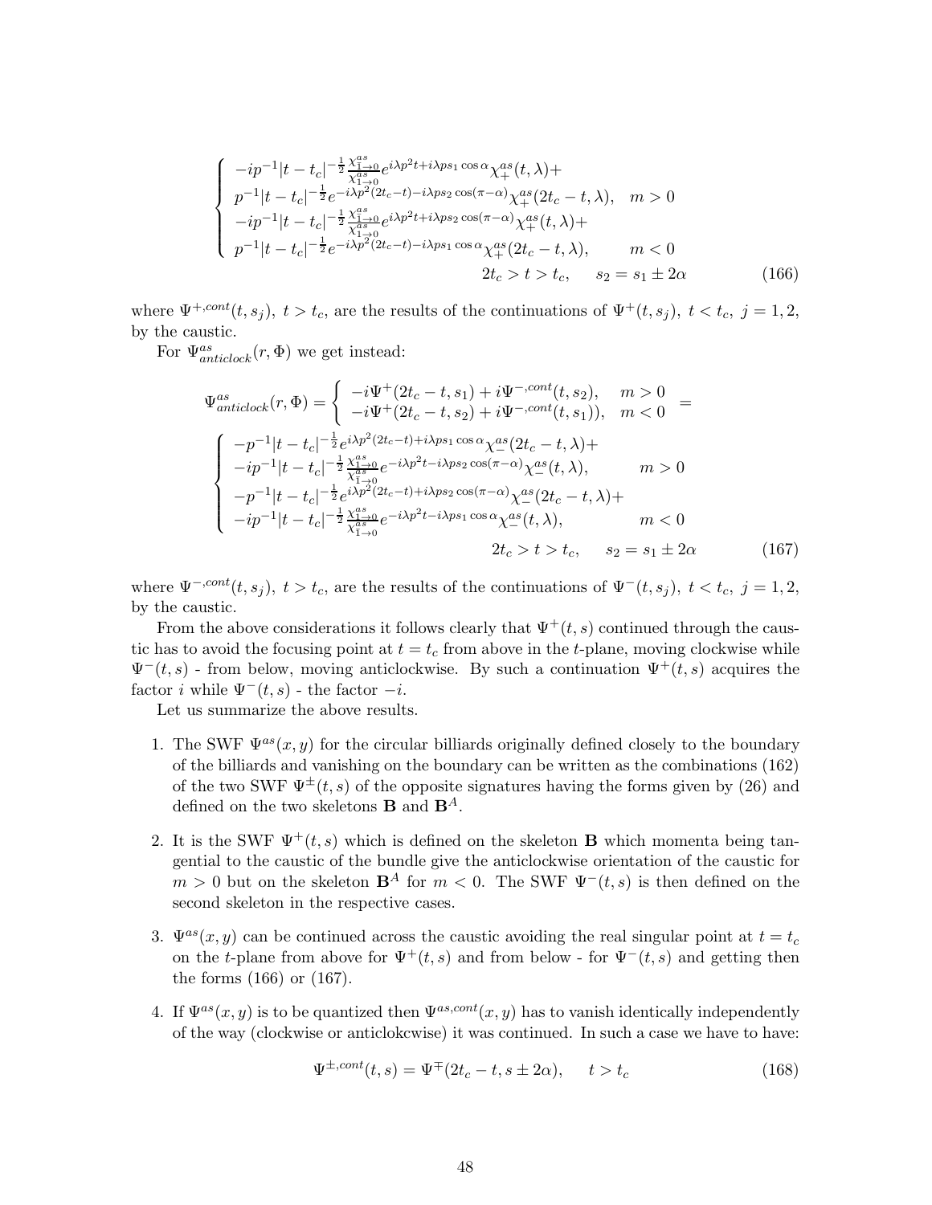$$
\begin{cases}
-ip^{-1}|t-t_c|^{-\frac{1}{2}}\frac{\chi^{as}_{1\to 0}}{\chi^{as}_{1\to 0}}e^{i\lambda p^2 t+i\lambda p s_1\cos\alpha}\chi^{as}_{+}(t,\lambda)+ \\
p^{-1}|t-t_c|^{-\frac{1}{2}}e^{-i\lambda p^2(2t_c-t)-i\lambda p s_2\cos(\pi-\alpha)}\chi^{as}_{+}(2t_c-t,\lambda), \quad m>0 \\
-ip^{-1}|t-t_c|^{-\frac{1}{2}}\frac{\chi^{as}_{1\to 0}}{\chi^{as}_{1\to 0}}e^{i\lambda p^2 t+i\lambda p s_2\cos(\pi-\alpha)}\chi^{as}_{+}(t,\lambda)+ \\
p^{-1}|t-t_c|^{-\frac{1}{2}}e^{-i\lambda p^2(2t_c-t)-i\lambda p s_1\cos\alpha}\chi^{as}_{+}(2t_c-t,\lambda), \qquad m<0 \\
\qquad\qquad\qquad\qquad 2t_c>t>t_c, \quad s_2=s_1\pm 2\alpha
\end{cases}
\tag{166}
$$

where $\Psi^{+,cont}(t,s_j),\ t>t_c$, are the results of the continuations of $\Psi^{+}(t,s_j),\ t<t_c,\ j=1,2$, by the caustic.

For $\Psi^{as}_{anticlock}(r,\Phi)$ we get instead:

$$
\Psi^{as}_{anticlock}(r,\Phi)=\begin{cases}
-i\Psi^{+}(2t_c-t,s_1)+i\Psi^{-,cont}(t,s_2), & m>0 \\
-i\Psi^{+}(2t_c-t,s_2)+i\Psi^{-,cont}(t,s_1)), & m<0
\end{cases} =
$$

$$
\begin{cases}
-p^{-1}|t-t_c|^{-\frac{1}{2}}e^{i\lambda p^2(2t_c-t)+i\lambda p s_1\cos\alpha}\chi^{as}_{-}(2t_c-t,\lambda)+ \\
-ip^{-1}|t-t_c|^{-\frac{1}{2}}\frac{\chi^{as}_{1\to 0}}{\chi^{as}_{1\to 0}}e^{-i\lambda p^2 t-i\lambda p s_2\cos(\pi-\alpha)}\chi^{as}_{-}(t,\lambda), \qquad m>0 \\
-p^{-1}|t-t_c|^{-\frac{1}{2}}e^{i\lambda p^2(2t_c-t)+i\lambda p s_2\cos(\pi-\alpha)}\chi^{as}_{-}(2t_c-t,\lambda)+ \\
-ip^{-1}|t-t_c|^{-\frac{1}{2}}\frac{\chi^{as}_{1\to 0}}{\chi^{as}_{1\to 0}}e^{-i\lambda p^2 t-i\lambda p s_1\cos\alpha}\chi^{as}_{-}(t,\lambda), \qquad m<0 \\
\qquad\qquad\qquad\qquad 2t_c>t>t_c, \quad s_2=s_1\pm 2\alpha
\end{cases}
\tag{167}
$$

where $\Psi^{-,cont}(t,s_j),\ t>t_c$, are the results of the continuations of $\Psi^{-}(t,s_j),\ t<t_c,\ j=1,2$, by the caustic.

From the above considerations it follows clearly that $\Psi^{+}(t,s)$ continued through the caustic has to avoid the focusing point at $t=t_c$ from above in the $t$-plane, moving clockwise while $\Psi^{-}(t,s)$ - from below, moving anticlockwise. By such a continuation $\Psi^{+}(t,s)$ acquires the factor $i$ while $\Psi^{-}(t,s)$ - the factor $-i$.

Let us summarize the above results.

1. The SWF $\Psi^{as}(x,y)$ for the circular billiards originally defined closely to the boundary of the billiards and vanishing on the boundary can be written as the combinations (162) of the two SWF $\Psi^{\pm}(t,s)$ of the opposite signatures having the forms given by (26) and defined on the two skeletons $\mathbf{B}$ and $\mathbf{B}^{A}$.

2. It is the SWF $\Psi^{+}(t,s)$ which is defined on the skeleton $\mathbf{B}$ which momenta being tangential to the caustic of the bundle give the anticlockwise orientation of the caustic for $m>0$ but on the skeleton $\mathbf{B}^{A}$ for $m<0$. The SWF $\Psi^{-}(t,s)$ is then defined on the second skeleton in the respective cases.

3. $\Psi^{as}(x,y)$ can be continued across the caustic avoiding the real singular point at $t=t_c$ on the $t$-plane from above for $\Psi^{+}(t,s)$ and from below - for $\Psi^{-}(t,s)$ and getting then the forms (166) or (167).

4. If $\Psi^{as}(x,y)$ is to be quantized then $\Psi^{as,cont}(x,y)$ has to vanish identically independently of the way (clockwise or anticlokcwise) it was continued. In such a case we have to have:

$$
\Psi^{\pm,cont}(t,s)=\Psi^{\mp}(2t_c-t,s\pm 2\alpha), \qquad t>t_c
\tag{168}
$$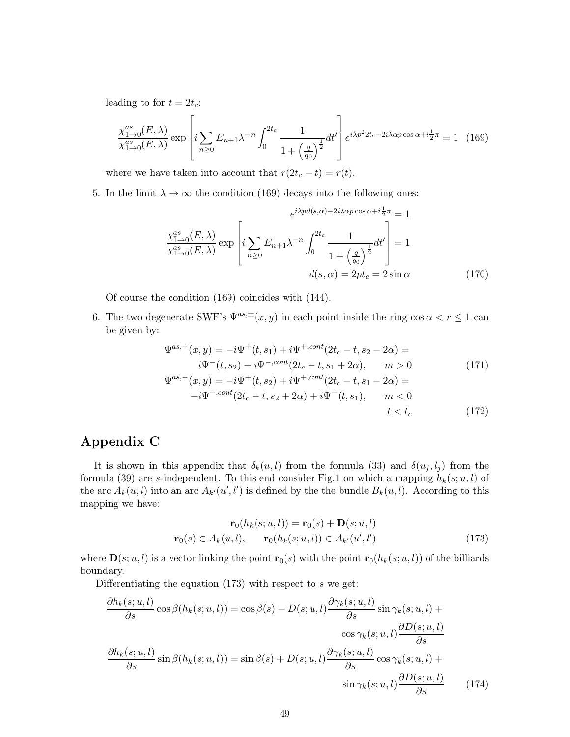leading to for $t = 2t_c$:

$$\frac{\chi^{as}_{\bar{1}\to 0}(E,\lambda)}{\chi^{as}_{1\to 0}(E,\lambda)} \exp\left[i\sum_{n\geq 0} E_{n+1}\lambda^{-n}\int_0^{2t_c}\frac{1}{1+\left(\frac{q}{q_0}\right)^{\frac{1}{2}}}dt'\right] e^{i\lambda p^2 2t_c - 2i\lambda\alpha p\cos\alpha + i\frac{1}{2}\pi} = 1 \tag{169}$$

where we have taken into account that $r(2t_c - t) = r(t)$.

5. In the limit $\lambda \to \infty$ the condition (169) decays into the following ones:

$$e^{i\lambda p d(s,\alpha) - 2i\lambda\alpha p\cos\alpha + i\frac{1}{2}\pi} = 1$$
$$\frac{\chi^{as}_{\bar{1}\to 0}(E,\lambda)}{\chi^{as}_{1\to 0}(E,\lambda)} \exp\left[i\sum_{n\geq 0} E_{n+1}\lambda^{-n}\int_0^{2t_c}\frac{1}{1+\left(\frac{q}{q_0}\right)^{\frac{1}{2}}}dt'\right] = 1$$
$$d(s,\alpha) = 2pt_c = 2\sin\alpha \tag{170}$$

Of course the condition (169) coincides with (144).

6. The two degenerate SWF's $\Psi^{as,\pm}(x,y)$ in each point inside the ring $\cos\alpha < r \leq 1$ can be given by:

$$\Psi^{as,+}(x,y) = -i\Psi^{+}(t,s_1) + i\Psi^{+,cont}(2t_c - t, s_2 - 2\alpha) =$$
$$i\Psi^{-}(t,s_2) - i\Psi^{-,cont}(2t_c - t, s_1 + 2\alpha), \qquad m > 0 \tag{171}$$
$$\Psi^{as,-}(x,y) = -i\Psi^{+}(t,s_2) + i\Psi^{+,cont}(2t_c - t, s_1 - 2\alpha) =$$
$$-i\Psi^{-,cont}(2t_c - t, s_2 + 2\alpha) + i\Psi^{-}(t,s_1), \qquad m < 0$$
$$t < t_c \tag{172}$$

# Appendix C

It is shown in this appendix that $\delta_k(u,l)$ from the formula (33) and $\delta(u_j,l_j)$ from the formula (39) are $s$-independent. To this end consider Fig.1 on which a mapping $h_k(s;u,l)$ of the arc $A_k(u,l)$ into an arc $A_{k'}(u',l')$ is defined by the the bundle $B_k(u,l)$. According to this mapping we have:

$$\mathbf{r}_0(h_k(s;u,l)) = \mathbf{r}_0(s) + \mathbf{D}(s;u,l)$$
$$\mathbf{r}_0(s) \in A_k(u,l), \qquad \mathbf{r}_0(h_k(s;u,l)) \in A_{k'}(u',l') \tag{173}$$

where $\mathbf{D}(s;u,l)$ is a vector linking the point $\mathbf{r}_0(s)$ with the point $\mathbf{r}_0(h_k(s;u,l))$ of the billiards boundary.

Differentiating the equation (173) with respect to $s$ we get:

$$\frac{\partial h_k(s;u,l)}{\partial s}\cos\beta(h_k(s;u,l)) = \cos\beta(s) - D(s;u,l)\frac{\partial\gamma_k(s;u,l)}{\partial s}\sin\gamma_k(s;u,l) +$$
$$\cos\gamma_k(s;u,l)\frac{\partial D(s;u,l)}{\partial s}$$
$$\frac{\partial h_k(s;u,l)}{\partial s}\sin\beta(h_k(s;u,l)) = \sin\beta(s) + D(s;u,l)\frac{\partial\gamma_k(s;u,l)}{\partial s}\cos\gamma_k(s;u,l) +$$
$$\sin\gamma_k(s;u,l)\frac{\partial D(s;u,l)}{\partial s} \tag{174}$$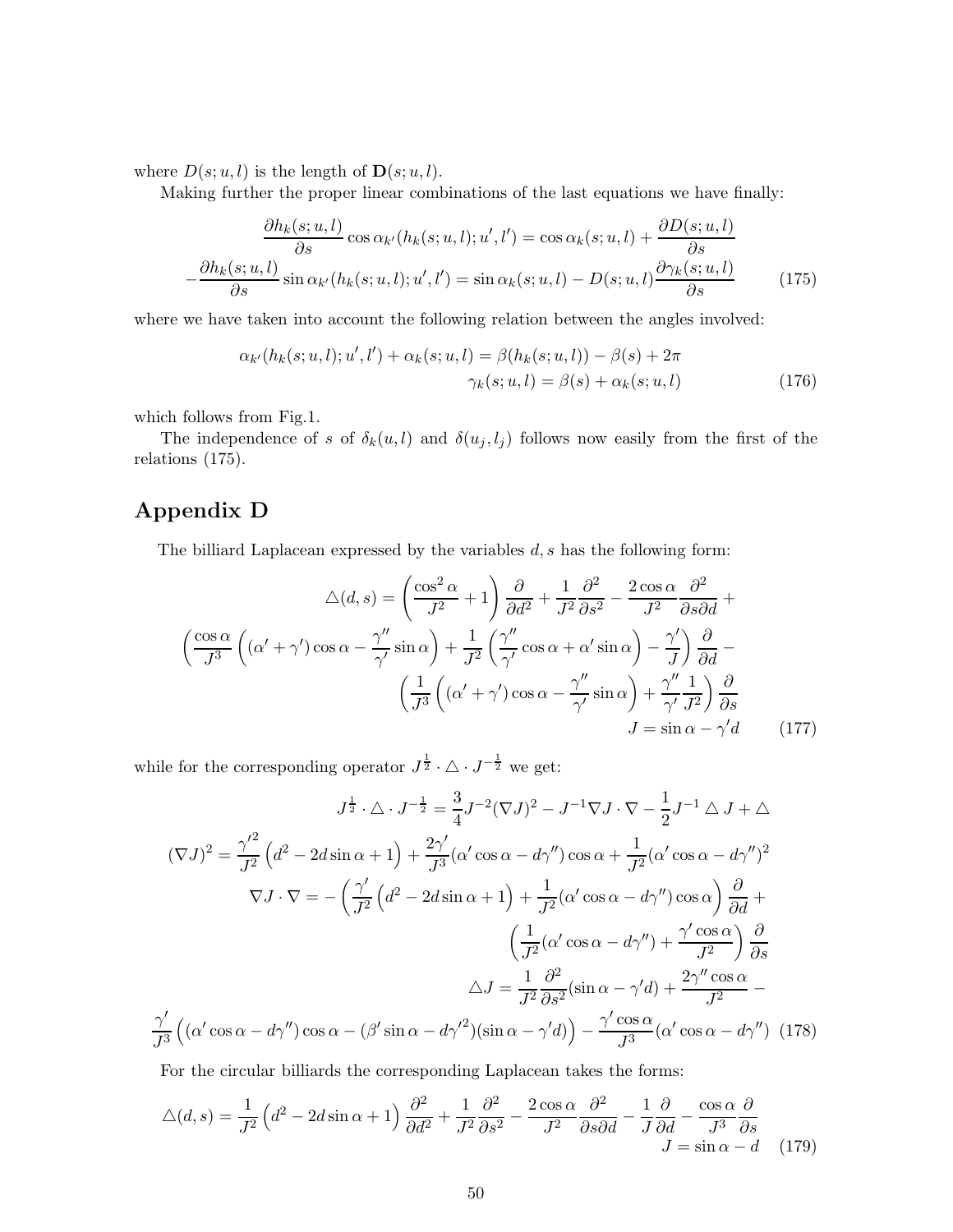where $D(s;u,l)$ is the length of $\mathbf{D}(s;u,l)$.

Making further the proper linear combinations of the last equations we have finally:

$$
\begin{aligned}
\frac{\partial h_k(s;u,l)}{\partial s}\cos\alpha_{k'}(h_k(s;u,l);u',l') &= \cos\alpha_k(s;u,l) + \frac{\partial D(s;u,l)}{\partial s} \\
-\frac{\partial h_k(s;u,l)}{\partial s}\sin\alpha_{k'}(h_k(s;u,l);u',l') &= \sin\alpha_k(s;u,l) - D(s;u,l)\frac{\partial \gamma_k(s;u,l)}{\partial s}
\end{aligned}
\tag{175}
$$

where we have taken into account the following relation between the angles involved:

$$
\begin{aligned}
\alpha_{k'}(h_k(s;u,l);u',l') + \alpha_k(s;u,l) &= \beta(h_k(s;u,l)) - \beta(s) + 2\pi \\
\gamma_k(s;u,l) &= \beta(s) + \alpha_k(s;u,l)
\end{aligned}
\tag{176}
$$

which follows from Fig.1.

The independence of $s$ of $\delta_k(u,l)$ and $\delta(u_j,l_j)$ follows now easily from the first of the relations (175).

## Appendix D

The billiard Laplacean expressed by the variables $d,s$ has the following form:

$$
\begin{aligned}
\triangle(d,s) = \left(\frac{\cos^2\alpha}{J^2}+1\right)\frac{\partial}{\partial d^2} + \frac{1}{J^2}\frac{\partial^2}{\partial s^2} - \frac{2\cos\alpha}{J^2}\frac{\partial^2}{\partial s\partial d} + \\
\left(\frac{\cos\alpha}{J^3}\left((\alpha'+\gamma')\cos\alpha - \frac{\gamma''}{\gamma'}\sin\alpha\right) + \frac{1}{J^2}\left(\frac{\gamma''}{\gamma'}\cos\alpha + \alpha'\sin\alpha\right) - \frac{\gamma'}{J}\right)\frac{\partial}{\partial d} - \\
\left(\frac{1}{J^3}\left((\alpha'+\gamma')\cos\alpha - \frac{\gamma''}{\gamma'}\sin\alpha\right) + \frac{\gamma''}{\gamma'}\frac{1}{J^2}\right)\frac{\partial}{\partial s} \\
J = \sin\alpha - \gamma' d
\end{aligned}
\tag{177}
$$

while for the corresponding operator $J^{\frac{1}{2}}\cdot\triangle\cdot J^{-\frac{1}{2}}$ we get:

$$
\begin{aligned}
J^{\frac{1}{2}}\cdot\triangle\cdot J^{-\frac{1}{2}} &= \frac{3}{4}J^{-2}(\nabla J)^2 - J^{-1}\nabla J\cdot\nabla - \frac{1}{2}J^{-1}\triangle J + \triangle \\
(\nabla J)^2 &= \frac{{\gamma'}^2}{J^2}\left(d^2 - 2d\sin\alpha + 1\right) + \frac{2\gamma'}{J^3}(\alpha'\cos\alpha - d\gamma'')\cos\alpha + \frac{1}{J^2}(\alpha'\cos\alpha - d\gamma'')^2 \\
\nabla J\cdot\nabla &= -\left(\frac{\gamma'}{J^2}\left(d^2 - 2d\sin\alpha + 1\right) + \frac{1}{J^2}(\alpha'\cos\alpha - d\gamma'')\cos\alpha\right)\frac{\partial}{\partial d} + \\
&\quad \left(\frac{1}{J^2}(\alpha'\cos\alpha - d\gamma'') + \frac{\gamma'\cos\alpha}{J^2}\right)\frac{\partial}{\partial s} \\
\triangle J &= \frac{1}{J^2}\frac{\partial^2}{\partial s^2}(\sin\alpha - \gamma' d) + \frac{2\gamma''\cos\alpha}{J^2} - \\
&\quad \frac{\gamma'}{J^3}\left((\alpha'\cos\alpha - d\gamma'')\cos\alpha - (\beta'\sin\alpha - d{\gamma'}^2)(\sin\alpha - \gamma' d)\right) - \frac{\gamma'\cos\alpha}{J^3}(\alpha'\cos\alpha - d\gamma'')
\end{aligned}
\tag{178}
$$

For the circular billiards the corresponding Laplacean takes the forms:

$$
\begin{aligned}
\triangle(d,s) = \frac{1}{J^2}\left(d^2 - 2d\sin\alpha + 1\right)\frac{\partial^2}{\partial d^2} + \frac{1}{J^2}\frac{\partial^2}{\partial s^2} - \frac{2\cos\alpha}{J^2}\frac{\partial^2}{\partial s\partial d} - \frac{1}{J}\frac{\partial}{\partial d} - \frac{\cos\alpha}{J^3}\frac{\partial}{\partial s} \\
J = \sin\alpha - d
\end{aligned}
\tag{179}
$$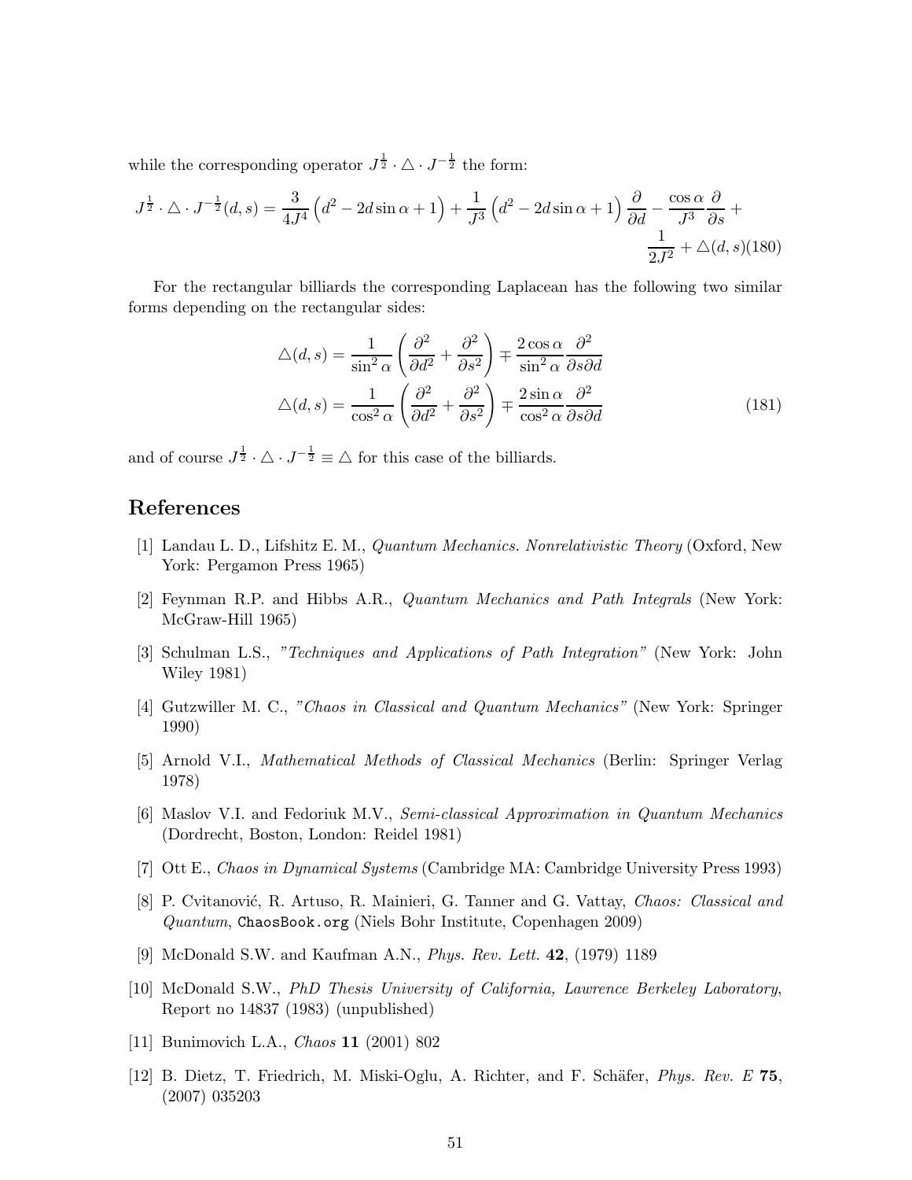while the corresponding operator $J^{\frac{1}{2}} \cdot \triangle \cdot J^{-\frac{1}{2}}$ the form:

$$J^{\frac{1}{2}} \cdot \triangle \cdot J^{-\frac{1}{2}}(d,s) = \frac{3}{4J^4}\left(d^2 - 2d\sin\alpha + 1\right) + \frac{1}{J^3}\left(d^2 - 2d\sin\alpha + 1\right)\frac{\partial}{\partial d} - \frac{\cos\alpha}{J^3}\frac{\partial}{\partial s} + \frac{1}{2J^2} + \triangle(d,s) \tag{180}$$

For the rectangular billiards the corresponding Laplacean has the following two similar forms depending on the rectangular sides:

$$\begin{aligned}
\triangle(d,s) &= \frac{1}{\sin^2\alpha}\left(\frac{\partial^2}{\partial d^2} + \frac{\partial^2}{\partial s^2}\right) \mp \frac{2\cos\alpha}{\sin^2\alpha}\frac{\partial^2}{\partial s \partial d} \\
\triangle(d,s) &= \frac{1}{\cos^2\alpha}\left(\frac{\partial^2}{\partial d^2} + \frac{\partial^2}{\partial s^2}\right) \mp \frac{2\sin\alpha}{\cos^2\alpha}\frac{\partial^2}{\partial s \partial d}
\end{aligned} \tag{181}$$

and of course $J^{\frac{1}{2}} \cdot \triangle \cdot J^{-\frac{1}{2}} \equiv \triangle$ for this case of the billiards.

# References

[1] Landau L. D., Lifshitz E. M., *Quantum Mechanics. Nonrelativistic Theory* (Oxford, New York: Pergamon Press 1965)

[2] Feynman R.P. and Hibbs A.R., *Quantum Mechanics and Path Integrals* (New York: McGraw-Hill 1965)

[3] Schulman L.S., *"Techniques and Applications of Path Integration"* (New York: John Wiley 1981)

[4] Gutzwiller M. C., *"Chaos in Classical and Quantum Mechanics"* (New York: Springer 1990)

[5] Arnold V.I., *Mathematical Methods of Classical Mechanics* (Berlin: Springer Verlag 1978)

[6] Maslov V.I. and Fedoriuk M.V., *Semi-classical Approximation in Quantum Mechanics* (Dordrecht, Boston, London: Reidel 1981)

[7] Ott E., *Chaos in Dynamical Systems* (Cambridge MA: Cambridge University Press 1993)

[8] P. Cvitanović, R. Artuso, R. Mainieri, G. Tanner and G. Vattay, *Chaos: Classical and Quantum*, ChaosBook.org (Niels Bohr Institute, Copenhagen 2009)

[9] McDonald S.W. and Kaufman A.N., *Phys. Rev. Lett.* **42**, (1979) 1189

[10] McDonald S.W., *PhD Thesis University of California, Lawrence Berkeley Laboratory*, Report no 14837 (1983) (unpublished)

[11] Bunimovich L.A., *Chaos* **11** (2001) 802

[12] B. Dietz, T. Friedrich, M. Miski-Oglu, A. Richter, and F. Schäfer, *Phys. Rev. E* **75**, (2007) 035203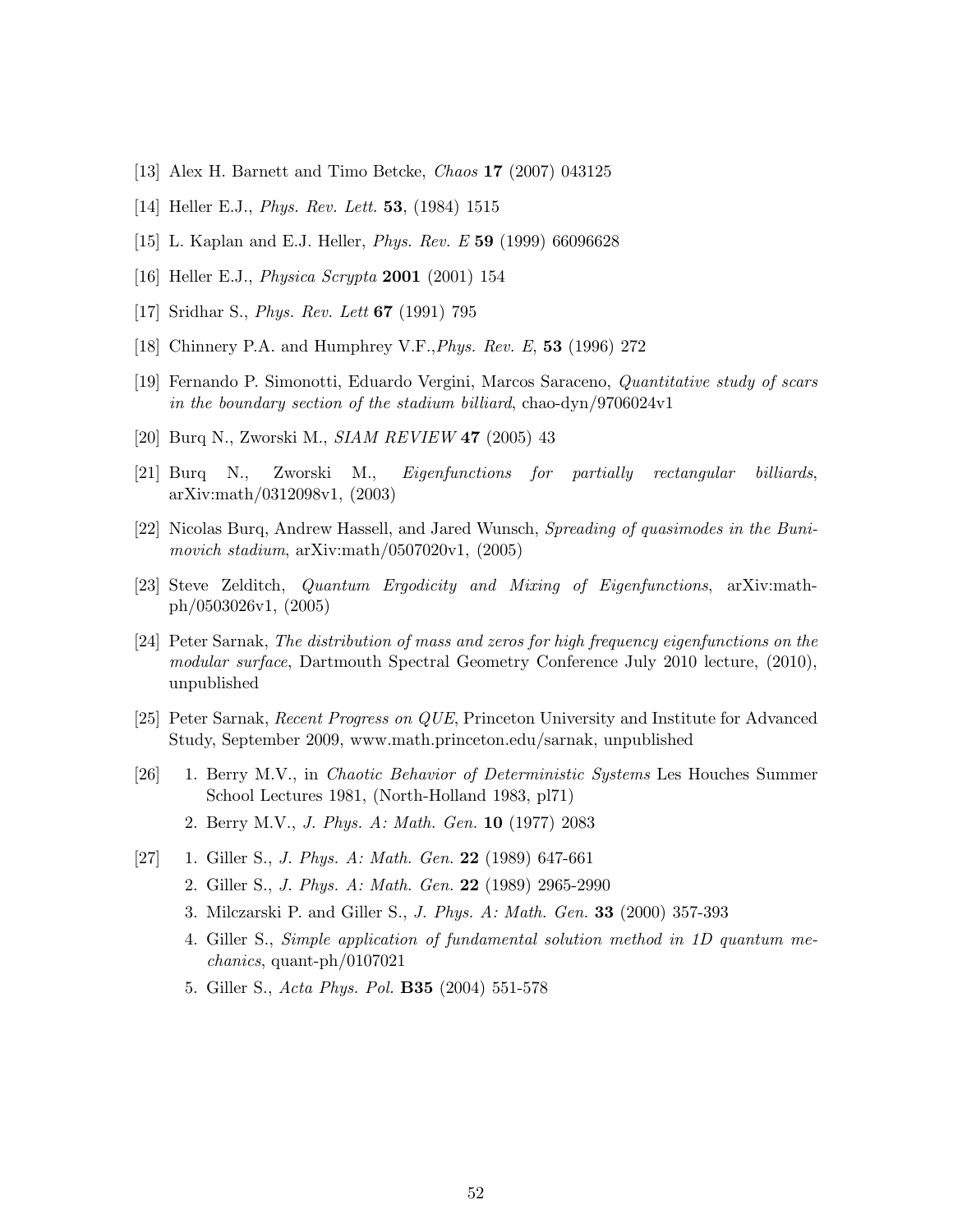[13] Alex H. Barnett and Timo Betcke, *Chaos* **17** (2007) 043125

[14] Heller E.J., *Phys. Rev. Lett.* **53**, (1984) 1515

[15] L. Kaplan and E.J. Heller, *Phys. Rev. E* **59** (1999) 66096628

[16] Heller E.J., *Physica Scrypta* **2001** (2001) 154

[17] Sridhar S., *Phys. Rev. Lett* **67** (1991) 795

[18] Chinnery P.A. and Humphrey V.F.,*Phys. Rev. E*, **53** (1996) 272

[19] Fernando P. Simonotti, Eduardo Vergini, Marcos Saraceno, *Quantitative study of scars in the boundary section of the stadium billiard*, chao-dyn/9706024v1

[20] Burq N., Zworski M., *SIAM REVIEW* **47** (2005) 43

[21] Burq N., Zworski M., *Eigenfunctions for partially rectangular billiards*, arXiv:math/0312098v1, (2003)

[22] Nicolas Burq, Andrew Hassell, and Jared Wunsch, *Spreading of quasimodes in the Bunimovich stadium*, arXiv:math/0507020v1, (2005)

[23] Steve Zelditch, *Quantum Ergodicity and Mixing of Eigenfunctions*, arXiv:math-ph/0503026v1, (2005)

[24] Peter Sarnak, *The distribution of mass and zeros for high frequency eigenfunctions on the modular surface*, Dartmouth Spectral Geometry Conference July 2010 lecture, (2010), unpublished

[25] Peter Sarnak, *Recent Progress on QUE*, Princeton University and Institute for Advanced Study, September 2009, www.math.princeton.edu/sarnak, unpublished

[26]
1. Berry M.V., in *Chaotic Behavior of Deterministic Systems* Les Houches Summer School Lectures 1981, (North-Holland 1983, pl71)
2. Berry M.V., *J. Phys. A: Math. Gen.* **10** (1977) 2083

[27]
1. Giller S., *J. Phys. A: Math. Gen.* **22** (1989) 647-661
2. Giller S., *J. Phys. A: Math. Gen.* **22** (1989) 2965-2990
3. Milczarski P. and Giller S., *J. Phys. A: Math. Gen.* **33** (2000) 357-393
4. Giller S., *Simple application of fundamental solution method in 1D quantum mechanics*, quant-ph/0107021
5. Giller S., *Acta Phys. Pol.* **B35** (2004) 551-578